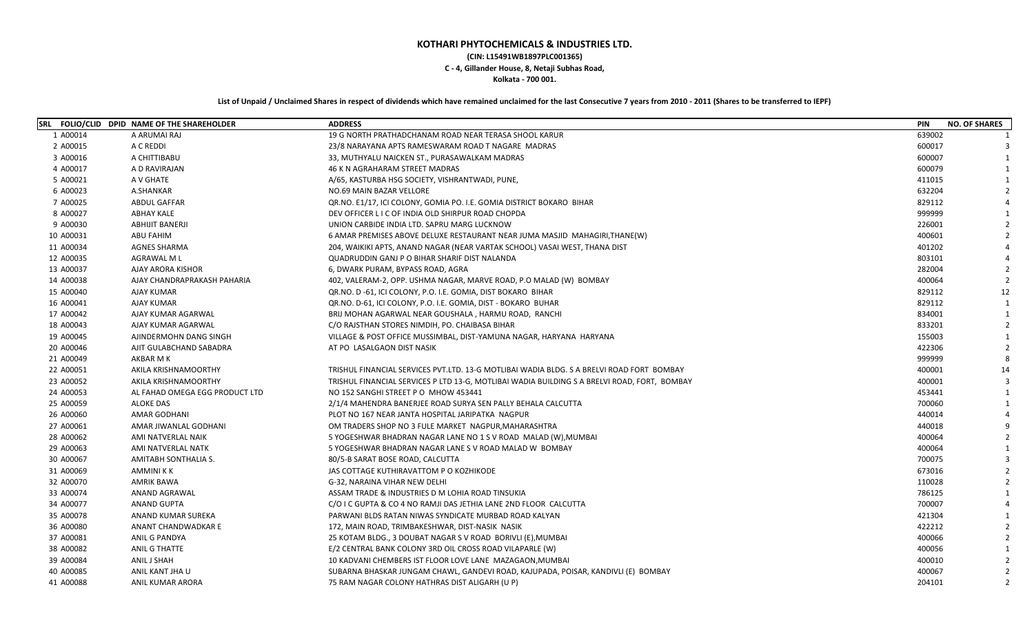**KOTHARI PHYTOCHEMICALS & INDUSTRIES LTD.**

**(CIN: L15491WB1897PLC001365)**

**C - 4, Gillander House, 8, Netaji Subhas Road,**

**Kolkata - 700 001.**

**List of Unpaid / Unclaimed Shares in respect of dividends which have remained unclaimed for the last Consecutive 7 years from 2010 - 2011 (Shares to be transferred to IEPF)**

| SRL | FOLIO/CLID | DPID | NAME OF THE SHAREHOLDER | ADDRESS | PIN | NO. OF SHARES |
|---|---|---|---|---|---|---|
| 1 | A00014 | | A ARUMAI RAJ | 19 G NORTH PRATHADCHANAM ROAD NEAR TERASA SHOOL KARUR | 639002 | 1 |
| 2 | A00015 | | A C REDDI | 23/8 NARAYANA APTS RAMESWARAM ROAD T NAGARE MADRAS | 600017 | 3 |
| 3 | A00016 | | A CHITTIBABU | 33, MUTHYALU NAICKEN ST., PURASAWALKAM MADRAS | 600007 | 1 |
| 4 | A00017 | | A D RAVIRAJAN | 46 K N AGRAHARAM STREET MADRAS | 600079 | 1 |
| 5 | A00021 | | A V GHATE | A/65, KASTURBA HSG SOCIETY, VISHRANTWADI, PUNE, | 411015 | 1 |
| 6 | A00023 | | A.SHANKAR | NO.69 MAIN BAZAR VELLORE | 632204 | 2 |
| 7 | A00025 | | ABDUL GAFFAR | QR.NO. E1/17, ICI COLONY, GOMIA PO. I.E. GOMIA DISTRICT BOKARO BIHAR | 829112 | 4 |
| 8 | A00027 | | ABHAY KALE | DEV OFFICER L I C OF INDIA OLD SHIRPUR ROAD CHOPDA | 999999 | 1 |
| 9 | A00030 | | ABHIJIT BANERJI | UNION CARBIDE INDIA LTD. SAPRU MARG LUCKNOW | 226001 | 2 |
| 10 | A00031 | | ABU FAHIM | 6 AMAR PREMISES ABOVE DELUXE RESTAURANT NEAR JUMA MASJID MAHAGIRI,THANE(W) | 400601 | 2 |
| 11 | A00034 | | AGNES SHARMA | 204, WAIKIKI APTS, ANAND NAGAR (NEAR VARTAK SCHOOL) VASAI WEST, THANA DIST | 401202 | 4 |
| 12 | A00035 | | AGRAWAL M L | QUADRUDDIN GANJ P O BIHAR SHARIF DIST NALANDA | 803101 | 4 |
| 13 | A00037 | | AJAY ARORA KISHOR | 6, DWARK PURAM, BYPASS ROAD, AGRA | 282004 | 2 |
| 14 | A00038 | | AJAY CHANDRAPRAKASH PAHARIA | 402, VALERAM-2, OPP. USHMA NAGAR, MARVE ROAD, P.O MALAD (W) BOMBAY | 400064 | 2 |
| 15 | A00040 | | AJAY KUMAR | QR.NO. D -61, ICI COLONY, P.O. I.E. GOMIA, DIST BOKARO BIHAR | 829112 | 12 |
| 16 | A00041 | | AJAY KUMAR | QR.NO. D-61, ICI COLONY, P.O. I.E. GOMIA, DIST - BOKARO BUHAR | 829112 | 1 |
| 17 | A00042 | | AJAY KUMAR AGARWAL | BRIJ MOHAN AGARWAL NEAR GOUSHALA , HARMU ROAD, RANCHI | 834001 | 1 |
| 18 | A00043 | | AJAY KUMAR AGARWAL | C/O RAJSTHAN STORES NIMDIH, PO. CHAIBASA BIHAR | 833201 | 2 |
| 19 | A00045 | | AJINDERMOHN DANG SINGH | VILLAGE & POST OFFICE MUSSIMBAL, DIST-YAMUNA NAGAR, HARYANA HARYANA | 155003 | 1 |
| 20 | A00046 | | AJIT GULABCHAND SABADRA | AT PO LASALGAON DIST NASIK | 422306 | 2 |
| 21 | A00049 | | AKBAR M K | | 999999 | 8 |
| 22 | A00051 | | AKILA KRISHNAMOORTHY | TRISHUL FINANCIAL SERVICES PVT.LTD. 13-G MOTLIBAI WADIA BLDG. S A BRELVI ROAD FORT BOMBAY | 400001 | 14 |
| 23 | A00052 | | AKILA KRISHNAMOORTHY | TRISHUL FINANCIAL SERVICES P LTD 13-G, MOTLIBAI WADIA BUILDING S A BRELVI ROAD, FORT, BOMBAY | 400001 | 3 |
| 24 | A00053 | | AL FAHAD OMEGA EGG PRODUCT LTD | NO 152 SANGHI STREET P O MHOW 453441 | 453441 | 1 |
| 25 | A00059 | | ALOKE DAS | 2/1/4 MAHENDRA BANERJEE ROAD SURYA SEN PALLY BEHALA CALCUTTA | 700060 | 1 |
| 26 | A00060 | | AMAR GODHANI | PLOT NO 167 NEAR JANTA HOSPITAL JARIPATKA NAGPUR | 440014 | 4 |
| 27 | A00061 | | AMAR JIWANLAL GODHANI | OM TRADERS SHOP NO 3 FULE MARKET NAGPUR,MAHARASHTRA | 440018 | 9 |
| 28 | A00062 | | AMI NATVERLAL NAIK | 5 YOGESHWAR BHADRAN NAGAR LANE NO 1 S V ROAD MALAD (W),MUMBAI | 400064 | 2 |
| 29 | A00063 | | AMI NATVERLAL NATK | 5 YOGESHWAR BHADRAN NAGAR LANE S V ROAD MALAD W BOMBAY | 400064 | 1 |
| 30 | A00067 | | AMITABH SONTHALIA S. | 80/5-B SARAT BOSE ROAD, CALCUTTA | 700075 | 3 |
| 31 | A00069 | | AMMINI K K | JAS COTTAGE KUTHIRAVATTOM P O KOZHIKODE | 673016 | 2 |
| 32 | A00070 | | AMRIK BAWA | G-32, NARAINA VIHAR NEW DELHI | 110028 | 2 |
| 33 | A00074 | | ANAND AGRAWAL | ASSAM TRADE & INDUSTRIES D M LOHIA ROAD TINSUKIA | 786125 | 1 |
| 34 | A00077 | | ANAND GUPTA | C/O I C GUPTA & CO 4 NO RAMJI DAS JETHIA LANE 2ND FLOOR CALCUTTA | 700007 | 4 |
| 35 | A00078 | | ANAND KUMAR SUREKA | PARWANI BLDS RATAN NIWAS SYNDICATE MURBAD ROAD KALYAN | 421304 | 1 |
| 36 | A00080 | | ANANT CHANDWADKAR E | 172, MAIN ROAD, TRIMBAKESHWAR, DIST-NASIK NASIK | 422212 | 2 |
| 37 | A00081 | | ANIL G PANDYA | 25 KOTAM BLDG., 3 DOUBAT NAGAR S V ROAD BORIVLI (E),MUMBAI | 400066 | 2 |
| 38 | A00082 | | ANIL G THATTE | E/2 CENTRAL BANK COLONY 3RD OIL CROSS ROAD VILAPARLE (W) | 400056 | 1 |
| 39 | A00084 | | ANIL J SHAH | 10 KADVANI CHEMBERS IST FLOOR LOVE LANE MAZAGAON,MUMBAI | 400010 | 2 |
| 40 | A00085 | | ANIL KANT JHA U | SUBARNA BHASKAR JUNGAM CHAWL, GANDEVI ROAD, KAJUPADA, POISAR, KANDIVLI (E) BOMBAY | 400067 | 2 |
| 41 | A00088 | | ANIL KUMAR ARORA | 75 RAM NAGAR COLONY HATHRAS DIST ALIGARH (U P) | 204101 | 2 |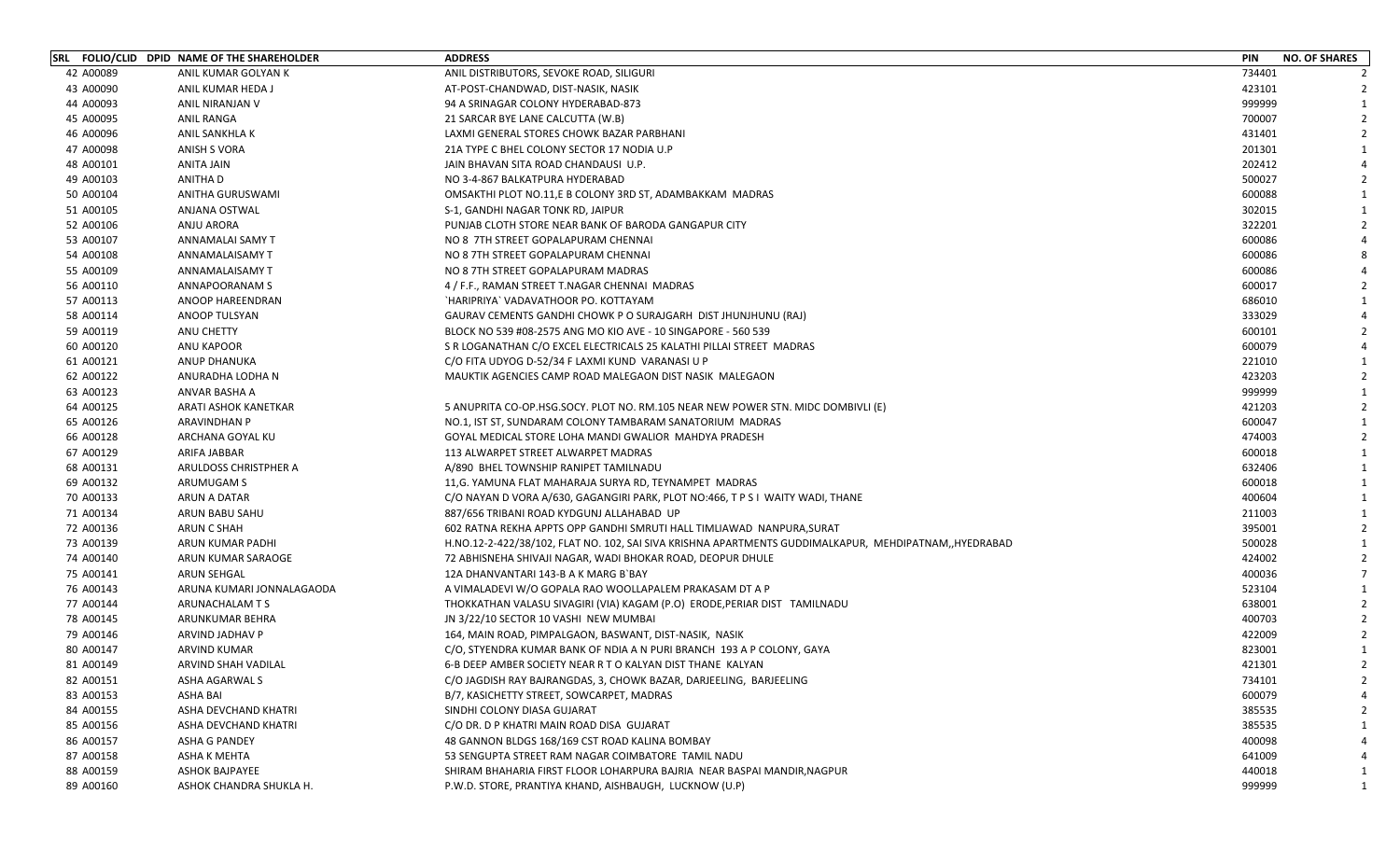| SRL | FOLIO/CLID | DPID | NAME OF THE SHAREHOLDER | ADDRESS | PIN | NO. OF SHARES |
|---|---|---|---|---|---|---|
| 42 | A00089 | | ANIL KUMAR GOLYAN K | ANIL DISTRIBUTORS, SEVOKE ROAD, SILIGURI | 734401 | 2 |
| 43 | A00090 | | ANIL KUMAR HEDA J | AT-POST-CHANDWAD, DIST-NASIK, NASIK | 423101 | 2 |
| 44 | A00093 | | ANIL NIRANJAN V | 94 A SRINAGAR COLONY HYDERABAD-873 | 999999 | 1 |
| 45 | A00095 | | ANIL RANGA | 21 SARCAR BYE LANE CALCUTTA (W.B) | 700007 | 2 |
| 46 | A00096 | | ANIL SANKHLA K | LAXMI GENERAL STORES CHOWK BAZAR PARBHANI | 431401 | 2 |
| 47 | A00098 | | ANISH S VORA | 21A TYPE C BHEL COLONY SECTOR 17 NODIA U.P | 201301 | 1 |
| 48 | A00101 | | ANITA JAIN | JAIN BHAVAN SITA ROAD CHANDAUSI U.P. | 202412 | 4 |
| 49 | A00103 | | ANITHA D | NO 3-4-867 BALKATPURA HYDERABAD | 500027 | 2 |
| 50 | A00104 | | ANITHA GURUSWAMI | OMSAKTHI PLOT NO.11,E B COLONY 3RD ST, ADAMBAKKAM MADRAS | 600088 | 1 |
| 51 | A00105 | | ANJANA OSTWAL | S-1, GANDHI NAGAR TONK RD, JAIPUR | 302015 | 1 |
| 52 | A00106 | | ANJU ARORA | PUNJAB CLOTH STORE NEAR BANK OF BARODA GANGAPUR CITY | 322201 | 2 |
| 53 | A00107 | | ANNAMALAI SAMY T | NO 8 7TH STREET GOPALAPURAM CHENNAI | 600086 | 4 |
| 54 | A00108 | | ANNAMALAISAMY T | NO 8 7TH STREET GOPALAPURAM CHENNAI | 600086 | 8 |
| 55 | A00109 | | ANNAMALAISAMY T | NO 8 7TH STREET GOPALAPURAM MADRAS | 600086 | 4 |
| 56 | A00110 | | ANNAPOORANAM S | 4 / F.F., RAMAN STREET T.NAGAR CHENNAI MADRAS | 600017 | 2 |
| 57 | A00113 | | ANOOP HAREENDRAN | `HARIPRIYA` VADAVATHOOR PO. KOTTAYAM | 686010 | 1 |
| 58 | A00114 | | ANOOP TULSYAN | GAURAV CEMENTS GANDHI CHOWK P O SURAJGARH DIST JHUNJHUNU (RAJ) | 333029 | 4 |
| 59 | A00119 | | ANU CHETTY | BLOCK NO 539 #08-2575 ANG MO KIO AVE - 10 SINGAPORE - 560 539 | 600101 | 2 |
| 60 | A00120 | | ANU KAPOOR | S R LOGANATHAN C/O EXCEL ELECTRICALS 25 KALATHI PILLAI STREET MADRAS | 600079 | 4 |
| 61 | A00121 | | ANUP DHANUKA | C/O FITA UDYOG D-52/34 F LAXMI KUND VARANASI U P | 221010 | 1 |
| 62 | A00122 | | ANURADHA LODHA N | MAUKTIK AGENCIES CAMP ROAD MALEGAON DIST NASIK MALEGAON | 423203 | 2 |
| 63 | A00123 | | ANVAR BASHA A | | 999999 | 1 |
| 64 | A00125 | | ARATI ASHOK KANETKAR | 5 ANUPRITA CO-OP.HSG.SOCY. PLOT NO. RM.105 NEAR NEW POWER STN. MIDC DOMBIVLI (E) | 421203 | 2 |
| 65 | A00126 | | ARAVINDHAN P | NO.1, IST ST, SUNDARAM COLONY TAMBARAM SANATORIUM MADRAS | 600047 | 1 |
| 66 | A00128 | | ARCHANA GOYAL KU | GOYAL MEDICAL STORE LOHA MANDI GWALIOR MAHDYA PRADESH | 474003 | 2 |
| 67 | A00129 | | ARIFA JABBAR | 113 ALWARPET STREET ALWARPET MADRAS | 600018 | 1 |
| 68 | A00131 | | ARULDOSS CHRISTPHER A | A/890 BHEL TOWNSHIP RANIPET TAMILNADU | 632406 | 1 |
| 69 | A00132 | | ARUMUGAM S | 11,G. YAMUNA FLAT MAHARAJA SURYA RD, TEYNAMPET MADRAS | 600018 | 1 |
| 70 | A00133 | | ARUN A DATAR | C/O NAYAN D VORA A/630, GAGANGIRI PARK, PLOT NO:466, T P S I WAITY WADI, THANE | 400604 | 1 |
| 71 | A00134 | | ARUN BABU SAHU | 887/656 TRIBANI ROAD KYDGUNJ ALLAHABAD UP | 211003 | 1 |
| 72 | A00136 | | ARUN C SHAH | 602 RATNA REKHA APPTS OPP GANDHI SMRUTI HALL TIMLIAWAD NANPURA,SURAT | 395001 | 2 |
| 73 | A00139 | | ARUN KUMAR PADHI | H.NO.12-2-422/38/102, FLAT NO. 102, SAI SIVA KRISHNA APARTMENTS GUDDIMALKAPUR, MEHDIPATNAM,,HYEDRABAD | 500028 | 1 |
| 74 | A00140 | | ARUN KUMAR SARAOGE | 72 ABHISNEHA SHIVAJI NAGAR, WADI BHOKAR ROAD, DEOPUR DHULE | 424002 | 2 |
| 75 | A00141 | | ARUN SEHGAL | 12A DHANVANTARI 143-B A K MARG B`BAY | 400036 | 7 |
| 76 | A00143 | | ARUNA KUMARI JONNALAGAODA | A VIMALADEVI W/O GOPALA RAO WOOLLAPALEM PRAKASAM DT A P | 523104 | 1 |
| 77 | A00144 | | ARUNACHALAM T S | THOKKATHAN VALASU SIVAGIRI (VIA) KAGAM (P.O) ERODE,PERIAR DIST TAMILNADU | 638001 | 2 |
| 78 | A00145 | | ARUNKUMAR BEHRA | JN 3/22/10 SECTOR 10 VASHI NEW MUMBAI | 400703 | 2 |
| 79 | A00146 | | ARVIND JADHAV P | 164, MAIN ROAD, PIMPALGAON, BASWANT, DIST-NASIK, NASIK | 422009 | 2 |
| 80 | A00147 | | ARVIND KUMAR | C/O, STYENDRA KUMAR BANK OF NDIA A N PURI BRANCH 193 A P COLONY, GAYA | 823001 | 1 |
| 81 | A00149 | | ARVIND SHAH VADILAL | 6-B DEEP AMBER SOCIETY NEAR R T O KALYAN DIST THANE KALYAN | 421301 | 2 |
| 82 | A00151 | | ASHA AGARWAL S | C/O JAGDISH RAY BAJRANGDAS, 3, CHOWK BAZAR, DARJEELING, BARJEELING | 734101 | 2 |
| 83 | A00153 | | ASHA BAI | B/7, KASICHETTY STREET, SOWCARPET, MADRAS | 600079 | 4 |
| 84 | A00155 | | ASHA DEVCHAND KHATRI | SINDHI COLONY DIASA GUJARAT | 385535 | 2 |
| 85 | A00156 | | ASHA DEVCHAND KHATRI | C/O DR. D P KHATRI MAIN ROAD DISA GUJARAT | 385535 | 1 |
| 86 | A00157 | | ASHA G PANDEY | 48 GANNON BLDGS 168/169 CST ROAD KALINA BOMBAY | 400098 | 4 |
| 87 | A00158 | | ASHA K MEHTA | 53 SENGUPTA STREET RAM NAGAR COIMBATORE TAMIL NADU | 641009 | 4 |
| 88 | A00159 | | ASHOK BAJPAYEE | SHIRAM BHAHARIA FIRST FLOOR LOHARPURA BAJRIA NEAR BASPAI MANDIR,NAGPUR | 440018 | 1 |
| 89 | A00160 | | ASHOK CHANDRA SHUKLA H. | P.W.D. STORE, PRANTIYA KHAND, AISHBAUGH, LUCKNOW (U.P) | 999999 | 1 |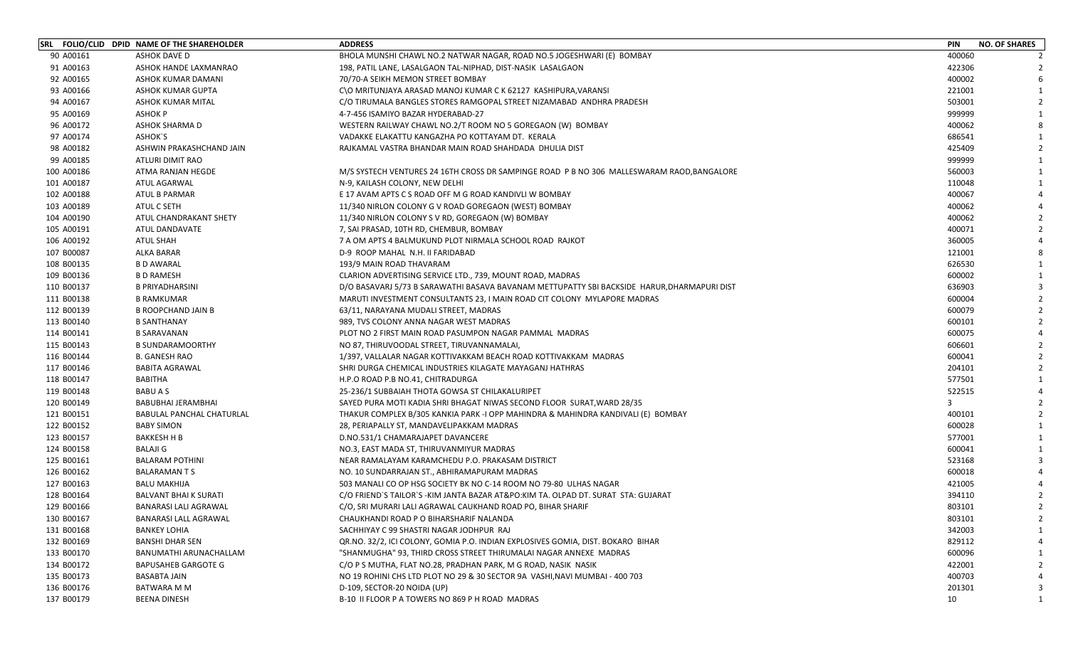| SRL | FOLIO/CLID | DPID | NAME OF THE SHAREHOLDER | ADDRESS | PIN | NO. OF SHARES |
|---|---|---|---|---|---|---|
| 90 | A00161 | | ASHOK DAVE D | BHOLA MUNSHI CHAWL NO.2 NATWAR NAGAR, ROAD NO.5 JOGESHWARI (E) BOMBAY | 400060 | 2 |
| 91 | A00163 | | ASHOK HANDE LAXMANRAO | 198, PATIL LANE, LASALGAON TAL-NIPHAD, DIST-NASIK LASALGAON | 422306 | 2 |
| 92 | A00165 | | ASHOK KUMAR DAMANI | 70/70-A SEIKH MEMON STREET BOMBAY | 400002 | 6 |
| 93 | A00166 | | ASHOK KUMAR GUPTA | C\O MRITUNJAYA ARASAD MANOJ KUMAR C K 62127 KASHIPURA,VARANSI | 221001 | 1 |
| 94 | A00167 | | ASHOK KUMAR MITAL | C/O TIRUMALA BANGLES STORES RAMGOPAL STREET NIZAMABAD ANDHRA PRADESH | 503001 | 2 |
| 95 | A00169 | | ASHOK P | 4-7-456 ISAMIYO BAZAR HYDERABAD-27 | 999999 | 1 |
| 96 | A00172 | | ASHOK SHARMA D | WESTERN RAILWAY CHAWL NO.2/T ROOM NO 5 GOREGAON (W) BOMBAY | 400062 | 8 |
| 97 | A00174 | | ASHOK`S | VADAKKE ELAKATTU KANGAZHA PO KOTTAYAM DT. KERALA | 686541 | 1 |
| 98 | A00182 | | ASHWIN PRAKASHCHAND JAIN | RAJKAMAL VASTRA BHANDAR MAIN ROAD SHAHDADA DHULIA DIST | 425409 | 2 |
| 99 | A00185 | | ATLURI DIMIT RAO | | 999999 | 1 |
| 100 | A00186 | | ATMA RANJAN HEGDE | M/S SYSTECH VENTURES 24 16TH CROSS DR SAMPINGE ROAD P B NO 306 MALLESWARAM RAOD,BANGALORE | 560003 | 1 |
| 101 | A00187 | | ATUL AGARWAL | N-9, KAILASH COLONY, NEW DELHI | 110048 | 1 |
| 102 | A00188 | | ATUL B PARMAR | E 17 AVAM APTS C S ROAD OFF M G ROAD KANDIVLI W BOMBAY | 400067 | 4 |
| 103 | A00189 | | ATUL C SETH | 11/340 NIRLON COLONY G V ROAD GOREGAON (WEST) BOMBAY | 400062 | 4 |
| 104 | A00190 | | ATUL CHANDRAKANT SHETY | 11/340 NIRLON COLONY S V RD, GOREGAON (W) BOMBAY | 400062 | 2 |
| 105 | A00191 | | ATUL DANDAVATE | 7, SAI PRASAD, 10TH RD, CHEMBUR, BOMBAY | 400071 | 2 |
| 106 | A00192 | | ATUL SHAH | 7 A OM APTS 4 BALMUKUND PLOT NIRMALA SCHOOL ROAD RAJKOT | 360005 | 4 |
| 107 | B00087 | | ALKA BARAR | D-9 ROOP MAHAL N.H. II FARIDABAD | 121001 | 8 |
| 108 | B00135 | | B D AWARAL | 193/9 MAIN ROAD THAVARAM | 626530 | 1 |
| 109 | B00136 | | B D RAMESH | CLARION ADVERTISING SERVICE LTD., 739, MOUNT ROAD, MADRAS | 600002 | 1 |
| 110 | B00137 | | B PRIYADHARSINI | D/O BASAVARJ 5/73 B SARAWATHI BASAVA BAVANAM METTUPATTY SBI BACKSIDE HARUR,DHARMAPURI DIST | 636903 | 3 |
| 111 | B00138 | | B RAMKUMAR | MARUTI INVESTMENT CONSULTANTS 23, I MAIN ROAD CIT COLONY MYLAPORE MADRAS | 600004 | 2 |
| 112 | B00139 | | B ROOPCHAND JAIN B | 63/11, NARAYANA MUDALI STREET, MADRAS | 600079 | 2 |
| 113 | B00140 | | B SANTHANAY | 989, TVS COLONY ANNA NAGAR WEST MADRAS | 600101 | 2 |
| 114 | B00141 | | B SARAVANAN | PLOT NO 2 FIRST MAIN ROAD PASUMPON NAGAR PAMMAL MADRAS | 600075 | 4 |
| 115 | B00143 | | B SUNDARAMOORTHY | NO 87, THIRUVOODAL STREET, TIRUVANNAMALAI, | 606601 | 2 |
| 116 | B00144 | | B. GANESH RAO | 1/397, VALLALAR NAGAR KOTTIVAKKAM BEACH ROAD KOTTIVAKKAM MADRAS | 600041 | 2 |
| 117 | B00146 | | BABITA AGRAWAL | SHRI DURGA CHEMICAL INDUSTRIES KILAGATE MAYAGANJ HATHRAS | 204101 | 2 |
| 118 | B00147 | | BABITHA | H.P.O ROAD P.B NO.41, CHITRADURGA | 577501 | 1 |
| 119 | B00148 | | BABU A S | 25-236/1 SUBBAIAH THOTA GOWSA ST CHILAKALURIPET | 522515 | 4 |
| 120 | B00149 | | BABUBHAI JERAMBHAI | SAYED PURA MOTI KADIA SHRI BHAGAT NIWAS SECOND FLOOR SURAT,WARD 28/35 | 3 | 2 |
| 121 | B00151 | | BABULAL PANCHAL CHATURLAL | THAKUR COMPLEX B/305 KANKIA PARK -I OPP MAHINDRA & MAHINDRA KANDIVALI (E) BOMBAY | 400101 | 2 |
| 122 | B00152 | | BABY SIMON | 28, PERIAPALLY ST, MANDAVELIPAKKAM MADRAS | 600028 | 1 |
| 123 | B00157 | | BAKKESH H B | D.NO.531/1 CHAMARAJAPET DAVANCERE | 577001 | 1 |
| 124 | B00158 | | BALAJI G | NO.3, EAST MADA ST, THIRUVANMIYUR MADRAS | 600041 | 1 |
| 125 | B00161 | | BALARAM POTHINI | NEAR RAMALAYAM KARAMCHEDU P.O. PRAKASAM DISTRICT | 523168 | 3 |
| 126 | B00162 | | BALARAMAN T S | NO. 10 SUNDARRAJAN ST., ABHIRAMAPURAM MADRAS | 600018 | 4 |
| 127 | B00163 | | BALU MAKHIJA | 503 MANALI CO OP HSG SOCIETY BK NO C-14 ROOM NO 79-80 ULHAS NAGAR | 421005 | 4 |
| 128 | B00164 | | BALVANT BHAI K SURATI | C/O FRIEND`S TAILOR`S -KIM JANTA BAZAR AT&PO:KIM TA. OLPAD DT. SURAT STA: GUJARAT | 394110 | 2 |
| 129 | B00166 | | BANARASI LALI AGRAWAL | C/O, SRI MURARI LALI AGRAWAL CAUKHAND ROAD PO, BIHAR SHARIF | 803101 | 2 |
| 130 | B00167 | | BANARASI LALL AGRAWAL | CHAUKHANDI ROAD P O BIHARSHARIF NALANDA | 803101 | 2 |
| 131 | B00168 | | BANKEY LOHIA | SACHHIYAY C 99 SHASTRI NAGAR JODHPUR RAJ | 342003 | 1 |
| 132 | B00169 | | BANSHI DHAR SEN | QR.NO. 32/2, ICI COLONY, GOMIA P.O. INDIAN EXPLOSIVES GOMIA, DIST. BOKARO BIHAR | 829112 | 4 |
| 133 | B00170 | | BANUMATHI ARUNACHALLAM | "SHANMUGHA" 93, THIRD CROSS STREET THIRUMALAI NAGAR ANNEXE MADRAS | 600096 | 1 |
| 134 | B00172 | | BAPUSAHEB GARGOTE G | C/O P S MUTHA, FLAT NO.28, PRADHAN PARK, M G ROAD, NASIK NASIK | 422001 | 2 |
| 135 | B00173 | | BASABTA JAIN | NO 19 ROHINI CHS LTD PLOT NO 29 & 30 SECTOR 9A VASHI,NAVI MUMBAI - 400 703 | 400703 | 4 |
| 136 | B00176 | | BATWARA M M | D-109, SECTOR-20 NOIDA (UP) | 201301 | 3 |
| 137 | B00179 | | BEENA DINESH | B-10 II FLOOR P A TOWERS NO 869 P H ROAD MADRAS | 10 | 1 |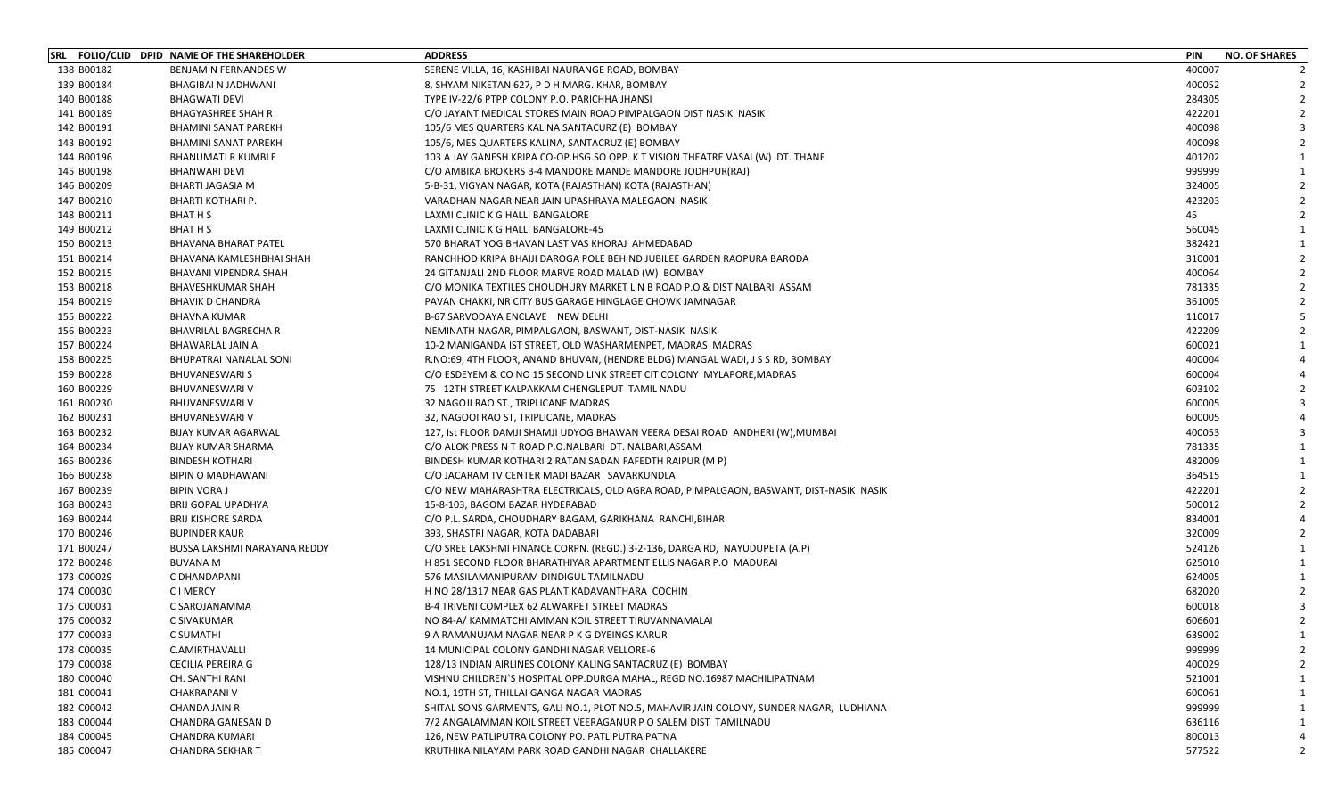| SRL | FOLIO/CLID | DPID | NAME OF THE SHAREHOLDER | ADDRESS | PIN | NO. OF SHARES |
|---|---|---|---|---|---|---|
| 138 | B00182 | | BENJAMIN FERNANDES W | SERENE VILLA, 16, KASHIBAI NAURANGE ROAD, BOMBAY | 400007 | 2 |
| 139 | B00184 | | BHAGIBAI N JADHWANI | 8, SHYAM NIKETAN 627, P D H MARG. KHAR, BOMBAY | 400052 | 2 |
| 140 | B00188 | | BHAGWATI DEVI | TYPE IV-22/6 PTPP COLONY P.O. PARICHHA JHANSI | 284305 | 2 |
| 141 | B00189 | | BHAGYASHREE SHAH R | C/O JAYANT MEDICAL STORES MAIN ROAD PIMPALGAON DIST NASIK NASIK | 422201 | 2 |
| 142 | B00191 | | BHAMINI SANAT PAREKH | 105/6 MES QUARTERS KALINA SANTACURZ (E) BOMBAY | 400098 | 3 |
| 143 | B00192 | | BHAMINI SANAT PAREKH | 105/6, MES QUARTERS KALINA, SANTACRUZ (E) BOMBAY | 400098 | 2 |
| 144 | B00196 | | BHANUMATI R KUMBLE | 103 A JAY GANESH KRIPA CO-OP.HSG.SO OPP. K T VISION THEATRE VASAI (W) DT. THANE | 401202 | 1 |
| 145 | B00198 | | BHANWARI DEVI | C/O AMBIKA BROKERS B-4 MANDORE MANDE MANDORE JODHPUR(RAJ) | 999999 | 1 |
| 146 | B00209 | | BHARTI JAGASIA M | 5-B-31, VIGYAN NAGAR, KOTA (RAJASTHAN) KOTA (RAJASTHAN) | 324005 | 2 |
| 147 | B00210 | | BHARTI KOTHARI P. | VARADHAN NAGAR NEAR JAIN UPASHRAYA MALEGAON NASIK | 423203 | 2 |
| 148 | B00211 | | BHAT H S | LAXMI CLINIC K G HALLI BANGALORE | 45 | 2 |
| 149 | B00212 | | BHAT H S | LAXMI CLINIC K G HALLI BANGALORE-45 | 560045 | 1 |
| 150 | B00213 | | BHAVANA BHARAT PATEL | 570 BHARAT YOG BHAVAN LAST VAS KHORAJ AHMEDABAD | 382421 | 1 |
| 151 | B00214 | | BHAVANA KAMLESHBHAI SHAH | RANCHHOD KRIPA BHAIJI DAROGA POLE BEHIND JUBILEE GARDEN RAOPURA BARODA | 310001 | 2 |
| 152 | B00215 | | BHAVANI VIPENDRA SHAH | 24 GITANJALI 2ND FLOOR MARVE ROAD MALAD (W) BOMBAY | 400064 | 2 |
| 153 | B00218 | | BHAVESHKUMAR SHAH | C/O MONIKA TEXTILES CHOUDHURY MARKET L N B ROAD P.O & DIST NALBARI ASSAM | 781335 | 2 |
| 154 | B00219 | | BHAVIK D CHANDRA | PAVAN CHAKKI, NR CITY BUS GARAGE HINGLAGE CHOWK JAMNAGAR | 361005 | 2 |
| 155 | B00222 | | BHAVNA KUMAR | B-67 SARVODAYA ENCLAVE NEW DELHI | 110017 | 5 |
| 156 | B00223 | | BHAVRILAL BAGRECHA R | NEMINATH NAGAR, PIMPALGAON, BASWANT, DIST-NASIK NASIK | 422209 | 2 |
| 157 | B00224 | | BHAWARLAL JAIN A | 10-2 MANIGANDA IST STREET, OLD WASHARMENPET, MADRAS MADRAS | 600021 | 1 |
| 158 | B00225 | | BHUPATRAI NANALAL SONI | R.NO:69, 4TH FLOOR, ANAND BHUVAN, (HENDRE BLDG) MANGAL WADI, J S S RD, BOMBAY | 400004 | 4 |
| 159 | B00228 | | BHUVANESWARI S | C/O ESDEYEM & CO NO 15 SECOND LINK STREET CIT COLONY MYLAPORE,MADRAS | 600004 | 4 |
| 160 | B00229 | | BHUVANESWARI V | 75 12TH STREET KALPAKKAM CHENGLEPUT TAMIL NADU | 603102 | 2 |
| 161 | B00230 | | BHUVANESWARI V | 32 NAGOJI RAO ST., TRIPLICANE MADRAS | 600005 | 3 |
| 162 | B00231 | | BHUVANESWARI V | 32, NAGOOI RAO ST, TRIPLICANE, MADRAS | 600005 | 4 |
| 163 | B00232 | | BIJAY KUMAR AGARWAL | 127, Ist FLOOR DAMJI SHAMJI UDYOG BHAWAN VEERA DESAI ROAD ANDHERI (W),MUMBAI | 400053 | 3 |
| 164 | B00234 | | BIJAY KUMAR SHARMA | C/O ALOK PRESS N T ROAD P.O.NALBARI DT. NALBARI,ASSAM | 781335 | 1 |
| 165 | B00236 | | BINDESH KOTHARI | BINDESH KUMAR KOTHARI 2 RATAN SADAN FAFEDTH RAIPUR (M P) | 482009 | 1 |
| 166 | B00238 | | BIPIN O MADHAWANI | C/O JACARAM TV CENTER MADI BAZAR SAVARKUNDLA | 364515 | 1 |
| 167 | B00239 | | BIPIN VORA J | C/O NEW MAHARASHTRA ELECTRICALS, OLD AGRA ROAD, PIMPALGAON, BASWANT, DIST-NASIK NASIK | 422201 | 2 |
| 168 | B00243 | | BRIJ GOPAL UPADHYA | 15-8-103, BAGOM BAZAR HYDERABAD | 500012 | 2 |
| 169 | B00244 | | BRIJ KISHORE SARDA | C/O P.L. SARDA, CHOUDHARY BAGAM, GARIKHANA RANCHI,BIHAR | 834001 | 4 |
| 170 | B00246 | | BUPINDER KAUR | 393, SHASTRI NAGAR, KOTA DADABARI | 320009 | 2 |
| 171 | B00247 | | BUSSA LAKSHMI NARAYANA REDDY | C/O SREE LAKSHMI FINANCE CORPN. (REGD.) 3-2-136, DARGA RD, NAYUDUPETA (A.P) | 524126 | 1 |
| 172 | B00248 | | BUVANA M | H 851 SECOND FLOOR BHARATHIYAR APARTMENT ELLIS NAGAR P.O MADURAI | 625010 | 1 |
| 173 | C00029 | | C DHANDAPANI | 576 MASILAMANIPURAM DINDIGUL TAMILNADU | 624005 | 1 |
| 174 | C00030 | | C I MERCY | H NO 28/1317 NEAR GAS PLANT KADAVANTHARA COCHIN | 682020 | 2 |
| 175 | C00031 | | C SAROJANAMMA | B-4 TRIVENI COMPLEX 62 ALWARPET STREET MADRAS | 600018 | 3 |
| 176 | C00032 | | C SIVAKUMAR | NO 84-A/ KAMMATCHI AMMAN KOIL STREET TIRUVANNAMALAI | 606601 | 2 |
| 177 | C00033 | | C SUMATHI | 9 A RAMANUJAM NAGAR NEAR P K G DYEINGS KARUR | 639002 | 1 |
| 178 | C00035 | | C.AMIRTHAVALLI | 14 MUNICIPAL COLONY GANDHI NAGAR VELLORE-6 | 999999 | 2 |
| 179 | C00038 | | CECILIA PEREIRA G | 128/13 INDIAN AIRLINES COLONY KALING SANTACRUZ (E) BOMBAY | 400029 | 2 |
| 180 | C00040 | | CH. SANTHI RANI | VISHNU CHILDREN`S HOSPITAL OPP.DURGA MAHAL, REGD NO.16987 MACHILIPATNAM | 521001 | 1 |
| 181 | C00041 | | CHAKRAPANI V | NO.1, 19TH ST, THILLAI GANGA NAGAR MADRAS | 600061 | 1 |
| 182 | C00042 | | CHANDA JAIN R | SHITAL SONS GARMENTS, GALI NO.1, PLOT NO.5, MAHAVIR JAIN COLONY, SUNDER NAGAR, LUDHIANA | 999999 | 1 |
| 183 | C00044 | | CHANDRA GANESAN D | 7/2 ANGALAMMAN KOIL STREET VEERAGANUR P O SALEM DIST TAMILNADU | 636116 | 1 |
| 184 | C00045 | | CHANDRA KUMARI | 126, NEW PATLIPUTRA COLONY PO. PATLIPUTRA PATNA | 800013 | 4 |
| 185 | C00047 | | CHANDRA SEKHAR T | KRUTHIKA NILAYAM PARK ROAD GANDHI NAGAR CHALLAKERE | 577522 | 2 |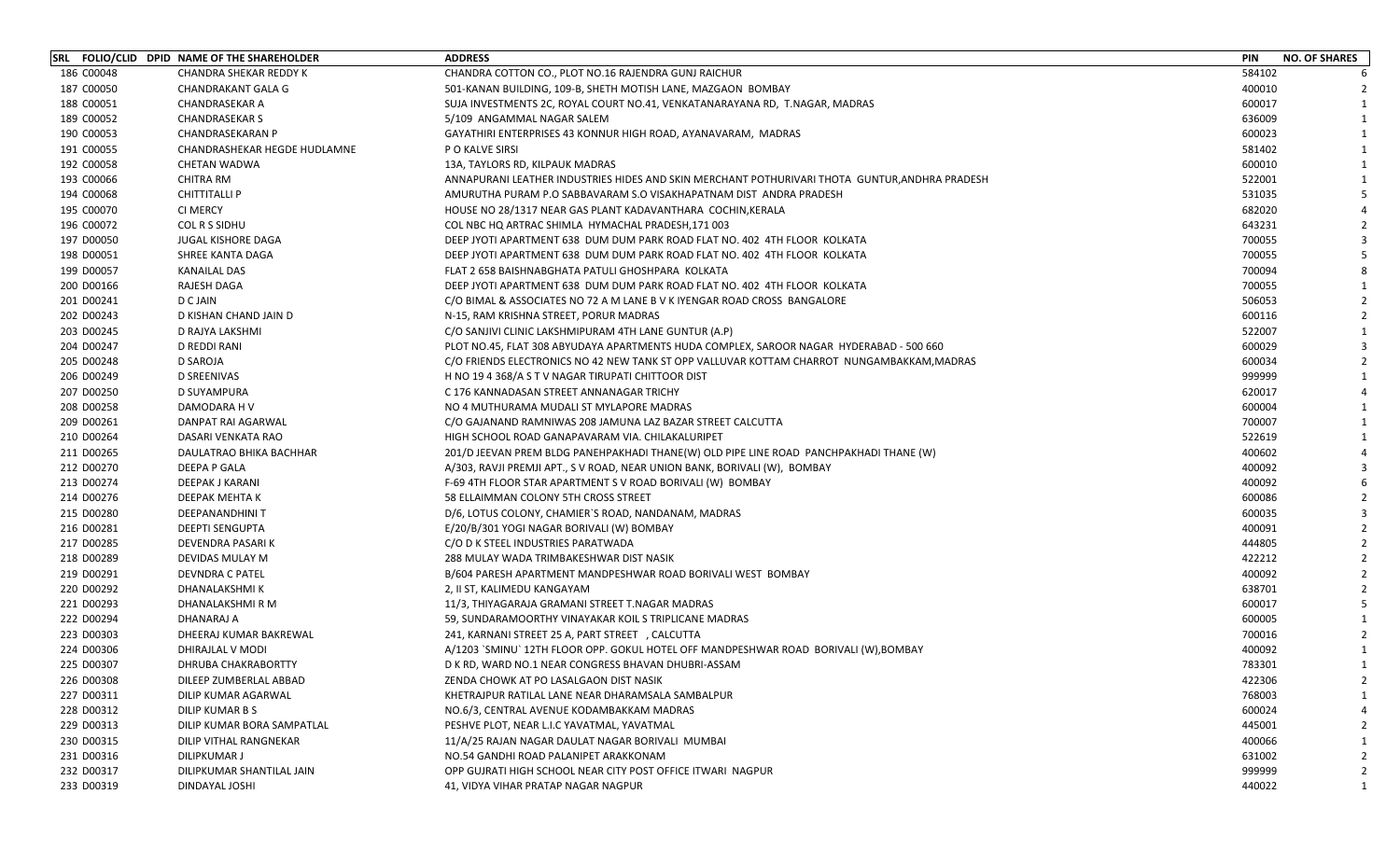| SRL | FOLIO/CLID | DPID | NAME OF THE SHAREHOLDER | ADDRESS | PIN | NO. OF SHARES |
|---|---|---|---|---|---|---|
| 186 | C00048 | | CHANDRA SHEKAR REDDY K | CHANDRA COTTON CO., PLOT NO.16 RAJENDRA GUNJ RAICHUR | 584102 | 6 |
| 187 | C00050 | | CHANDRAKANT GALA G | 501-KANAN BUILDING, 109-B, SHETH MOTISH LANE, MAZGAON BOMBAY | 400010 | 2 |
| 188 | C00051 | | CHANDRASEKAR A | SUJA INVESTMENTS 2C, ROYAL COURT NO.41, VENKATANARAYANA RD, T.NAGAR, MADRAS | 600017 | 1 |
| 189 | C00052 | | CHANDRASEKAR S | 5/109 ANGAMMAL NAGAR SALEM | 636009 | 1 |
| 190 | C00053 | | CHANDRASEKARAN P | GAYATHIRI ENTERPRISES 43 KONNUR HIGH ROAD, AYANAVARAM, MADRAS | 600023 | 1 |
| 191 | C00055 | | CHANDRASHEKAR HEGDE HUDLAMNE | P O KALVE SIRSI | 581402 | 1 |
| 192 | C00058 | | CHETAN WADWA | 13A, TAYLORS RD, KILPAUK MADRAS | 600010 | 1 |
| 193 | C00066 | | CHITRA RM | ANNAPURANI LEATHER INDUSTRIES HIDES AND SKIN MERCHANT POTHURIVARI THOTA GUNTUR,ANDHRA PRADESH | 522001 | 1 |
| 194 | C00068 | | CHITTITALLI P | AMURUTHA PURAM P.O SABBAVARAM S.O VISAKHAPATNAM DIST ANDRA PRADESH | 531035 | 5 |
| 195 | C00070 | | CI MERCY | HOUSE NO 28/1317 NEAR GAS PLANT KADAVANTHARA COCHIN,KERALA | 682020 | 4 |
| 196 | C00072 | | COL R S SIDHU | COL NBC HQ ARTRAC SHIMLA HYMACHAL PRADESH,171 003 | 643231 | 2 |
| 197 | D00050 | | JUGAL KISHORE DAGA | DEEP JYOTI APARTMENT 638 DUM DUM PARK ROAD FLAT NO. 402 4TH FLOOR KOLKATA | 700055 | 3 |
| 198 | D00051 | | SHREE KANTA DAGA | DEEP JYOTI APARTMENT 638 DUM DUM PARK ROAD FLAT NO. 402 4TH FLOOR KOLKATA | 700055 | 5 |
| 199 | D00057 | | KANAILAL DAS | FLAT 2 658 BAISHNABGHATA PATULI GHOSHPARA KOLKATA | 700094 | 8 |
| 200 | D00166 | | RAJESH DAGA | DEEP JYOTI APARTMENT 638 DUM DUM PARK ROAD FLAT NO. 402 4TH FLOOR KOLKATA | 700055 | 1 |
| 201 | D00241 | | D C JAIN | C/O BIMAL & ASSOCIATES NO 72 A M LANE B V K IYENGAR ROAD CROSS BANGALORE | 506053 | 2 |
| 202 | D00243 | | D KISHAN CHAND JAIN D | N-15, RAM KRISHNA STREET, PORUR MADRAS | 600116 | 2 |
| 203 | D00245 | | D RAJYA LAKSHMI | C/O SANJIVI CLINIC LAKSHMIPURAM 4TH LANE GUNTUR (A.P) | 522007 | 1 |
| 204 | D00247 | | D REDDI RANI | PLOT NO.45, FLAT 308 ABYUDAYA APARTMENTS HUDA COMPLEX, SAROOR NAGAR HYDERABAD - 500 660 | 600029 | 3 |
| 205 | D00248 | | D SAROJA | C/O FRIENDS ELECTRONICS NO 42 NEW TANK ST OPP VALLUVAR KOTTAM CHARROT NUNGAMBAKKAM,MADRAS | 600034 | 2 |
| 206 | D00249 | | D SREENIVAS | H NO 19 4 368/A S T V NAGAR TIRUPATI CHITTOOR DIST | 999999 | 1 |
| 207 | D00250 | | D SUYAMPURA | C 176 KANNADASAN STREET ANNANAGAR TRICHY | 620017 | 4 |
| 208 | D00258 | | DAMODARA H V | NO 4 MUTHURAMA MUDALI ST MYLAPORE MADRAS | 600004 | 1 |
| 209 | D00261 | | DANPAT RAI AGARWAL | C/O GAJANAND RAMNIWAS 208 JAMUNA LAZ BAZAR STREET CALCUTTA | 700007 | 1 |
| 210 | D00264 | | DASARI VENKATA RAO | HIGH SCHOOL ROAD GANAPAVARAM VIA. CHILAKALURIPET | 522619 | 1 |
| 211 | D00265 | | DAULATRAO BHIKA BACHHAR | 201/D JEEVAN PREM BLDG PANEHPAKHADI THANE(W) OLD PIPE LINE ROAD PANCHPAKHADI THANE (W) | 400602 | 4 |
| 212 | D00270 | | DEEPA P GALA | A/303, RAVJI PREMJI APT., S V ROAD, NEAR UNION BANK, BORIVALI (W), BOMBAY | 400092 | 3 |
| 213 | D00274 | | DEEPAK J KARANI | F-69 4TH FLOOR STAR APARTMENT S V ROAD BORIVALI (W) BOMBAY | 400092 | 6 |
| 214 | D00276 | | DEEPAK MEHTA K | 58 ELLAIMMAN COLONY 5TH CROSS STREET | 600086 | 2 |
| 215 | D00280 | | DEEPANANDHINI T | D/6, LOTUS COLONY, CHAMIER`S ROAD, NANDANAM, MADRAS | 600035 | 3 |
| 216 | D00281 | | DEEPTI SENGUPTA | E/20/B/301 YOGI NAGAR BORIVALI (W) BOMBAY | 400091 | 2 |
| 217 | D00285 | | DEVENDRA PASARI K | C/O D K STEEL INDUSTRIES PARATWADA | 444805 | 2 |
| 218 | D00289 | | DEVIDAS MULAY M | 288 MULAY WADA TRIMBAKESHWAR DIST NASIK | 422212 | 2 |
| 219 | D00291 | | DEVNDRA C PATEL | B/604 PARESH APARTMENT MANDPESHWAR ROAD BORIVALI WEST BOMBAY | 400092 | 2 |
| 220 | D00292 | | DHANALAKSHMI K | 2, II ST, KALIMEDU KANGAYAM | 638701 | 2 |
| 221 | D00293 | | DHANALAKSHMI R M | 11/3, THIYAGARAJA GRAMANI STREET T.NAGAR MADRAS | 600017 | 5 |
| 222 | D00294 | | DHANARAJ A | 59, SUNDARAMOORTHY VINAYAKAR KOIL S TRIPLICANE MADRAS | 600005 | 1 |
| 223 | D00303 | | DHEERAJ KUMAR BAKREWAL | 241, KARNANI STREET 25 A, PART STREET , CALCUTTA | 700016 | 2 |
| 224 | D00306 | | DHIRAJLAL V MODI | A/1203 `SMINU` 12TH FLOOR OPP. GOKUL HOTEL OFF MANDPESHWAR ROAD BORIVALI (W),BOMBAY | 400092 | 1 |
| 225 | D00307 | | DHRUBA CHAKRABORTTY | D K RD, WARD NO.1 NEAR CONGRESS BHAVAN DHUBRI-ASSAM | 783301 | 1 |
| 226 | D00308 | | DILEEP ZUMBERLAL ABBAD | ZENDA CHOWK AT PO LASALGAON DIST NASIK | 422306 | 2 |
| 227 | D00311 | | DILIP KUMAR AGARWAL | KHETRAJPUR RATILAL LANE NEAR DHARAMSALA SAMBALPUR | 768003 | 1 |
| 228 | D00312 | | DILIP KUMAR B S | NO.6/3, CENTRAL AVENUE KODAMBAKKAM MADRAS | 600024 | 4 |
| 229 | D00313 | | DILIP KUMAR BORA SAMPATLAL | PESHVE PLOT, NEAR L.I.C YAVATMAL, YAVATMAL | 445001 | 2 |
| 230 | D00315 | | DILIP VITHAL RANGNEKAR | 11/A/25 RAJAN NAGAR DAULAT NAGAR BORIVALI MUMBAI | 400066 | 1 |
| 231 | D00316 | | DILIPKUMAR J | NO.54 GANDHI ROAD PALANIPET ARAKKONAM | 631002 | 2 |
| 232 | D00317 | | DILIPKUMAR SHANTILAL JAIN | OPP GUJRATI HIGH SCHOOL NEAR CITY POST OFFICE ITWARI NAGPUR | 999999 | 2 |
| 233 | D00319 | | DINDAYAL JOSHI | 41, VIDYA VIHAR PRATAP NAGAR NAGPUR | 440022 | 1 |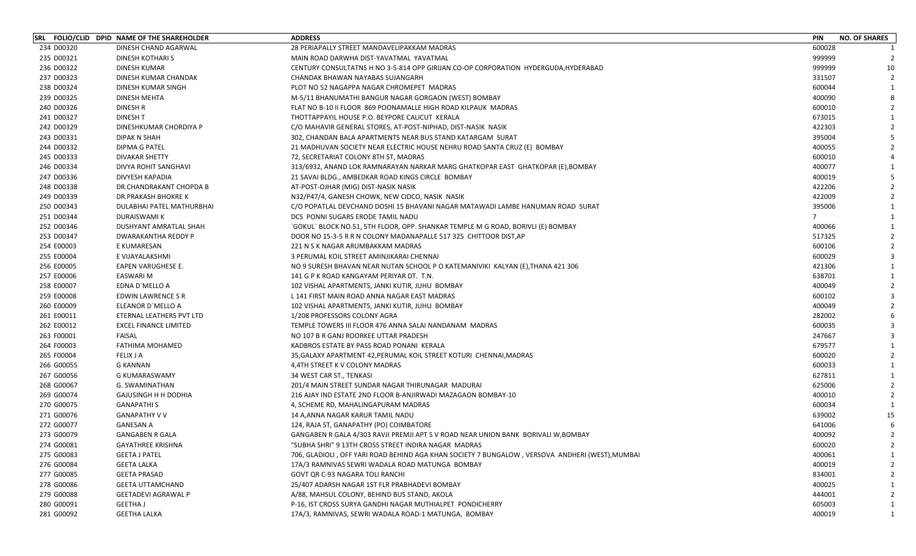| SRL | FOLIO/CLID | DPID | NAME OF THE SHAREHOLDER | ADDRESS | PIN | NO. OF SHARES |
|---|---|---|---|---|---|---|
| 234 | D00320 | | DINESH CHAND AGARWAL | 28 PERIAPALLY STREET MANDAVELIPAKKAM MADRAS | 600028 | 1 |
| 235 | D00321 | | DINESH KOTHARI S | MAIN ROAD DARWHA DIST-YAVATMAL YAVATMAL | 999999 | 2 |
| 236 | D00322 | | DINESH KUMAR | CENTURY CONSULTATNS H NO 3-5-814 OPP GIRIJAN CO-OP CORPORATION HYDERGUDA,HYDERABAD | 999999 | 10 |
| 237 | D00323 | | DINESH KUMAR CHANDAK | CHANDAK BHAWAN NAYABAS SUJANGARH | 331507 | 2 |
| 238 | D00324 | | DINESH KUMAR SINGH | PLOT NO 52 NAGAPPA NAGAR CHROMEPET MADRAS | 600044 | 1 |
| 239 | D00325 | | DINESH MEHTA | M-5/11 BHANUMATHI BANGUR NAGAR GORGAON (WEST) BOMBAY | 400090 | 8 |
| 240 | D00326 | | DINESH R | FLAT NO B-10 II FLOOR 869 POONAMALLE HIGH ROAD KILPAUK MADRAS | 600010 | 2 |
| 241 | D00327 | | DINESH T | THOTTAPPAYIL HOUSE P.O. BEYPORE CALICUT KERALA | 673015 | 1 |
| 242 | D00329 | | DINESHKUMAR CHORDIYA P | C/O MAHAVIR GENERAL STORES, AT-POST-NIPHAD, DIST-NASIK NASIK | 422303 | 2 |
| 243 | D00331 | | DIPAK N SHAH | 302, CHANDAN BALA APARTMENTS NEAR BUS STAND KATARGAM SURAT | 395004 | 5 |
| 244 | D00332 | | DIPMA G PATEL | 21 MADHUVAN SOCIETY NEAR ELECTRIC HOUSE NEHRU ROAD SANTA CRUZ (E) BOMBAY | 400055 | 2 |
| 245 | D00333 | | DIVAKAR SHETTY | 72, SECRETARIAT COLONY 8TH ST, MADRAS | 600010 | 4 |
| 246 | D00334 | | DIVYA ROHIT SANGHAVI | 313/6932, ANAND LOK RAMNARAYAN NARKAR MARG GHATKOPAR EAST GHATKOPAR (E),BOMBAY | 400077 | 1 |
| 247 | D00336 | | DIVYESH KAPADIA | 21 SAVAI BLDG., AMBEDKAR ROAD KINGS CIRCLE BOMBAY | 400019 | 5 |
| 248 | D00338 | | DR.CHANDRAKANT CHOPDA B | AT-POST-OJHAR (MIG) DIST-NASIK NASIK | 422206 | 2 |
| 249 | D00339 | | DR.PRAKASH BHOKRE K | N32/P47/4, GANESH CHOWK, NEW CIDCO, NASIK NASIK | 422009 | 2 |
| 250 | D00343 | | DULABHAI PATEL MATHURBHAI | C/O POPATLAL DEVCHAND DOSHI 15 BHAVANI NAGAR MATAWADI LAMBE HANUMAN ROAD SURAT | 395006 | 1 |
| 251 | D00344 | | DURAISWAMI K | DCS PONNI SUGARS ERODE TAMIL NADU | 7 | 1 |
| 252 | D00346 | | DUSHYANT AMRATLAL SHAH | `GOKUL` BLOCK NO.51, 5TH FLOOR, OPP. SHANKAR TEMPLE M G ROAD, BORIVLI (E) BOMBAY | 400066 | 1 |
| 253 | D00347 | | DWARAKANTHA REDDY P | DOOR NO 15-3-5 R R N COLONY MADANAPALLE 517 325 CHITTOOR DIST,AP | 517325 | 2 |
| 254 | E00003 | | E KUMARESAN | 221 N S K NAGAR ARUMBAKKAM MADRAS | 600106 | 2 |
| 255 | E00004 | | E VIJAYALAKSHMI | 3 PERUMAL KOIL STREET AMINJIKARAI CHENNAI | 600029 | 3 |
| 256 | E00005 | | EAPEN VARUGHESE E. | NO 9 SURESH BHAVAN NEAR NUTAN SCHOOL P O KATEMANIVIKI KALYAN (E),THANA 421 306 | 421306 | 1 |
| 257 | E00006 | | EASWARI M | 141 G P K ROAD KANGAYAM PERIYAR DT. T.N. | 638701 | 1 |
| 258 | E00007 | | EDNA D`MELLO A | 102 VISHAL APARTMENTS, JANKI KUTIR, JUHU BOMBAY | 400049 | 2 |
| 259 | E00008 | | EDWIN LAWRENCE S R | L 141 FIRST MAIN ROAD ANNA NAGAR EAST MADRAS | 600102 | 3 |
| 260 | E00009 | | ELEANOR D`MELLO A | 102 VISHAL APARTMENTS, JANKI KUTIR, JUHU BOMBAY | 400049 | 2 |
| 261 | E00011 | | ETERNAL LEATHERS PVT LTD | 1/208 PROFESSORS COLONY AGRA | 282002 | 6 |
| 262 | E00012 | | EXCEL FINANCE LIMITED | TEMPLE TOWERS III FLOOR 476 ANNA SALAI NANDANAM MADRAS | 600035 | 3 |
| 263 | F00001 | | FAISAL | NO 107 B R GANJ ROORKEE UTTAR PRADESH | 247667 | 3 |
| 264 | F00003 | | FATHIMA MOHAMED | KADBROS ESTATE BY PASS ROAD PONANI KERALA | 679577 | 1 |
| 265 | F00004 | | FELIX J A | 35,GALAXY APARTMENT 42,PERUMAL KOIL STREET KOTURI CHENNAI,MADRAS | 600020 | 2 |
| 266 | G00055 | | G KANNAN | 4,4TH STREET K V COLONY MADRAS | 600033 | 1 |
| 267 | G00056 | | G KUMARASWAMY | 34 WEST CAR ST., TENKASI | 627811 | 1 |
| 268 | G00067 | | G. SWAMINATHAN | 201/4 MAIN STREET SUNDAR NAGAR THIRUNAGAR MADURAI | 625006 | 2 |
| 269 | G00074 | | GAJUSINGH H H DODHIA | 216 AJAY IND ESTATE 2ND FLOOR B-ANJIRWADI MAZAGAON BOMBAY-10 | 400010 | 2 |
| 270 | G00075 | | GANAPATHI S | 4, SCHEME RD, MAHALINGAPURAM MADRAS | 600034 | 1 |
| 271 | G00076 | | GANAPATHY V V | 14 A,ANNA NAGAR KARUR TAMIL NADU | 639002 | 15 |
| 272 | G00077 | | GANESAN A | 124, RAJA ST, GANAPATHY (PO) COIMBATORE | 641006 | 6 |
| 273 | G00079 | | GANGABEN R GALA | GANGABEN R GALA 4/303 RAVJI PREMJI APT S V ROAD NEAR UNION BANK BORIVALI W,BOMBAY | 400092 | 2 |
| 274 | G00081 | | GAYATHREE KRISHNA | "SUBHA SHRI" 9 13TH CROSS STREET INDIRA NAGAR MADRAS | 600020 | 2 |
| 275 | G00083 | | GEETA J PATEL | 706, GLADIOLI , OFF YARI ROAD BEHIND AGA KHAN SOCIETY 7 BUNGALOW , VERSOVA ANDHERI (WEST),MUMBAI | 400061 | 1 |
| 276 | G00084 | | GEETA LALKA | 17A/3 RAMNIVAS SEWRI WADALA ROAD MATUNGA BOMBAY | 400019 | 2 |
| 277 | G00085 | | GEETA PRASAD | GOVT QR C-93 NAGARA TOLI RANCHI | 834001 | 2 |
| 278 | G00086 | | GEETA UTTAMCHAND | 25/407 ADARSH NAGAR 1ST FLR PRABHADEVI BOMBAY | 400025 | 1 |
| 279 | G00088 | | GEETADEVI AGRAWAL P | A/88, MAHSUL COLONY, BEHIND BUS STAND, AKOLA | 444001 | 2 |
| 280 | G00091 | | GEETHA J | P-16, IST CROSS SURYA GANDHI NAGAR MUTHIALPET PONDICHERRY | 605003 | 1 |
| 281 | G00092 | | GEETHA LALKA | 17A/3, RAMNIVAS, SEWRI WADALA ROAD-1 MATUNGA, BOMBAY | 400019 | 1 |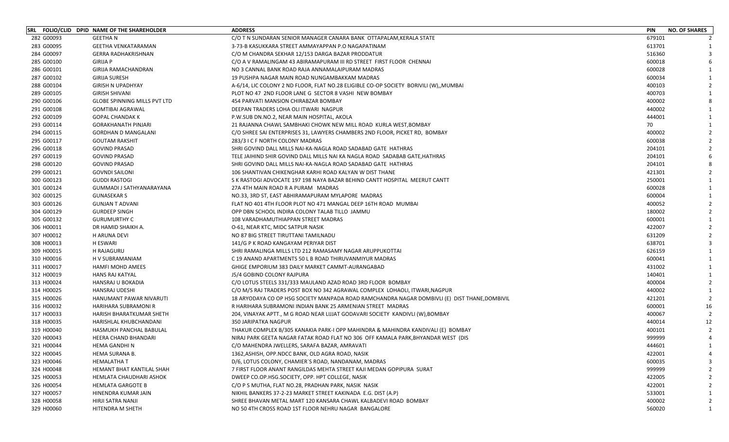| SRL | FOLIO/CLID DPID | NAME OF THE SHAREHOLDER | ADDRESS | PIN | NO. OF SHARES |
|---|---|---|---|---|---|
| 282 | G00093 | GEETHA N | C/O T N SUNDARAN SENIOR MANAGER CANARA BANK OTTAPALAM,KERALA STATE | 679101 | 2 |
| 283 | G00095 | GEETHA VENKATARAMAN | 3-73-B KASUKKARA STREET AMMAYAPPAN P.O NAGAPATINAM | 613701 | 1 |
| 284 | G00097 | GERRA RADHAKRISHNAN | C/O M CHANDRA SEKHAR 12/153 DARGA BAZAR PRODDATUR | 516360 | 3 |
| 285 | G00100 | GIRIJA P | C/O A V RAMALINGAM 43 ABIRAMAPURAM III RD STREET FIRST FLOOR CHENNAI | 600018 | 6 |
| 286 | G00101 | GIRIJA RAMACHANDRAN | NO 3 CANNAL BANK ROAD RAJA ANNAMALAIPURAM MADRAS | 600028 | 1 |
| 287 | G00102 | GIRIJA SURESH | 19 PUSHPA NAGAR MAIN ROAD NUNGAMBAKKAM MADRAS | 600034 | 1 |
| 288 | G00104 | GIRISH N UPADHYAY | A-6/14, LIC COLONY 2 ND FLOOR, FLAT NO.28 ELIGIBLE CO-OP SOCIETY BORIVILI (W),,MUMBAI | 400103 | 2 |
| 289 | G00105 | GIRISH SHIVANI | PLOT NO 47 2ND FLOOR LANE G SECTOR 8 VASHI NEW BOMBAY | 400703 | 1 |
| 290 | G00106 | GLOBE SPINNING MILLS PVT LTD | 454 PARVATI MANSION CHIRABZAR BOMBAY | 400002 | 8 |
| 291 | G00108 | GOMTIBAI AGRAWAL | DEEPAN TRADERS LOHA OLI ITWARI NAGPUR | 440002 | 1 |
| 292 | G00109 | GOPAL CHANDAK K | P.W.SUB DN.NO.2, NEAR MAIN HOSPITAL, AKOLA | 444001 | 1 |
| 293 | G00114 | GORAKHANATH PINJARI | 21 RAJANNA CHAWL SAMBHAKI CHOWK NEW MILL ROAD KURLA WEST,BOMBAY | 70 | 1 |
| 294 | G00115 | GORDHAN D MANGALANI | C/O SHREE SAI ENTERPRISES 31, LAWYERS CHAMBERS 2ND FLOOR, PICKET RD, BOMBAY | 400002 | 2 |
| 295 | G00117 | GOUTAM RAKSHIT | 283/3 I C F NORTH COLONY MADRAS | 600038 | 2 |
| 296 | G00118 | GOVIND PRASAD | SHRI GOVIND DALL MILLS NAI-KA-NAGLA ROAD SADABAD GATE HATHRAS | 204101 | 2 |
| 297 | G00119 | GOVIND PRASAD | TELE JAIHIND SHIR GOVIND DALL MILLS NAI KA NAGLA ROAD SADABAB GATE,HATHRAS | 204101 | 6 |
| 298 | G00120 | GOVIND PRASAD | SHRI GOVIND DALL MILLS NAI-KA-NAGLA ROAD SADABAD GATE HATHRAS | 204101 | 8 |
| 299 | G00121 | GOVNDI SAILONI | 106 SHANTIVAN CHIKENGHAR KARHI ROAD KALYAN W DIST THANE | 421301 | 2 |
| 300 | G00123 | GUDDI RASTOGI | S K RASTOGI ADVOCATE 197 198 NAYA BAZAR BEHIND CANTT HOSPITAL MEERUT CANTT | 250001 | 1 |
| 301 | G00124 | GUMMADI J SATHYANARAYANA | 27A 4TH MAIN ROAD R A PURAM MADRAS | 600028 | 1 |
| 302 | G00125 | GUNASEKAR S | NO.33, 3RD ST, EAST ABHIRAMAPURAM MYLAPORE MADRAS | 600004 | 1 |
| 303 | G00126 | GUNJAN T ADVANI | FLAT NO 401 4TH FLOOR PLOT NO 471 MANGAL DEEP 16TH ROAD MUMBAI | 400052 | 2 |
| 304 | G00129 | GURDEEP SINGH | OPP DBN SCHOOL INDIRA COLONY TALAB TILLO JAMMU | 180002 | 2 |
| 305 | G00132 | GURUMURTHY C | 108 VARADHAMUTHIAPPAN STREET MADRAS | 600001 | 1 |
| 306 | H00011 | DR HAMID SHAIKH A. | O-61, NEAR KTC, MIDC SATPUR NASIK | 422007 | 2 |
| 307 | H00012 | H ARUNA DEVI | NO 87 BIG STREET TIRUTTANI TAMILNADU | 631209 | 2 |
| 308 | H00013 | H ESWARI | 141/G P K ROAD KANGAYAM PERIYAR DIST | 638701 | 3 |
| 309 | H00015 | H RAJAGURU | SHRI RAMALINGA MILLS LTD 212 RAMASAMY NAGAR ARUPPUKOTTAI | 626159 | 1 |
| 310 | H00016 | H V SUBRAMANIAM | C 19 ANAND APARTMENTS 50 L B ROAD THIRUVANMIYUR MADRAS | 600041 | 1 |
| 311 | H00017 | HAMFI MOHD AMEES | GHIGE EMPORIUM 383 DAILY MARKET CAMMT-AURANGABAD | 431002 | 1 |
| 312 | H00019 | HANS RAJ KATYAL | J5/4 GOBIND COLONY RAJPURA | 140401 | 1 |
| 313 | H00024 | HANSRAJ U BOKADIA | C/O LOTUS STEELS 331/333 MAULAND AZAD ROAD 3RD FLOOR BOMBAY | 400004 | 2 |
| 314 | H00025 | HANSRAJ UDESHI | C/O M/S RAJ TRADERS POST BOX NO 342 AGRAWAL COMPLEX LOHAOLI, ITWARI,NAGPUR | 440002 | 1 |
| 315 | H00026 | HANUMANT PAWAR NIVARUTI | 18 ARYODAYA CO OP HSG SOCIETY MANPADA ROAD RAMCHANDRA NAGAR DOMBIVLI (E) DIST THANE,DOMBIVIL | 421201 | 2 |
| 316 | H00032 | HARIHARA SUBRAMONI R | R HARIHARA SUBRAMONI INDIAN BANK 25 ARMENIAN STREET MADRAS | 600001 | 16 |
| 317 | H00033 | HARISH BHARATKUMAR SHETH | 204, VINAYAK APTT., M G ROAD NEAR LIJJAT GODAVARI SOCIETY KANDIVLI (W),BOMBAY | 400067 | 2 |
| 318 | H00035 | HARISHLAL KHUBCHANDANI | 350 JARIPATKA NAGPUR | 440014 | 12 |
| 319 | H00040 | HASMUKH PANCHAL BABULAL | THAKUR COMPLEX B/305 KANAKIA PARK-I OPP MAHINDRA & MAHINDRA KANDIVALI (E) BOMBAY | 400101 | 2 |
| 320 | H00043 | HEERA CHAND BHANDARI | NIRAJ PARK GEETA NAGAR FATAK ROAD FLAT NO 306 OFF KAMALA PARK,BHYANDAR WEST (DIS | 999999 | 4 |
| 321 | H00044 | HEMA GANDHI N | C/O MAHENDRA JWELLERS, SARAFA BAZAR, AMRAVATI | 444601 | 1 |
| 322 | H00045 | HEMA SURANA B. | 1362,ASHISH, OPP.NDCC BANK, OLD AGRA ROAD, NASIK | 422001 | 4 |
| 323 | H00046 | HEMALATHA T | D/6, LOTUS COLONY, CHAMIER`S ROAD, NANDANAM, MADRAS | 600035 | 3 |
| 324 | H00048 | HEMANT BHAT KANTILAL SHAH | 7 FIRST FLOOR ANANT RANGILDAS MEHTA STREET KAJI MEDAN GOPIPURA SURAT | 999999 | 2 |
| 325 | H00053 | HEMLATA CHAUDHARI ASHOK | DWEEP CO.OP.HSG.SOCIETY, OPP. HPT COLLEGE, NASIK | 422005 | 2 |
| 326 | H00054 | HEMLATA GARGOTE B | C/O P S MUTHA, FLAT NO.28, PRADHAN PARK, NASIK NASIK | 422001 | 2 |
| 327 | H00057 | HINENDRA KUMAR JAIN | NIKHIL BANKERS 37-2-23 MARKET STREET KAKINADA E.G. DIST (A.P) | 533001 | 1 |
| 328 | H00058 | HIRJI SATRA NANJI | SHREE BHAVAN METAL MART 120 KANSARA CHAWL KALBADEVI ROAD BOMBAY | 400002 | 2 |
| 329 | H00060 | HITENDRA M SHETH | NO 50 4TH CROSS ROAD 1ST FLOOR NEHRU NAGAR BANGALORE | 560020 | 1 |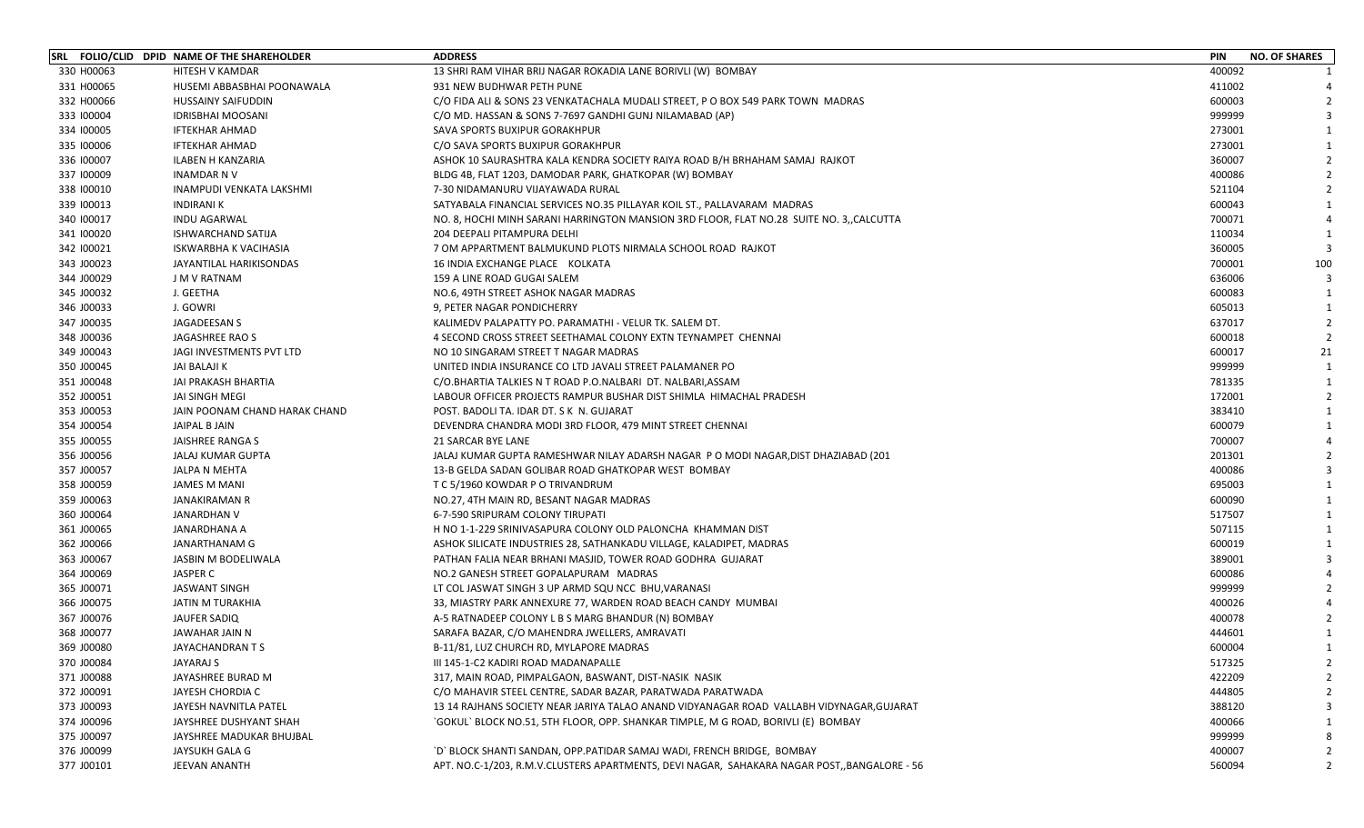| SRL | FOLIO/CLID | DPID | NAME OF THE SHAREHOLDER | ADDRESS | PIN | NO. OF SHARES |
|---|---|---|---|---|---|---|
| 330 | H00063 | | HITESH V KAMDAR | 13 SHRI RAM VIHAR BRIJ NAGAR ROKADIA LANE BORIVLI (W) BOMBAY | 400092 | 1 |
| 331 | H00065 | | HUSEMI ABBASBHAI POONAWALA | 931 NEW BUDHWAR PETH PUNE | 411002 | 4 |
| 332 | H00066 | | HUSSAINY SAIFUDDIN | C/O FIDA ALI & SONS 23 VENKATACHALA MUDALI STREET, P O BOX 549 PARK TOWN MADRAS | 600003 | 2 |
| 333 | I00004 | | IDRISBHAI MOOSANI | C/O MD. HASSAN & SONS 7-7697 GANDHI GUNJ NILAMABAD (AP) | 999999 | 3 |
| 334 | I00005 | | IFTEKHAR AHMAD | SAVA SPORTS BUXIPUR GORAKHPUR | 273001 | 1 |
| 335 | I00006 | | IFTEKHAR AHMAD | C/O SAVA SPORTS BUXIPUR GORAKHPUR | 273001 | 1 |
| 336 | I00007 | | ILABEN H KANZARIA | ASHOK 10 SAURASHTRA KALA KENDRA SOCIETY RAIYA ROAD B/H BRHAHAM SAMAJ RAJKOT | 360007 | 2 |
| 337 | I00009 | | INAMDAR N V | BLDG 4B, FLAT 1203, DAMODAR PARK, GHATKOPAR (W) BOMBAY | 400086 | 2 |
| 338 | I00010 | | INAMPUDI VENKATA LAKSHMI | 7-30 NIDAMANURU VIJAYAWADA RURAL | 521104 | 2 |
| 339 | I00013 | | INDIRANI K | SATYABALA FINANCIAL SERVICES NO.35 PILLAYAR KOIL ST., PALLAVARAM MADRAS | 600043 | 1 |
| 340 | I00017 | | INDU AGARWAL | NO. 8, HOCHI MINH SARANI HARRINGTON MANSION 3RD FLOOR, FLAT NO.28 SUITE NO. 3,,CALCUTTA | 700071 | 4 |
| 341 | I00020 | | ISHWARCHAND SATIJA | 204 DEEPALI PITAMPURA DELHI | 110034 | 1 |
| 342 | I00021 | | ISKWARBHA K VACIHASIA | 7 OM APPARTMENT BALMUKUND PLOTS NIRMALA SCHOOL ROAD RAJKOT | 360005 | 3 |
| 343 | J00023 | | JAYANTILAL HARIKISONDAS | 16 INDIA EXCHANGE PLACE KOLKATA | 700001 | 100 |
| 344 | J00029 | | J M V RATNAM | 159 A LINE ROAD GUGAI SALEM | 636006 | 3 |
| 345 | J00032 | | J. GEETHA | NO.6, 49TH STREET ASHOK NAGAR MADRAS | 600083 | 1 |
| 346 | J00033 | | J. GOWRI | 9, PETER NAGAR PONDICHERRY | 605013 | 1 |
| 347 | J00035 | | JAGADEESAN S | KALIMEDV PALAPATTY PO. PARAMATHI - VELUR TK. SALEM DT. | 637017 | 2 |
| 348 | J00036 | | JAGASHREE RAO S | 4 SECOND CROSS STREET SEETHAMAL COLONY EXTN TEYNAMPET CHENNAI | 600018 | 2 |
| 349 | J00043 | | JAGI INVESTMENTS PVT LTD | NO 10 SINGARAM STREET T NAGAR MADRAS | 600017 | 21 |
| 350 | J00045 | | JAI BALAJI K | UNITED INDIA INSURANCE CO LTD JAVALI STREET PALAMANER PO | 999999 | 1 |
| 351 | J00048 | | JAI PRAKASH BHARTIA | C/O.BHARTIA TALKIES N T ROAD P.O.NALBARI DT. NALBARI,ASSAM | 781335 | 1 |
| 352 | J00051 | | JAI SINGH MEGI | LABOUR OFFICER PROJECTS RAMPUR BUSHAR DIST SHIMLA HIMACHAL PRADESH | 172001 | 2 |
| 353 | J00053 | | JAIN POONAM CHAND HARAK CHAND | POST. BADOLI TA. IDAR DT. S K N. GUJARAT | 383410 | 1 |
| 354 | J00054 | | JAIPAL B JAIN | DEVENDRA CHANDRA MODI 3RD FLOOR, 479 MINT STREET CHENNAI | 600079 | 1 |
| 355 | J00055 | | JAISHREE RANGA S | 21 SARCAR BYE LANE | 700007 | 4 |
| 356 | J00056 | | JALAJ KUMAR GUPTA | JALAJ KUMAR GUPTA RAMESHWAR NILAY ADARSH NAGAR P O MODI NAGAR,DIST DHAZIABAD (201 | 201301 | 2 |
| 357 | J00057 | | JALPA N MEHTA | 13-B GELDA SADAN GOLIBAR ROAD GHATKOPAR WEST BOMBAY | 400086 | 3 |
| 358 | J00059 | | JAMES M MANI | T C 5/1960 KOWDAR P O TRIVANDRUM | 695003 | 1 |
| 359 | J00063 | | JANAKIRAMAN R | NO.27, 4TH MAIN RD, BESANT NAGAR MADRAS | 600090 | 1 |
| 360 | J00064 | | JANARDHAN V | 6-7-590 SRIPURAM COLONY TIRUPATI | 517507 | 1 |
| 361 | J00065 | | JANARDHANA A | H NO 1-1-229 SRINIVASAPURA COLONY OLD PALONCHA KHAMMAN DIST | 507115 | 1 |
| 362 | J00066 | | JANARTHANAM G | ASHOK SILICATE INDUSTRIES 28, SATHANKADU VILLAGE, KALADIPET, MADRAS | 600019 | 1 |
| 363 | J00067 | | JASBIN M BODELIWALA | PATHAN FALIA NEAR BRHANI MASJID, TOWER ROAD GODHRA GUJARAT | 389001 | 3 |
| 364 | J00069 | | JASPER C | NO.2 GANESH STREET GOPALAPURAM MADRAS | 600086 | 4 |
| 365 | J00071 | | JASWANT SINGH | LT COL JASWAT SINGH 3 UP ARMD SQU NCC BHU,VARANASI | 999999 | 2 |
| 366 | J00075 | | JATIN M TURAKHIA | 33, MIASTRY PARK ANNEXURE 77, WARDEN ROAD BEACH CANDY MUMBAI | 400026 | 4 |
| 367 | J00076 | | JAUFER SADIQ | A-5 RATNADEEP COLONY L B S MARG BHANDUR (N) BOMBAY | 400078 | 2 |
| 368 | J00077 | | JAWAHAR JAIN N | SARAFA BAZAR, C/O MAHENDRA JWELLERS, AMRAVATI | 444601 | 1 |
| 369 | J00080 | | JAYACHANDRAN T S | B-11/81, LUZ CHURCH RD, MYLAPORE MADRAS | 600004 | 1 |
| 370 | J00084 | | JAYARAJ S | III 145-1-C2 KADIRI ROAD MADANAPALLE | 517325 | 2 |
| 371 | J00088 | | JAYASHREE BURAD M | 317, MAIN ROAD, PIMPALGAON, BASWANT, DIST-NASIK NASIK | 422209 | 2 |
| 372 | J00091 | | JAYESH CHORDIA C | C/O MAHAVIR STEEL CENTRE, SADAR BAZAR, PARATWADA PARATWADA | 444805 | 2 |
| 373 | J00093 | | JAYESH NAVNITLA PATEL | 13 14 RAJHANS SOCIETY NEAR JARIYA TALAO ANAND VIDYANAGAR ROAD VALLABH VIDYNAGAR,GUJARAT | 388120 | 3 |
| 374 | J00096 | | JAYSHREE DUSHYANT SHAH | `GOKUL` BLOCK NO.51, 5TH FLOOR, OPP. SHANKAR TIMPLE, M G ROAD, BORIVLI (E) BOMBAY | 400066 | 1 |
| 375 | J00097 | | JAYSHREE MADUKAR BHUJBAL | | 999999 | 8 |
| 376 | J00099 | | JAYSUKH GALA G | `D` BLOCK SHANTI SANDAN, OPP.PATIDAR SAMAJ WADI, FRENCH BRIDGE, BOMBAY | 400007 | 2 |
| 377 | J00101 | | JEEVAN ANANTH | APT. NO.C-1/203, R.M.V.CLUSTERS APARTMENTS, DEVI NAGAR, SAHAKARA NAGAR POST,,BANGALORE - 56 | 560094 | 2 |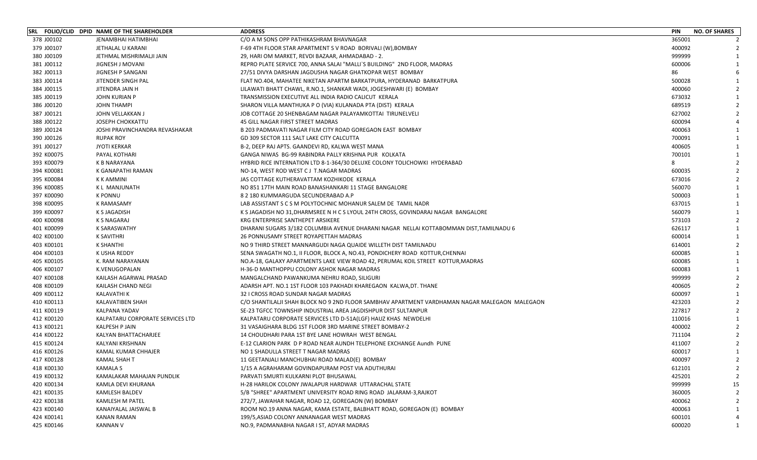| SRL | FOLIO/CLID | DPID | NAME OF THE SHAREHOLDER | ADDRESS | PIN | NO. OF SHARES |
|---|---|---|---|---|---|---|
| 378 | J00102 | | JENAMBHAI HATIMBHAI | C/O A M SONS OPP PATHIKASHRAM BHAVNAGAR | 365001 | 2 |
| 379 | J00107 | | JETHALAL U KARANI | F-69 4TH FLOOR STAR APARTMENT S V ROAD BORIVALI (W),BOMBAY | 400092 | 2 |
| 380 | J00109 | | JETHMAL MISHRIMALJI JAIN | 29, HARI OM MARKET, REVDI BAZAAR, AHMADABAD - 2. | 999999 | 1 |
| 381 | J00112 | | JIGNESH J MOVANI | REPRO PLATE SERVICE 700, ANNA SALAI "MALLI`S BUILDING" 2ND FLOOR, MADRAS | 600006 | 1 |
| 382 | J00113 | | JIGNESH P SANGANI | 27/51 DIVYA DARSHAN JAGDUSHA NAGAR GHATKOPAR WEST BOMBAY | 86 | 6 |
| 383 | J00114 | | JITENDER SINGH PAL | FLAT NO.404, MAHATEE NIKETAN APARTM BARKATPURA, HYDERANAD BARKATPURA | 500028 | 1 |
| 384 | J00115 | | JITENDRA JAIN H | LILAWATI BHATT CHAWL, R.NO.1, SHANKAR WADI, JOGESHWARI (E) BOMBAY | 400060 | 2 |
| 385 | J00119 | | JOHN KURIAN P | TRANSMISSION EXECUTIVE ALL INDIA RADIO CALICUT KERALA | 673032 | 1 |
| 386 | J00120 | | JOHN THAMPI | SHARON VILLA MANTHUKA P O (VIA) KULANADA PTA (DIST) KERALA | 689519 | 2 |
| 387 | J00121 | | JOHN VELLAKKAN J | JOB COTTAGE 20 SHENBAGAM NAGAR PALAYAMKOTTAI TIRUNELVELI | 627002 | 2 |
| 388 | J00122 | | JOSEPH CHOKKATTU | 45 GILL NAGAR FIRST STREET MADRAS | 600094 | 4 |
| 389 | J00124 | | JOSHI PRAVINCHANDRA REVASHAKAR | B 203 PADMAVATI NAGAR FILM CITY ROAD GOREGAON EAST BOMBAY | 400063 | 1 |
| 390 | J00126 | | RUPAK ROY | GD 309 SECTOR 111 SALT LAKE CITY CALCUTTA | 700091 | 1 |
| 391 | J00127 | | JYOTI KERKAR | B-2, DEEP RAJ APTS. GAANDEVI RD, KALWA WEST MANA | 400605 | 1 |
| 392 | K00075 | | PAYAL KOTHARI | GANGA NIWAS BG-99 RABINDRA PALLY KRISHNA PUR KOLKATA | 700101 | 1 |
| 393 | K00079 | | K B NARAYANA | HYBRID RICE INTERNATION LTD 8-1-364/30 DELUXE COLONY TOLICHOWKI HYDERABAD | 8 | 2 |
| 394 | K00081 | | K GANAPATHI RAMAN | NO-14, WEST ROD WEST C J T.NAGAR MADRAS | 600035 | 2 |
| 395 | K00084 | | K K AMMINI | JAS COTTAGE KUTHERAVATTAM KOZHIKODE KERALA | 673016 | 2 |
| 396 | K00085 | | K L MANJUNATH | NO 851 17TH MAIN ROAD BANASHANKARI 11 STAGE BANGALORE | 560070 | 1 |
| 397 | K00090 | | K PONNU | 8 2 180 KUMMARGUDA SECUNDERABAD A.P | 500003 | 1 |
| 398 | K00095 | | K RAMASAMY | LAB ASSISTANT S C S M POLYTOCHNIC MOHANUR SALEM DE TAMIL NADR | 637015 | 1 |
| 399 | K00097 | | K S JAGADISH | K S JAGADISH NO 31,DHARMSREE N H C S LYOUL 24TH CROSS, GOVINDARAJ NAGAR BANGALORE | 560079 | 1 |
| 400 | K00098 | | K S NAGARAJ | KRG ENTERPRISE SANTHEPET ARSIKERE | 573103 | 2 |
| 401 | K00099 | | K SARASWATHY | DHARANI SUGARS 3/182 COLUMBIA AVENUE DHARANI NAGAR NELLAI KOTTABOMMAN DIST,TAMILNADU 6 | 626117 | 1 |
| 402 | K00100 | | K SAVITHRI | 26 PONNUSAMY STREET ROYAPETTAH MADRAS | 600014 | 1 |
| 403 | K00101 | | K SHANTHI | NO 9 THIRD STREET MANNARGUDI NAGA QUAIDE WILLETH DIST TAMILNADU | 614001 | 2 |
| 404 | K00103 | | K USHA REDDY | SENA SWAGATH NO.1, II FLOOR, BLOCK A, NO.43, PONDICHERY ROAD KOTTUR,CHENNAI | 600085 | 1 |
| 405 | K00105 | | K. RAM NARAYANAN | NO.A-18, GALAXY APARTMENTS LAKE VIEW ROAD 42, PERUMAL KOIL STREET KOTTUR,MADRAS | 600085 | 1 |
| 406 | K00107 | | K.VENUGOPALAN | H-36-D MANTHOPPU COLONY ASHOK NAGAR MADRAS | 600083 | 1 |
| 407 | K00108 | | KAILASH AGARWAL PRASAD | MANGALCHAND PAWANKUMA NEHRU ROAD, SILIGURI | 999999 | 2 |
| 408 | K00109 | | KAILASH CHAND NEGI | ADARSH APT. NO.1 1ST FLOOR 103 PAKHADI KHAREGAON KALWA,DT. THANE | 400605 | 2 |
| 409 | K00112 | | KALAVATHI K | 32 I CROSS ROAD SUNDAR NAGAR MADRAS | 600097 | 1 |
| 410 | K00113 | | KALAVATIBEN SHAH | C/O SHANTILALJI SHAH BLOCK NO 9 2ND FLOOR SAMBHAV APARTMENT VARDHAMAN NAGAR MALEGAON MALEGAON | 423203 | 2 |
| 411 | K00119 | | KALPANA YADAV | SE-23 TGFCC TOWNSHIP INDUSTRIAL AREA JAGDISHPUR DIST SULTANPUR | 227817 | 2 |
| 412 | K00120 | | KALPATARU CORPORATE SERVICES LTD | KALPATARU CORPORATE SERVICES LTD D-51A(LGF) HAUZ KHAS NEWDELHI | 110016 | 1 |
| 413 | K00121 | | KALPESH P JAIN | 31 VASAIGHARA BLDG 1ST FLOOR 3RD MARINE STREET BOMBAY-2 | 400002 | 2 |
| 414 | K00122 | | KALYAN BHATTACHARJEE | 14 CHOUDHARI PARA 1ST BYE LANE HOWRAH WEST BENGAL | 711104 | 2 |
| 415 | K00124 | | KALYANI KRISHNAN | E-12 CLARION PARK D P ROAD NEAR AUNDH TELEPHONE EXCHANGE Aundh PUNE | 411007 | 2 |
| 416 | K00126 | | KAMAL KUMAR CHHAJER | NO 1 SHADULLA STREET T NAGAR MADRAS | 600017 | 1 |
| 417 | K00128 | | KAMAL SHAH T | 11 GEETANJALI MANCHUBHAI ROAD MALAD(E) BOMBAY | 400097 | 2 |
| 418 | K00130 | | KAMALA S | 1/15 A AGRAHARAM GOVINDAPURAM POST VIA ADUTHURAI | 612101 | 2 |
| 419 | K00132 | | KAMALAKAR MAHAJAN PUNDLIK | PARVATI SMURTI KULKARNI PLOT BHUSAWAL | 425201 | 2 |
| 420 | K00134 | | KAMLA DEVI KHURANA | H-28 HARILOK COLONY JWALAPUR HARDWAR UTTARACHAL STATE | 999999 | 15 |
| 421 | K00135 | | KAMLESH BALDEV | 5/B "SHREE" APARTMENT UNIVERSITY ROAD RING ROAD JALARAM-3,RAJKOT | 360005 | 2 |
| 422 | K00138 | | KAMLESH M PATEL | 272/7, JAWAHAR NAGAR, ROAD 12, GOREGAON (W) BOMBAY | 400062 | 2 |
| 423 | K00140 | | KANAIYALAL JAISWAL B | ROOM NO.19 ANNA NAGAR, KAMA ESTATE, BALBHATT ROAD, GOREGAON (E) BOMBAY | 400063 | 1 |
| 424 | K00141 | | KANAN RAMAN | 199/5,ASIAD COLONY ANNANAGAR WEST MADRAS | 600101 | 4 |
| 425 | K00146 | | KANNAN V | NO.9, PADMANABHA NAGAR I ST, ADYAR MADRAS | 600020 | 1 |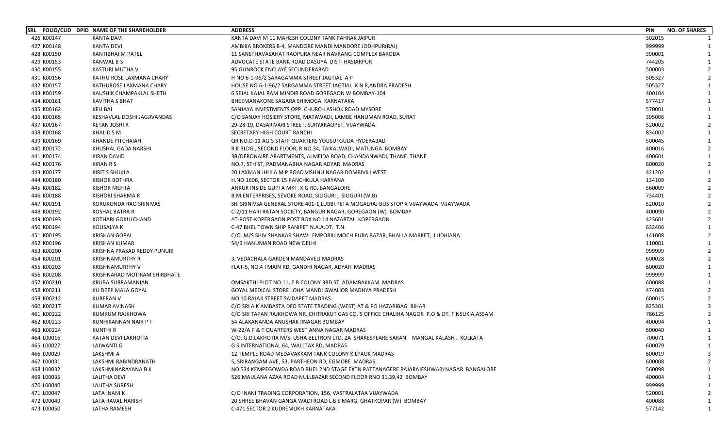| SRL | FOLIO/CLID | DPID | NAME OF THE SHAREHOLDER | ADDRESS | PIN | NO. OF SHARES |
|---|---|---|---|---|---|---|
| 426 | K00147 | | KANTA DAVI | KANTA DAVI M 11 MAHESH COLONY TANK PAHRAK JAIPUR | 302015 | 1 |
| 427 | K00148 | | KANTA DEVI | AMBIKA BROKERS B-4, MANDORE MANDI MANDORE JODHPUR(RAJ) | 999999 | 1 |
| 428 | K00150 | | KANTIBHAI M PATEL | 11 SANSTHAVASAHAT RAOPURA NEAR NAVRANG COMPLEX BARODA | 390001 | 1 |
| 429 | K00153 | | KANWAL B S | ADVOCATE STATE BANK ROAD DASUYA DIST- HASIARPUR | 744205 | 1 |
| 430 | K00155 | | KASTURI MUTHA V | 95 GUNROCK ENCLAYE SECUNDERABAD | 500003 | 2 |
| 431 | K00156 | | KATHU ROSE LAXMANA CHARY | H NO 6-1-96/2 SARAGAMMA STREET JAGTIAL A P | 505327 | 2 |
| 432 | K00157 | | KATHUROSE LAXMANA CHARY | HOUSE NO 6-1-96/2 SARGAMMA STREET JAGTIAL K N R,ANDRA PRADESH | 505327 | 1 |
| 433 | K00159 | | KAUSHIK CHAMPAKLAL SHETH | 6 SEJAL KAJAL RAM MINDIR ROAD GOREGAON W BOMBAY-104 | 400104 | 1 |
| 434 | K00161 | | KAVITHA S BHAT | BHEEMANAKONE SAGARA SHIMOGA KARNATAKA | 577417 | 1 |
| 435 | K00162 | | KELI BAI | SANJAYA INVESTMENTS OPP. CHURCH ASHOK ROAD MYSORE | 570001 | 1 |
| 436 | K00165 | | KESHAVLAL DOSHI JAGJIVANDAS | C/O SANJAY HOSIERY STORE, MATAWADI, LAMBE HANUMAN ROAD, SURAT | 395006 | 1 |
| 437 | K00167 | | KETAN JOSHI R | 29-28-19, DASARIVARI STREET, SURYARAOPET, VIJAYWADA | 520002 | 2 |
| 438 | K00168 | | KHALID S M | SECRETARY HIGH COURT RANCHI | 834002 | 1 |
| 439 | K00169 | | KHANDE PITCHAIAH | QR NO.D-11 AG`S STAFF QUARTERS YOUSUFGUDA HYDERABAD | 500045 | 1 |
| 440 | K00172 | | KHUSHAL GADA NARSHI | R K BLDG., SECOND FLOOR, R NO.34, TAIKALWADI, MATUNGA BOMBAY | 400016 | 2 |
| 441 | K00174 | | KIRAN DAVID | 3B/DEBONAIRE APARTMENTS, ALMEIDA ROAD, CHANDANWADI, THANE THANE | 400601 | 1 |
| 442 | K00176 | | KIRAN R S | NO.7, 5TH ST, PADMANABHA NAGAR ADYAR MADRAS | 600020 | 2 |
| 443 | K00177 | | KIRIT S SHUKLA | 20 LAXMAN JHULA M P ROAD VISHNU NAGAR DOMBIVILI WEST | 421202 | 1 |
| 444 | K00180 | | KISHOR BOTHRA | H.NO 1606, SECTOR 15 PANCHKULA HARYANA | 134109 | 2 |
| 445 | K00182 | | KISHOR MEHTA | ANKUR INSIDE GUPTA MKT. K G RD, BANGALORE | 560009 | 2 |
| 446 | K00188 | | KISHORI SHARMA R | B.M.ENTERPRISES, SEVOKE ROAD, SILIGURI , SILIGURI (W.B) | 734401 | 2 |
| 447 | K00191 | | KORUKONDA RAO SRINIVAS | SRI SRINIVSA GENERAL STORE 401-1,LUBBI PETA MOGALRAJ BUS STOP X VIJAYWADA VIJAYWADA | 520010 | 2 |
| 448 | K00192 | | KOSHAL BATRA R | C-2/11 HARI RATAN SOCIETY, BANGUR NAGAR, GOREGAON (W) BOMBAY | 400090 | 2 |
| 449 | K00193 | | KOTHARI GOKULCHAND | AT-POST-KOPERGAON POST BOX NO 14 NAZARTAL KOPERGAON | 423601 | 2 |
| 450 | K00194 | | KOUSALYA K | C-47 BHEL TOWN SHIP RANIPET N.A.A.DT. T.N. | 632406 | 1 |
| 451 | K00195 | | KRISHAN GOPAL | C/O. M/S SHIV SHANKAR SHAWL EMPORIU MOCH PURA BAZAR, BHALLA MARKET, LUDHIANA | 141008 | 2 |
| 452 | K00196 | | KRISHAN KUMAR | 54/3 HANUMAN ROAD NEW DELHI | 110001 | 1 |
| 453 | K00200 | | KRISHNA PRASAD REDDY PUNURI | | 999999 | 2 |
| 454 | K00201 | | KRISHNAMURTHY R | 3, VEDACHALA GARDEN MANDAVELI MADRAS | 600028 | 2 |
| 455 | K00203 | | KRISHNAMURTHY V | FLAT-5, NO.4 I MAIN RD, GANDHI NAGAR, ADYAR MADRAS | 600020 | 1 |
| 456 | K00208 | | KRISHNARAO MOTIRAM SHIRBHATE | | 999999 | 1 |
| 457 | K00210 | | KRUBA SUBRAMANIAN | OMSAKTHI PLOT NO.11, E B COLONY 3RD ST, ADAMBAKKAM MADRAS | 600088 | 1 |
| 458 | K00211 | | KU DEEP MALA GOYAL | GOYAL MEDICAL STORE LOHA MANDI GWALIOR MADHYA PRADESH | 474003 | 2 |
| 459 | K00212 | | KUBERAN V | NO 10 RAJAJI STREET SAIDAPET MADRAS | 600015 | 2 |
| 460 | K00217 | | KUMAR AVINASH | C/O SRI A K AMBASTA DFO STATE TRADING (WEST) AT & PO HAZARIBAG BIHAR | 825301 | 3 |
| 461 | K00222 | | KUMKUM RAJKHOWA | C/O SRI TAPAN RAJKHOWA NR. CHITRAKUT GAS CO.`S OFFICE CHALIHA NAGOR P.O & DT. TINSUKIA,ASSAM | 786125 | 3 |
| 462 | K00223 | | KUNHIKANNAN NAIR P T | 54 ALAKANANDA ANUSHAKTINAGAR BOMBAY | 400094 | 1 |
| 463 | K00224 | | KUNTHI R | W-22/A P & T QUARTERS WEST ANNA NAGAR MADRAS | 600040 | 1 |
| 464 | L00016 | | RATAN DEVI LAKHOTIA | C/O. G.D.LAKHOTIA M/S. USHA BELTRON LTD. 2A SHAKESPEARE SARANI MANGAL KALASH . KOLKATA | 700071 | 1 |
| 465 | L00027 | | LAJWANTI G | G S INTERNATIONAL 64, WALLTAX RD, MADRAS | 600079 | 1 |
| 466 | L00029 | | LAKSHMI A | 12 TEMPLE ROAD MEDAVAKKAM TANK COLONY KILPAUK MADRAS | 600019 | 3 |
| 467 | L00031 | | LAKSHMI RABINDRANATH | 5, SRIRANGAM AVE, 53, PARTHEON RD, EGMORE MADRAS | 600008 | 2 |
| 468 | L00032 | | LAKSHMINARAYANA B K | NO 534 KEMPEGOWDA ROAD BHEL 2ND STAGE EXTN PATTANAGERE RAJARAJESHWARI NAGAR BANGALORE | 560098 | 1 |
| 469 | L00035 | | LALITHA DEVI | 526 MAULANA AZAA ROAD NULLBAZAR SECOND FLOOR RNO 31,39,42 BOMBAY | 400004 | 1 |
| 470 | L00040 | | LALITHA SURESH | | 999999 | 1 |
| 471 | L00047 | | LATA INANI K | C/O INANI TRADING CORPORATION, 156, VASTRALATAA VIJAYWADA | 520001 | 2 |
| 472 | L00049 | | LATA RAVAL HARISH | 20 SHREE BHAVAN GANGA WADI ROAD L B S MARG, GHATKOPAR (W) BOMBAY | 400088 | 1 |
| 473 | L00050 | | LATHA RAMESH | C-471 SECTOR 2 KUDREMUKH KARNATAKA | 577142 | 1 |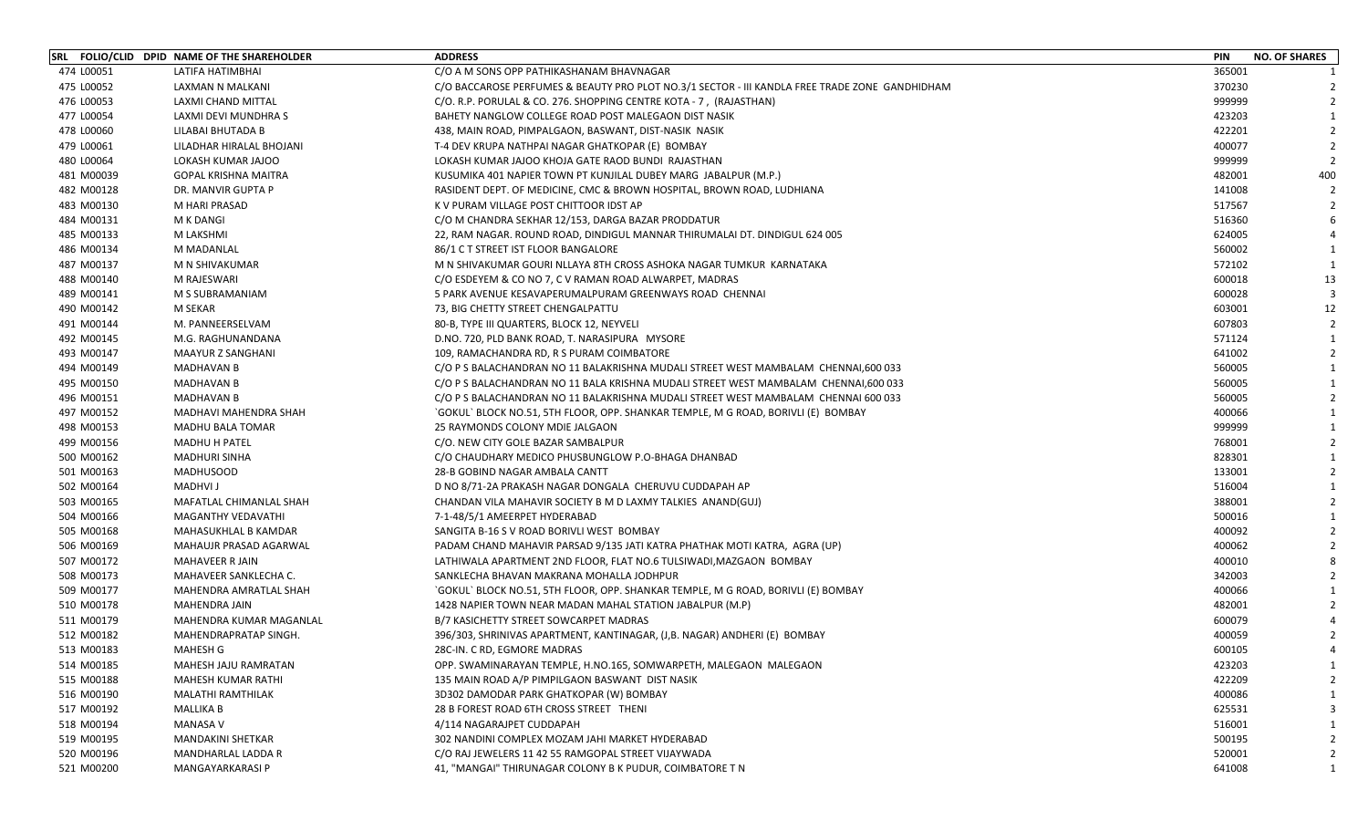| SRL | FOLIO/CLID | DPID | NAME OF THE SHAREHOLDER | ADDRESS | PIN | NO. OF SHARES |
|---|---|---|---|---|---|---|
| 474 | L00051 | | LATIFA HATIMBHAI | C/O A M SONS OPP PATHIKASHANAM BHAVNAGAR | 365001 | 1 |
| 475 | L00052 | | LAXMAN N MALKANI | C/O BACCAROSE PERFUMES & BEAUTY PRO PLOT NO.3/1 SECTOR - III KANDLA FREE TRADE ZONE GANDHIDHAM | 370230 | 2 |
| 476 | L00053 | | LAXMI CHAND MITTAL | C/O. R.P. PORULAL & CO. 276. SHOPPING CENTRE KOTA - 7 , (RAJASTHAN) | 999999 | 2 |
| 477 | L00054 | | LAXMI DEVI MUNDHRA S | BAHETY NANGLOW COLLEGE ROAD POST MALEGAON DIST NASIK | 423203 | 1 |
| 478 | L00060 | | LILABAI BHUTADA B | 438, MAIN ROAD, PIMPALGAON, BASWANT, DIST-NASIK NASIK | 422201 | 2 |
| 479 | L00061 | | LILADHAR HIRALAL BHOJANI | T-4 DEV KRUPA NATHPAI NAGAR GHATKOPAR (E) BOMBAY | 400077 | 2 |
| 480 | L00064 | | LOKASH KUMAR JAJOO | LOKASH KUMAR JAJOO KHOJA GATE RAOD BUNDI RAJASTHAN | 999999 | 2 |
| 481 | M00039 | | GOPAL KRISHNA MAITRA | KUSUMIKA 401 NAPIER TOWN PT KUNJILAL DUBEY MARG JABALPUR (M.P.) | 482001 | 400 |
| 482 | M00128 | | DR. MANVIR GUPTA P | RASIDENT DEPT. OF MEDICINE, CMC & BROWN HOSPITAL, BROWN ROAD, LUDHIANA | 141008 | 2 |
| 483 | M00130 | | M HARI PRASAD | K V PURAM VILLAGE POST CHITTOOR IDST AP | 517567 | 2 |
| 484 | M00131 | | M K DANGI | C/O M CHANDRA SEKHAR 12/153, DARGA BAZAR PRODDATUR | 516360 | 6 |
| 485 | M00133 | | M LAKSHMI | 22, RAM NAGAR. ROUND ROAD, DINDIGUL MANNAR THIRUMALAI DT. DINDIGUL 624 005 | 624005 | 4 |
| 486 | M00134 | | M MADANLAL | 86/1 C T STREET IST FLOOR BANGALORE | 560002 | 1 |
| 487 | M00137 | | M N SHIVAKUMAR | M N SHIVAKUMAR GOURI NLLAYA 8TH CROSS ASHOKA NAGAR TUMKUR KARNATAKA | 572102 | 1 |
| 488 | M00140 | | M RAJESWARI | C/O ESDEYEM & CO NO 7, C V RAMAN ROAD ALWARPET, MADRAS | 600018 | 13 |
| 489 | M00141 | | M S SUBRAMANIAM | 5 PARK AVENUE KESAVAPERUMALPURAM GREENWAYS ROAD CHENNAI | 600028 | 3 |
| 490 | M00142 | | M SEKAR | 73, BIG CHETTY STREET CHENGALPATTU | 603001 | 12 |
| 491 | M00144 | | M. PANNEERSELVAM | 80-B, TYPE III QUARTERS, BLOCK 12, NEYVELI | 607803 | 2 |
| 492 | M00145 | | M.G. RAGHUNANDANA | D.NO. 720, PLD BANK ROAD, T. NARASIPURA MYSORE | 571124 | 1 |
| 493 | M00147 | | MAAYUR Z SANGHANI | 109, RAMACHANDRA RD, R S PURAM COIMBATORE | 641002 | 2 |
| 494 | M00149 | | MADHAVAN B | C/O P S BALACHANDRAN NO 11 BALAKRISHNA MUDALI STREET WEST MAMBALAM CHENNAI,600 033 | 560005 | 1 |
| 495 | M00150 | | MADHAVAN B | C/O P S BALACHANDRAN NO 11 BALA KRISHNA MUDALI STREET WEST MAMBALAM CHENNAI,600 033 | 560005 | 1 |
| 496 | M00151 | | MADHAVAN B | C/O P S BALACHANDRAN NO 11 BALAKRISHNA MUDALI STREET WEST MAMBALAM CHENNAI 600 033 | 560005 | 2 |
| 497 | M00152 | | MADHAVI MAHENDRA SHAH | `GOKUL` BLOCK NO.51, 5TH FLOOR, OPP. SHANKAR TEMPLE, M G ROAD, BORIVLI (E) BOMBAY | 400066 | 1 |
| 498 | M00153 | | MADHU BALA TOMAR | 25 RAYMONDS COLONY MDIE JALGAON | 999999 | 1 |
| 499 | M00156 | | MADHU H PATEL | C/O. NEW CITY GOLE BAZAR SAMBALPUR | 768001 | 2 |
| 500 | M00162 | | MADHURI SINHA | C/O CHAUDHARY MEDICO PHUSBUNGLOW P.O-BHAGA DHANBAD | 828301 | 1 |
| 501 | M00163 | | MADHUSOOD | 28-B GOBIND NAGAR AMBALA CANTT | 133001 | 2 |
| 502 | M00164 | | MADHVI J | D NO 8/71-2A PRAKASH NAGAR DONGALA CHERUVU CUDDAPAH AP | 516004 | 1 |
| 503 | M00165 | | MAFATLAL CHIMANLAL SHAH | CHANDAN VILA MAHAVIR SOCIETY B M D LAXMY TALKIES ANAND(GUJ) | 388001 | 2 |
| 504 | M00166 | | MAGANTHY VEDAVATHI | 7-1-48/5/1 AMEERPET HYDERABAD | 500016 | 1 |
| 505 | M00168 | | MAHASUKHLAL B KAMDAR | SANGITA B-16 S V ROAD BORIVLI WEST BOMBAY | 400092 | 2 |
| 506 | M00169 | | MAHAUJR PRASAD AGARWAL | PADAM CHAND MAHAVIR PARSAD 9/135 JATI KATRA PHATHAK MOTI KATRA, AGRA (UP) | 400062 | 2 |
| 507 | M00172 | | MAHAVEER R JAIN | LATHIWALA APARTMENT 2ND FLOOR, FLAT NO.6 TULSIWADI,MAZGAON BOMBAY | 400010 | 8 |
| 508 | M00173 | | MAHAVEER SANKLECHA C. | SANKLECHA BHAVAN MAKRANA MOHALLA JODHPUR | 342003 | 2 |
| 509 | M00177 | | MAHENDRA AMRATLAL SHAH | `GOKUL` BLOCK NO.51, 5TH FLOOR, OPP. SHANKAR TEMPLE, M G ROAD, BORIVLI (E) BOMBAY | 400066 | 1 |
| 510 | M00178 | | MAHENDRA JAIN | 1428 NAPIER TOWN NEAR MADAN MAHAL STATION JABALPUR (M.P) | 482001 | 2 |
| 511 | M00179 | | MAHENDRA KUMAR MAGANLAL | B/7 KASICHETTY STREET SOWCARPET MADRAS | 600079 | 4 |
| 512 | M00182 | | MAHENDRAPRATAP SINGH. | 396/303, SHRINIVAS APARTMENT, KANTINAGAR, (J,B. NAGAR) ANDHERI (E) BOMBAY | 400059 | 2 |
| 513 | M00183 | | MAHESH G | 28C-IN. C RD, EGMORE MADRAS | 600105 | 4 |
| 514 | M00185 | | MAHESH JAJU RAMRATAN | OPP. SWAMINARAYAN TEMPLE, H.NO.165, SOMWARPETH, MALEGAON MALEGAON | 423203 | 1 |
| 515 | M00188 | | MAHESH KUMAR RATHI | 135 MAIN ROAD A/P PIMPILGAON BASWANT DIST NASIK | 422209 | 2 |
| 516 | M00190 | | MALATHI RAMTHILAK | 3D302 DAMODAR PARK GHATKOPAR (W) BOMBAY | 400086 | 1 |
| 517 | M00192 | | MALLIKA B | 28 B FOREST ROAD 6TH CROSS STREET THENI | 625531 | 3 |
| 518 | M00194 | | MANASA V | 4/114 NAGARAJPET CUDDAPAH | 516001 | 1 |
| 519 | M00195 | | MANDAKINI SHETKAR | 302 NANDINI COMPLEX MOZAM JAHI MARKET HYDERABAD | 500195 | 2 |
| 520 | M00196 | | MANDHARLAL LADDA R | C/O RAJ JEWELERS 11 42 55 RAMGOPAL STREET VIJAYWADA | 520001 | 2 |
| 521 | M00200 | | MANGAYARKARASI P | 41, "MANGAI" THIRUNAGAR COLONY B K PUDUR, COIMBATORE T N | 641008 | 1 |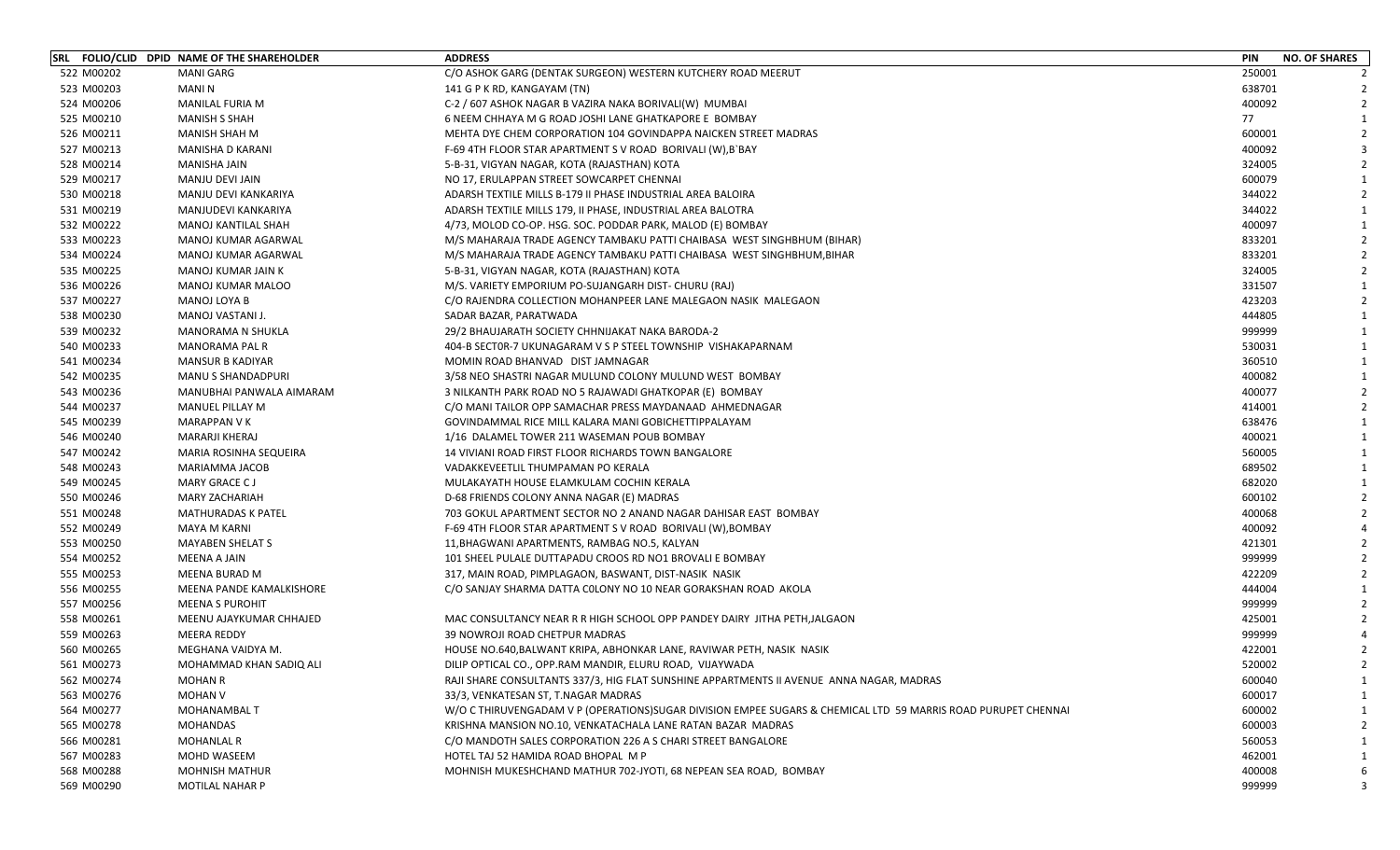| SRL | FOLIO/CLID | DPID | NAME OF THE SHAREHOLDER | ADDRESS | PIN | NO. OF SHARES |
|---|---|---|---|---|---|---|
| 522 | M00202 | | MANI GARG | C/O ASHOK GARG (DENTAK SURGEON) WESTERN KUTCHERY ROAD MEERUT | 250001 | 2 |
| 523 | M00203 | | MANI N | 141 G P K RD, KANGAYAM (TN) | 638701 | 2 |
| 524 | M00206 | | MANILAL FURIA M | C-2 / 607 ASHOK NAGAR B VAZIRA NAKA BORIVALI(W) MUMBAI | 400092 | 2 |
| 525 | M00210 | | MANISH S SHAH | 6 NEEM CHHAYA M G ROAD JOSHI LANE GHATKAPORE E BOMBAY | 77 | 1 |
| 526 | M00211 | | MANISH SHAH M | MEHTA DYE CHEM CORPORATION 104 GOVINDAPPA NAICKEN STREET MADRAS | 600001 | 2 |
| 527 | M00213 | | MANISHA D KARANI | F-69 4TH FLOOR STAR APARTMENT S V ROAD BORIVALI (W),B`BAY | 400092 | 3 |
| 528 | M00214 | | MANISHA JAIN | 5-B-31, VIGYAN NAGAR, KOTA (RAJASTHAN) KOTA | 324005 | 2 |
| 529 | M00217 | | MANJU DEVI JAIN | NO 17, ERULAPPAN STREET SOWCARPET CHENNAI | 600079 | 1 |
| 530 | M00218 | | MANJU DEVI KANKARIYA | ADARSH TEXTILE MILLS B-179 II PHASE INDUSTRIAL AREA BALOIRA | 344022 | 2 |
| 531 | M00219 | | MANJUDEVI KANKARIYA | ADARSH TEXTILE MILLS 179, II PHASE, INDUSTRIAL AREA BALOTRA | 344022 | 1 |
| 532 | M00222 | | MANOJ KANTILAL SHAH | 4/73, MOLOD CO-OP. HSG. SOC. PODDAR PARK, MALOD (E) BOMBAY | 400097 | 1 |
| 533 | M00223 | | MANOJ KUMAR AGARWAL | M/S MAHARAJA TRADE AGENCY TAMBAKU PATTI CHAIBASA WEST SINGHBHUM (BIHAR) | 833201 | 2 |
| 534 | M00224 | | MANOJ KUMAR AGARWAL | M/S MAHARAJA TRADE AGENCY TAMBAKU PATTI CHAIBASA WEST SINGHBHUM,BIHAR | 833201 | 2 |
| 535 | M00225 | | MANOJ KUMAR JAIN K | 5-B-31, VIGYAN NAGAR, KOTA (RAJASTHAN) KOTA | 324005 | 2 |
| 536 | M00226 | | MANOJ KUMAR MALOO | M/S. VARIETY EMPORIUM PO-SUJANGARH DIST- CHURU (RAJ) | 331507 | 1 |
| 537 | M00227 | | MANOJ LOYA B | C/O RAJENDRA COLLECTION MOHANPEER LANE MALEGAON NASIK MALEGAON | 423203 | 2 |
| 538 | M00230 | | MANOJ VASTANI J. | SADAR BAZAR, PARATWADA | 444805 | 1 |
| 539 | M00232 | | MANORAMA N SHUKLA | 29/2 BHAUJARATH SOCIETY CHHNIJAKAT NAKA BARODA-2 | 999999 | 1 |
| 540 | M00233 | | MANORAMA PAL R | 404-B SECT0R-7 UKUNAGARAM V S P STEEL TOWNSHIP VISHAKAPARNAM | 530031 | 1 |
| 541 | M00234 | | MANSUR B KADIYAR | MOMIN ROAD BHANVAD DIST JAMNAGAR | 360510 | 1 |
| 542 | M00235 | | MANU S SHANDADPURI | 3/58 NEO SHASTRI NAGAR MULUND COLONY MULUND WEST BOMBAY | 400082 | 1 |
| 543 | M00236 | | MANUBHAI PANWALA AIMARAM | 3 NILKANTH PARK ROAD NO 5 RAJAWADI GHATKOPAR (E) BOMBAY | 400077 | 2 |
| 544 | M00237 | | MANUEL PILLAY M | C/O MANI TAILOR OPP SAMACHAR PRESS MAYDANAAD AHMEDNAGAR | 414001 | 2 |
| 545 | M00239 | | MARAPPAN V K | GOVINDAMMAL RICE MILL KALARA MANI GOBICHETTIPPALAYAM | 638476 | 1 |
| 546 | M00240 | | MARARJI KHERAJ | 1/16 DALAMEL TOWER 211 WASEMAN POUB BOMBAY | 400021 | 1 |
| 547 | M00242 | | MARIA ROSINHA SEQUEIRA | 14 VIVIANI ROAD FIRST FLOOR RICHARDS TOWN BANGALORE | 560005 | 1 |
| 548 | M00243 | | MARIAMMA JACOB | VADAKKEVEETLIL THUMPAMAN PO KERALA | 689502 | 1 |
| 549 | M00245 | | MARY GRACE C J | MULAKAYATH HOUSE ELAMKULAM COCHIN KERALA | 682020 | 1 |
| 550 | M00246 | | MARY ZACHARIAH | D-68 FRIENDS COLONY ANNA NAGAR (E) MADRAS | 600102 | 2 |
| 551 | M00248 | | MATHURADAS K PATEL | 703 GOKUL APARTMENT SECTOR NO 2 ANAND NAGAR DAHISAR EAST BOMBAY | 400068 | 2 |
| 552 | M00249 | | MAYA M KARNI | F-69 4TH FLOOR STAR APARTMENT S V ROAD BORIVALI (W),BOMBAY | 400092 | 4 |
| 553 | M00250 | | MAYABEN SHELAT S | 11,BHAGWANI APARTMENTS, RAMBAG NO.5, KALYAN | 421301 | 2 |
| 554 | M00252 | | MEENA A JAIN | 101 SHEEL PULALE DUTTAPADU CROOS RD NO1 BROVALI E BOMBAY | 999999 | 2 |
| 555 | M00253 | | MEENA BURAD M | 317, MAIN ROAD, PIMPLAGAON, BASWANT, DIST-NASIK NASIK | 422209 | 2 |
| 556 | M00255 | | MEENA PANDE KAMALKISHORE | C/O SANJAY SHARMA DATTA COLONY NO 10 NEAR GORAKSHAN ROAD AKOLA | 444004 | 1 |
| 557 | M00256 | | MEENA S PUROHIT | | 999999 | 2 |
| 558 | M00261 | | MEENU AJAYKUMAR CHHAJED | MAC CONSULTANCY NEAR R R HIGH SCHOOL OPP PANDEY DAIRY JITHA PETH,JALGAON | 425001 | 2 |
| 559 | M00263 | | MEERA REDDY | 39 NOWROJI ROAD CHETPUR MADRAS | 999999 | 4 |
| 560 | M00265 | | MEGHANA VAIDYA M. | HOUSE NO.640,BALWANT KRIPA, ABHONKAR LANE, RAVIWAR PETH, NASIK NASIK | 422001 | 2 |
| 561 | M00273 | | MOHAMMAD KHAN SADIQ ALI | DILIP OPTICAL CO., OPP.RAM MANDIR, ELURU ROAD, VIJAYWADA | 520002 | 2 |
| 562 | M00274 | | MOHAN R | RAJI SHARE CONSULTANTS 337/3, HIG FLAT SUNSHINE APPARTMENTS II AVENUE ANNA NAGAR, MADRAS | 600040 | 1 |
| 563 | M00276 | | MOHAN V | 33/3, VENKATESAN ST, T.NAGAR MADRAS | 600017 | 1 |
| 564 | M00277 | | MOHANAMBAL T | W/O C THIRUVENGADAM V P (OPERATIONS)SUGAR DIVISION EMPEE SUGARS & CHEMICAL LTD 59 MARRIS ROAD PURUPET CHENNAI | 600002 | 1 |
| 565 | M00278 | | MOHANDAS | KRISHNA MANSION NO.10, VENKATACHALA LANE RATAN BAZAR MADRAS | 600003 | 2 |
| 566 | M00281 | | MOHANLAL R | C/O MANDOTH SALES CORPORATION 226 A S CHARI STREET BANGALORE | 560053 | 1 |
| 567 | M00283 | | MOHD WASEEM | HOTEL TAJ 52 HAMIDA ROAD BHOPAL M P | 462001 | 1 |
| 568 | M00288 | | MOHNISH MATHUR | MOHNISH MUKESHCHAND MATHUR 702-JYOTI, 68 NEPEAN SEA ROAD, BOMBAY | 400008 | 6 |
| 569 | M00290 | | MOTILAL NAHAR P | | 999999 | 3 |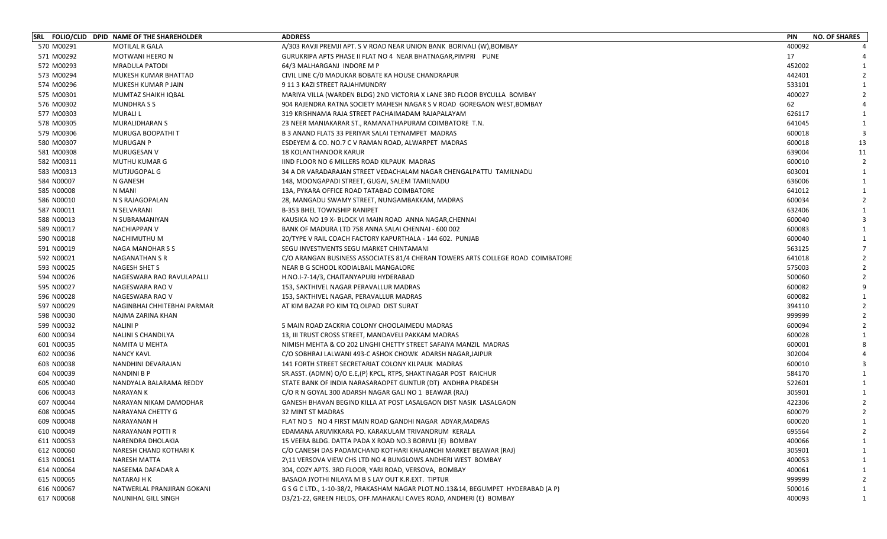| SRL | FOLIO/CLID | DPID | NAME OF THE SHAREHOLDER | ADDRESS | PIN | NO. OF SHARES |
|---|---|---|---|---|---|---|
| 570 | M00291 | | MOTILAL R GALA | A/303 RAVJI PREMJI APT. S V ROAD NEAR UNION BANK BORIVALI (W),BOMBAY | 400092 | 4 |
| 571 | M00292 | | MOTWANI HEERO N | GURUKRIPA APTS PHASE II FLAT NO 4 NEAR BHATNAGAR,PIMPRI PUNE | 17 | 4 |
| 572 | M00293 | | MRADULA PATODI | 64/3 MALHARGANJ INDORE M P | 452002 | 1 |
| 573 | M00294 | | MUKESH KUMAR BHATTAD | CIVIL LINE C/0 MADUKAR BOBATE KA HOUSE CHANDRAPUR | 442401 | 2 |
| 574 | M00296 | | MUKESH KUMAR P JAIN | 9 11 3 KAZI STREET RAJAHMUNDRY | 533101 | 1 |
| 575 | M00301 | | MUMTAZ SHAIKH IQBAL | MARIYA VILLA (WARDEN BLDG) 2ND VICTORIA X LANE 3RD FLOOR BYCULLA BOMBAY | 400027 | 2 |
| 576 | M00302 | | MUNDHRA S S | 904 RAJENDRA RATNA SOCIETY MAHESH NAGAR S V ROAD GOREGAON WEST,BOMBAY | 62 | 4 |
| 577 | M00303 | | MURALI L | 319 KRISHNAMA RAJA STREET PACHAIMADAM RAJAPALAYAM | 626117 | 1 |
| 578 | M00305 | | MURALIDHARAN S | 23 NEER MANIAKARAR ST., RAMANATHAPURAM COIMBATORE T.N. | 641045 | 1 |
| 579 | M00306 | | MURUGA BOOPATHI T | B 3 ANAND FLATS 33 PERIYAR SALAI TEYNAMPET MADRAS | 600018 | 3 |
| 580 | M00307 | | MURUGAN P | ESDEYEM & CO. NO.7 C V RAMAN ROAD, ALWARPET MADRAS | 600018 | 13 |
| 581 | M00308 | | MURUGESAN V | 18 KOLANTHANOOR KARUR | 639004 | 11 |
| 582 | M00311 | | MUTHU KUMAR G | IIND FLOOR NO 6 MILLERS ROAD KILPAUK MADRAS | 600010 | 2 |
| 583 | M00313 | | MUTJUGOPAL G | 34 A DR VARADARAJAN STREET VEDACHALAM NAGAR CHENGALPATTU TAMILNADU | 603001 | 1 |
| 584 | N00007 | | N GANESH | 148, MOONGAPADI STREET, GUGAI, SALEM TAMILNADU | 636006 | 1 |
| 585 | N00008 | | N MANI | 13A, PYKARA OFFICE ROAD TATABAD COIMBATORE | 641012 | 1 |
| 586 | N00010 | | N S RAJAGOPALAN | 28, MANGADU SWAMY STREET, NUNGAMBAKKAM, MADRAS | 600034 | 2 |
| 587 | N00011 | | N SELVARANI | B-353 BHEL TOWNSHIP RANIPET | 632406 | 1 |
| 588 | N00013 | | N SUBRAMANIYAN | KAUSIKA NO 19 X- BLOCK VI MAIN ROAD ANNA NAGAR,CHENNAI | 600040 | 3 |
| 589 | N00017 | | NACHIAPPAN V | BANK OF MADURA LTD 758 ANNA SALAI CHENNAI - 600 002 | 600083 | 1 |
| 590 | N00018 | | NACHIMUTHU M | 20/TYPE V RAIL COACH FACTORY KAPURTHALA - 144 602. PUNJAB | 600040 | 1 |
| 591 | N00019 | | NAGA MANOHAR S S | SEGU INVESTMENTS SEGU MARKET CHINTAMANI | 563125 | 7 |
| 592 | N00021 | | NAGANATHAN S R | C/O ARANGAN BUSINESS ASSOCIATES 81/4 CHERAN TOWERS ARTS COLLEGE ROAD COIMBATORE | 641018 | 2 |
| 593 | N00025 | | NAGESH SHET S | NEAR B G SCHOOL KODIALBAIL MANGALORE | 575003 | 2 |
| 594 | N00026 | | NAGESWARA RAO RAVULAPALLI | H.NO.I-7-14/3, CHAITANYAPURI HYDERABAD | 500060 | 2 |
| 595 | N00027 | | NAGESWARA RAO V | 153, SAKTHIVEL NAGAR PERAVALLUR MADRAS | 600082 | 9 |
| 596 | N00028 | | NAGESWARA RAO V | 153, SAKTHIVEL NAGAR, PERAVALLUR MADRAS | 600082 | 1 |
| 597 | N00029 | | NAGINBHAI CHHITEBHAI PARMAR | AT KIM BAZAR PO KIM TQ OLPAD DIST SURAT | 394110 | 2 |
| 598 | N00030 | | NAJMA ZARINA KHAN | | 999999 | 2 |
| 599 | N00032 | | NALINI P | 5 MAIN ROAD ZACKRIA COLONY CHOOLAIMEDU MADRAS | 600094 | 2 |
| 600 | N00034 | | NALINI S CHANDILYA | 13, III TRUST CROSS STREET, MANDAVELI PAKKAM MADRAS | 600028 | 1 |
| 601 | N00035 | | NAMITA U MEHTA | NIMISH MEHTA & CO 202 LINGHI CHETTY STREET SAFAIYA MANZIL MADRAS | 600001 | 8 |
| 602 | N00036 | | NANCY KAVL | C/O SOBHRAJ LALWANI 493-C ASHOK CHOWK ADARSH NAGAR,JAIPUR | 302004 | 4 |
| 603 | N00038 | | NANDHINI DEVARAJAN | 141 FORTH STREET SECRETARIAT COLONY KILPAUK MADRAS | 600010 | 3 |
| 604 | N00039 | | NANDINI B P | SR.ASST. (ADMN) O/O E.E,(P) KPCL, RTPS, SHAKTINAGAR POST RAICHUR | 584170 | 1 |
| 605 | N00040 | | NANDYALA BALARAMA REDDY | STATE BANK OF INDIA NARASARAOPET GUNTUR (DT) ANDHRA PRADESH | 522601 | 1 |
| 606 | N00043 | | NARAYAN K | C/O R N GOYAL 300 ADARSH NAGAR GALI NO 1 BEAWAR (RAJ) | 305901 | 1 |
| 607 | N00044 | | NARAYAN NIKAM DAMODHAR | GANESH BHAVAN BEGIND KILLA AT POST LASALGAON DIST NASIK LASALGAON | 422306 | 2 |
| 608 | N00045 | | NARAYANA CHETTY G | 32 MINT ST MADRAS | 600079 | 2 |
| 609 | N00048 | | NARAYANAN H | FLAT NO 5 NO 4 FIRST MAIN ROAD GANDHI NAGAR ADYAR,MADRAS | 600020 | 1 |
| 610 | N00049 | | NARAYANAN POTTI R | EDAMANA ARUVIKKARA PO. KARAKULAM TRIVANDRUM KERALA | 695564 | 2 |
| 611 | N00053 | | NARENDRA DHOLAKIA | 15 VEERA BLDG. DATTA PADA X ROAD NO.3 BORIVLI (E) BOMBAY | 400066 | 1 |
| 612 | N00060 | | NARESH CHAND KOTHARI K | C/O CANESH DAS PADAMCHAND KOTHARI KHAJANCHI MARKET BEAWAR (RAJ) | 305901 | 1 |
| 613 | N00061 | | NARESH MATTA | 2\11 VERSOVA VIEW CHS LTD NO 4 BUNGLOWS ANDHERI WEST BOMBAY | 400053 | 1 |
| 614 | N00064 | | NASEEMA DAFADAR A | 304, COZY APTS. 3RD FLOOR, YARI ROAD, VERSOVA, BOMBAY | 400061 | 1 |
| 615 | N00065 | | NATARAJ H K | BASAOA JYOTHI NILAYA M B S LAY OUT K.R.EXT. TIPTUR | 999999 | 2 |
| 616 | N00067 | | NATWERLAL PRANJIRAN GOKANI | G S G C LTD., 1-10-38/2, PRAKASHAM NAGAR PLOT.NO.13&14, BEGUMPET HYDERABAD (A P) | 500016 | 1 |
| 617 | N00068 | | NAUNIHAL GILL SINGH | D3/21-22, GREEN FIELDS, OFF.MAHAKALI CAVES ROAD, ANDHERI (E) BOMBAY | 400093 | 1 |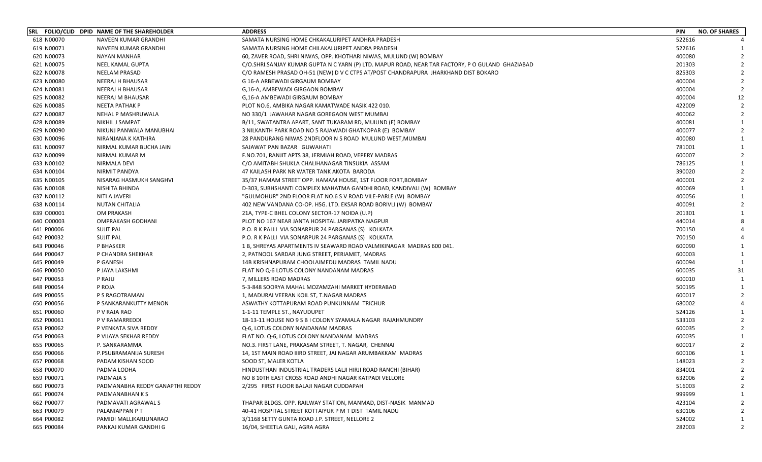| SRL | FOLIO/CLID | DPID | NAME OF THE SHAREHOLDER | ADDRESS | PIN | NO. OF SHARES |
|---|---|---|---|---|---|---|
| 618 | N00070 | | NAVEEN KUMAR GRANDHI | SAMATA NURSING HOME CHKAKALURIPET ANDHRA PRADESH | 522616 | 4 |
| 619 | N00071 | | NAVEEN KUMAR GRANDHI | SAMATA NURSING HOME CHILAKALURIPET ANDRA PRADESH | 522616 | 1 |
| 620 | N00073 | | NAYAN MANHAR | 60, ZAVER ROAD, SHRI NIWAS, OPP. KHOTHARI NIWAS, MULUND (W) BOMBAY | 400080 | 2 |
| 621 | N00075 | | NEEL KAMAL GUPTA | C/O.SHRI.SANJAY KUMAR GUPTA N C YARN (P) LTD. MAPUR ROAD, NEAR TAR FACTORY, P O GULAND GHAZIABAD | 201303 | 2 |
| 622 | N00078 | | NEELAM PRASAD | C/O RAMESH PRASAD OH-51 (NEW) D V C CTPS AT/POST CHANDRAPURA JHARKHAND DIST BOKARO | 825303 | 2 |
| 623 | N00080 | | NEERAJ H BHAUSAR | G 16-A ARBEWADI GIRGAUM BOMBAY | 400004 | 2 |
| 624 | N00081 | | NEERAJ H BHAUSAR | G,16-A, AMBEWADI GIRGAON BOMBAY | 400004 | 2 |
| 625 | N00082 | | NEERAJ M BHAUSAR | G,16-A AMBEWADI GIRGAUM BOMBAY | 400004 | 12 |
| 626 | N00085 | | NEETA PATHAK P | PLOT NO.6, AMBIKA NAGAR KAMATWADE NASIK 422 010. | 422009 | 2 |
| 627 | N00087 | | NEHAL P MASHRUWALA | NO 330/1 JAWAHAR NAGAR GOREGAON WEST MUMBAI | 400062 | 2 |
| 628 | N00089 | | NIKHIL J SAMPAT | B/11, SWATANTRA APART, SANT TUKARAM RD, MUIUND (E) BOMBAY | 400081 | 1 |
| 629 | N00090 | | NIKUNJ PANWALA MANUBHAI | 3 NILKANTH PARK ROAD NO 5 RAJAWADI GHATKOPAR (E) BOMBAY | 400077 | 2 |
| 630 | N00096 | | NIRANJANA K KATHIRA | 28 PANDURANG NIWAS 2NDFLOOR N S ROAD MULUND WEST,MUMBAI | 400080 | 1 |
| 631 | N00097 | | NIRMAL KUMAR BUCHA JAIN | SAJAWAT PAN BAZAR GUWAHATI | 781001 | 1 |
| 632 | N00099 | | NIRMAL KUMAR M | F.NO.701, RANJIT APTS 38, JERMIAH ROAD, VEPERY MADRAS | 600007 | 2 |
| 633 | N00102 | | NIRMALA DEVI | C/O AMITABH SHUKLA CHALIHANAGAR TINSUKIA ASSAM | 786125 | 1 |
| 634 | N00104 | | NIRMIT PANDYA | 47 KAILASH PARK NR WATER TANK AKOTA BARODA | 390020 | 2 |
| 635 | N00105 | | NISARAG HASMUKH SANGHVI | 35/37 HAMAM STREET OPP. HAMAM HOUSE, 1ST FLOOR FORT,BOMBAY | 400001 | 2 |
| 636 | N00108 | | NISHITA BHINDA | D-303, SUBHSHANTI COMPLEX MAHATMA GANDHI ROAD, KANDIVALI (W) BOMBAY | 400069 | 1 |
| 637 | N00112 | | NITI A JAVERI | "GULMOHUR" 2ND FLOOR FLAT NO.6 S V ROAD VILE-PARLE (W) BOMBAY | 400056 | 1 |
| 638 | N00114 | | NUTAN CHITALIA | 402 NEW VANDANA CO-OP. HSG. LTD. EKSAR ROAD BORIVLI (W) BOMBAY | 400091 | 2 |
| 639 | O00001 | | OM PRAKASH | 21A, TYPE-C BHEL COLONY SECTOR-17 NOIDA (U.P) | 201301 | 1 |
| 640 | O00003 | | OMPRAKASH GODHANI | PLOT NO 167 NEAR JANTA HOSPITAL JARIPATKA NAGPUR | 440014 | 8 |
| 641 | P00006 | | SUJIT PAL | P.O. R K PALLI VIA SONARPUR 24 PARGANAS (S) KOLKATA | 700150 | 4 |
| 642 | P00032 | | SUJIT PAL | P.O. R K PALLI VIA SONARPUR 24 PARGANAS (S) KOLKATA | 700150 | 4 |
| 643 | P00046 | | P BHASKER | 1 B, SHREYAS APARTMENTS IV SEAWARD ROAD VALMIKINAGAR MADRAS 600 041. | 600090 | 1 |
| 644 | P00047 | | P CHANDRA SHEKHAR | 2, PATNOOL SARDAR JUNG STREET, PERIAMET, MADRAS | 600003 | 1 |
| 645 | P00049 | | P GANESH | 14B KRISHNAPURAM CHOOLAIMEDU MADRAS TAMIL NADU | 600094 | 1 |
| 646 | P00050 | | P JAYA LAKSHMI | FLAT NO Q-6 LOTUS COLONY NANDANAM MADRAS | 600035 | 31 |
| 647 | P00053 | | P RAJU | 7, MILLERS ROAD MADRAS | 600010 | 1 |
| 648 | P00054 | | P ROJA | 5-3-848 SOORYA MAHAL MOZAMZAHI MARKET HYDERABAD | 500195 | 1 |
| 649 | P00055 | | P S RAGOTRAMAN | 1, MADURAI VEERAN KOIL ST, T.NAGAR MADRAS | 600017 | 2 |
| 650 | P00056 | | P SANKARANKUTTY MENON | ASWATHY KOTTAPURAM ROAD PUNKUNNAM TRICHUR | 680002 | 4 |
| 651 | P00060 | | P V RAJA RAO | 1-1-11 TEMPLE ST., NAYUDUPET | 524126 | 1 |
| 652 | P00061 | | P V RAMARREDDI | 18-13-11 HOUSE NO 9 S B I COLONY SYAMALA NAGAR RAJAHMUNDRY | 533103 | 2 |
| 653 | P00062 | | P VENKATA SIVA REDDY | Q-6, LOTUS COLONY NANDANAM MADRAS | 600035 | 2 |
| 654 | P00063 | | P VIJAYA SEKHAR REDDY | FLAT NO. Q-6, LOTUS COLONY NANDANAM MADRAS | 600035 | 1 |
| 655 | P00065 | | P. SANKARAMMA | NO.3. FIRST LANE, PRAKASAM STREET, T. NAGAR, CHENNAI | 600017 | 2 |
| 656 | P00066 | | P.PSUBRAMANIJA SURESH | 14, 1ST MAIN ROAD IIIRD STREET, JAI NAGAR ARUMBAKKAM MADRAS | 600106 | 1 |
| 657 | P00068 | | PADAM KISHAN SOOD | SOOD ST, MALER KOTLA | 148023 | 2 |
| 658 | P00070 | | PADMA LODHA | HINDUSTHAN INDUSTRIAL TRADERS LALJI HIRJI ROAD RANCHI (BIHAR) | 834001 | 2 |
| 659 | P00071 | | PADMAJA S | NO 8 10TH EAST CROSS ROAD ANDHI NAGAR KATPADI VELLORE | 632006 | 2 |
| 660 | P00073 | | PADMANABHA REDDY GANAPTHI REDDY | 2/295 FIRST FLOOR BALAJI NAGAR CUDDAPAH | 516003 | 2 |
| 661 | P00074 | | PADMANABHAN K S | | 999999 | 1 |
| 662 | P00077 | | PADMAVATI AGRAWAL S | THAPAR BLDGS. OPP. RAILWAY STATION, MANMAD, DIST-NASIK MANMAD | 423104 | 2 |
| 663 | P00079 | | PALANIAPPAN P T | 40-41 HOSPITAL STREET KOTTAIYUR P M T DIST TAMIL NADU | 630106 | 2 |
| 664 | P00082 | | PAMIDI MALLIKARJUNARAO | 3/1168 SETTY GUNTA ROAD J.P. STREET, NELLORE 2 | 524002 | 1 |
| 665 | P00084 | | PANKAJ KUMAR GANDHI G | 16/04, SHEETLA GALI, AGRA AGRA | 282003 | 2 |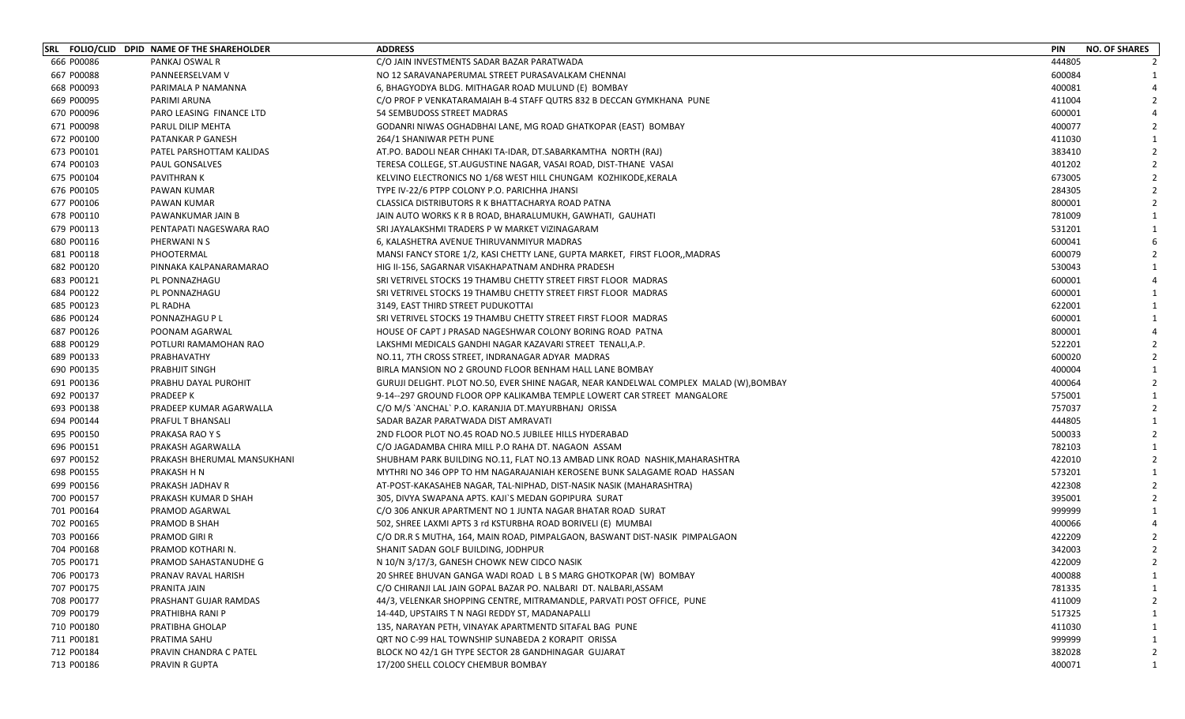| SRL | FOLIO/CLID | DPID | NAME OF THE SHAREHOLDER | ADDRESS | PIN | NO. OF SHARES |
|---|---|---|---|---|---|---|
| 666 | P00086 | | PANKAJ OSWAL R | C/O JAIN INVESTMENTS SADAR BAZAR PARATWADA | 444805 | 2 |
| 667 | P00088 | | PANNEERSELVAM V | NO 12 SARAVANAPERUMAL STREET PURASAVALKAM CHENNAI | 600084 | 1 |
| 668 | P00093 | | PARIMALA P NAMANNA | 6, BHAGYODYA BLDG. MITHAGAR ROAD MULUND (E) BOMBAY | 400081 | 4 |
| 669 | P00095 | | PARIMI ARUNA | C/O PROF P VENKATARAMAIAH B-4 STAFF QUTRS 832 B DECCAN GYMKHANA PUNE | 411004 | 2 |
| 670 | P00096 | | PARO LEASING FINANCE LTD | 54 SEMBUDOSS STREET MADRAS | 600001 | 4 |
| 671 | P00098 | | PARUL DILIP MEHTA | GODANRI NIWAS OGHADBHAI LANE, MG ROAD GHATKOPAR (EAST) BOMBAY | 400077 | 2 |
| 672 | P00100 | | PATANKAR P GANESH | 264/1 SHANIWAR PETH PUNE | 411030 | 1 |
| 673 | P00101 | | PATEL PARSHOTTAM KALIDAS | AT.PO. BADOLI NEAR CHHAKI TA-IDAR, DT.SABARKAMTHA NORTH (RAJ) | 383410 | 2 |
| 674 | P00103 | | PAUL GONSALVES | TERESA COLLEGE, ST.AUGUSTINE NAGAR, VASAI ROAD, DIST-THANE VASAI | 401202 | 2 |
| 675 | P00104 | | PAVITHRAN K | KELVINO ELECTRONICS NO 1/68 WEST HILL CHUNGAM KOZHIKODE,KERALA | 673005 | 2 |
| 676 | P00105 | | PAWAN KUMAR | TYPE IV-22/6 PTPP COLONY P.O. PARICHHA JHANSI | 284305 | 2 |
| 677 | P00106 | | PAWAN KUMAR | CLASSICA DISTRIBUTORS R K BHATTACHARYA ROAD PATNA | 800001 | 2 |
| 678 | P00110 | | PAWANKUMAR JAIN B | JAIN AUTO WORKS K R B ROAD, BHARALUMUKH, GAWHATI, GAUHATI | 781009 | 1 |
| 679 | P00113 | | PENTAPATI NAGESWARA RAO | SRI JAYALAKSHMI TRADERS P W MARKET VIZINAGARAM | 531201 | 1 |
| 680 | P00116 | | PHERWANI N S | 6, KALASHETRA AVENUE THIRUVANMIYUR MADRAS | 600041 | 6 |
| 681 | P00118 | | PHOOTERMAL | MANSI FANCY STORE 1/2, KASI CHETTY LANE, GUPTA MARKET, FIRST FLOOR,,MADRAS | 600079 | 2 |
| 682 | P00120 | | PINNAKA KALPANARAMARAO | HIG II-156, SAGARNAR VISAKHAPATNAM ANDHRA PRADESH | 530043 | 1 |
| 683 | P00121 | | PL PONNAZHAGU | SRI VETRIVEL STOCKS 19 THAMBU CHETTY STREET FIRST FLOOR MADRAS | 600001 | 4 |
| 684 | P00122 | | PL PONNAZHAGU | SRI VETRIVEL STOCKS 19 THAMBU CHETTY STREET FIRST FLOOR MADRAS | 600001 | 1 |
| 685 | P00123 | | PL RADHA | 3149, EAST THIRD STREET PUDUKOTTAI | 622001 | 1 |
| 686 | P00124 | | PONNAZHAGU P L | SRI VETRIVEL STOCKS 19 THAMBU CHETTY STREET FIRST FLOOR MADRAS | 600001 | 1 |
| 687 | P00126 | | POONAM AGARWAL | HOUSE OF CAPT J PRASAD NAGESHWAR COLONY BORING ROAD PATNA | 800001 | 4 |
| 688 | P00129 | | POTLURI RAMAMOHAN RAO | LAKSHMI MEDICALS GANDHI NAGAR KAZAVARI STREET TENALI,A.P. | 522201 | 2 |
| 689 | P00133 | | PRABHAVATHY | NO.11, 7TH CROSS STREET, INDRANAGAR ADYAR MADRAS | 600020 | 2 |
| 690 | P00135 | | PRABHJIT SINGH | BIRLA MANSION NO 2 GROUND FLOOR BENHAM HALL LANE BOMBAY | 400004 | 1 |
| 691 | P00136 | | PRABHU DAYAL PUROHIT | GURUJI DELIGHT. PLOT NO.50, EVER SHINE NAGAR, NEAR KANDELWAL COMPLEX MALAD (W),BOMBAY | 400064 | 2 |
| 692 | P00137 | | PRADEEP K | 9-14--297 GROUND FLOOR OPP KALIKAMBA TEMPLE LOWERT CAR STREET MANGALORE | 575001 | 1 |
| 693 | P00138 | | PRADEEP KUMAR AGARWALLA | C/O M/S `ANCHAL` P.O. KARANJIA DT.MAYURBHANJ ORISSA | 757037 | 2 |
| 694 | P00144 | | PRAFUL T BHANSALI | SADAR BAZAR PARATWADA DIST AMRAVATI | 444805 | 1 |
| 695 | P00150 | | PRAKASA RAO Y S | 2ND FLOOR PLOT NO.45 ROAD NO.5 JUBILEE HILLS HYDERABAD | 500033 | 2 |
| 696 | P00151 | | PRAKASH AGARWALLA | C/O JAGADAMBA CHIRA MILL P.O RAHA DT. NAGAON ASSAM | 782103 | 1 |
| 697 | P00152 | | PRAKASH BHERUMAL MANSUKHANI | SHUBHAM PARK BUILDING NO.11, FLAT NO.13 AMBAD LINK ROAD NASHIK,MAHARASHTRA | 422010 | 2 |
| 698 | P00155 | | PRAKASH H N | MYTHRI NO 346 OPP TO HM NAGARAJANIAH KEROSENE BUNK SALAGAME ROAD HASSAN | 573201 | 1 |
| 699 | P00156 | | PRAKASH JADHAV R | AT-POST-KAKASAHEB NAGAR, TAL-NIPHAD, DIST-NASIK NASIK (MAHARASHTRA) | 422308 | 2 |
| 700 | P00157 | | PRAKASH KUMAR D SHAH | 305, DIVYA SWAPANA APTS. KAJI`S MEDAN GOPIPURA SURAT | 395001 | 2 |
| 701 | P00164 | | PRAMOD AGARWAL | C/O 306 ANKUR APARTMENT NO 1 JUNTA NAGAR BHATAR ROAD SURAT | 999999 | 1 |
| 702 | P00165 | | PRAMOD B SHAH | 502, SHREE LAXMI APTS 3 rd KSTURBHA ROAD BORIVELI (E) MUMBAI | 400066 | 4 |
| 703 | P00166 | | PRAMOD GIRI R | C/O DR.R S MUTHA, 164, MAIN ROAD, PIMPALGAON, BASWANT DIST-NASIK PIMPALGAON | 422209 | 2 |
| 704 | P00168 | | PRAMOD KOTHARI N. | SHANIT SADAN GOLF BUILDING, JODHPUR | 342003 | 2 |
| 705 | P00171 | | PRAMOD SAHASTANUDHE G | N 10/N 3/17/3, GANESH CHOWK NEW CIDCO NASIK | 422009 | 2 |
| 706 | P00173 | | PRANAV RAVAL HARISH | 20 SHREE BHUVAN GANGA WADI ROAD L B S MARG GHOTKOPAR (W) BOMBAY | 400088 | 1 |
| 707 | P00175 | | PRANITA JAIN | C/O CHIRANJI LAL JAIN GOPAL BAZAR PO. NALBARI DT. NALBARI,ASSAM | 781335 | 1 |
| 708 | P00177 | | PRASHANT GUJAR RAMDAS | 44/3, VELENKAR SHOPPING CENTRE, MITRAMANDLE, PARVATI POST OFFICE, PUNE | 411009 | 2 |
| 709 | P00179 | | PRATHIBHA RANI P | 14-44D, UPSTAIRS T N NAGI REDDY ST, MADANAPALLI | 517325 | 1 |
| 710 | P00180 | | PRATIBHA GHOLAP | 135, NARAYAN PETH, VINAYAK APARTMENTD SITAFAL BAG PUNE | 411030 | 1 |
| 711 | P00181 | | PRATIMA SAHU | QRT NO C-99 HAL TOWNSHIP SUNABEDA 2 KORAPIT ORISSA | 999999 | 1 |
| 712 | P00184 | | PRAVIN CHANDRA C PATEL | BLOCK NO 42/1 GH TYPE SECTOR 28 GANDHINAGAR GUJARAT | 382028 | 2 |
| 713 | P00186 | | PRAVIN R GUPTA | 17/200 SHELL COLOCY CHEMBUR BOMBAY | 400071 | 1 |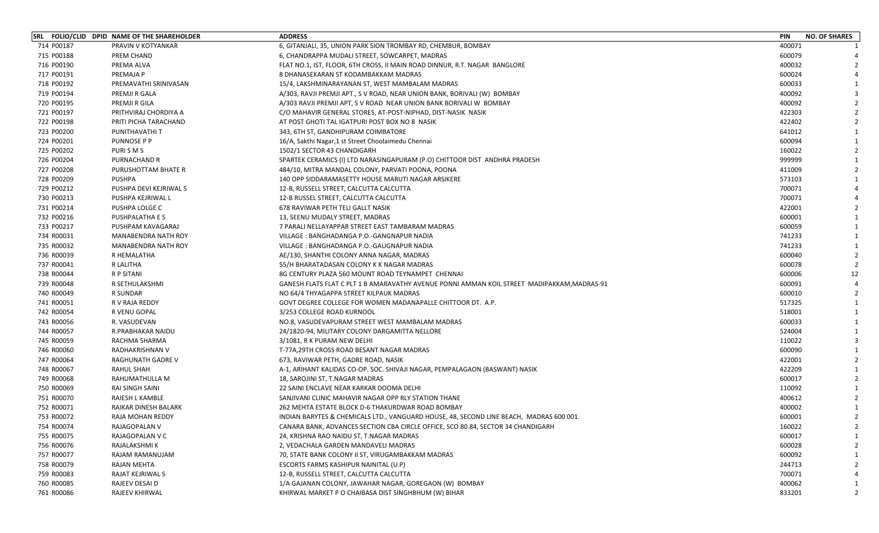| SRL | FOLIO/CLID | DPID | NAME OF THE SHAREHOLDER | ADDRESS | PIN | NO. OF SHARES |
|---|---|---|---|---|---|---|
| 714 | P00187 | | PRAVIN V KOTYANKAR | 6, GITANJALI, 35, UNION PARK SION TROMBAY RD, CHEMBUR, BOMBAY | 400071 | 1 |
| 715 | P00188 | | PREM CHAND | 6, CHANDRAPPA MUDALI STREET, SOWCARPET, MADRAS | 600079 | 4 |
| 716 | P00190 | | PREMA ALVA | FLAT NO.1, IST, FLOOR, 6TH CROSS, II MAIN ROAD DINNUR, R.T. NAGAR BANGLORE | 400032 | 2 |
| 717 | P00191 | | PREMAJA P | 8 DHANASEKARAN ST KODAMBAKKAM MADRAS | 600024 | 4 |
| 718 | P00192 | | PREMAVATHI SRINIVASAN | 15/4, LAKSHMINARAYANAN ST, WEST MAMBALAM MADRAS | 600033 | 1 |
| 719 | P00194 | | PREMJI R GALA | A/303, RAVJI PREMJI APT., S V ROAD, NEAR UNION BANK, BORIVALI (W) BOMBAY | 400092 | 3 |
| 720 | P00195 | | PREMJI R GILA | A/303 RAVJI PREMJI APT, S V ROAD NEAR UNION BANK BORIVALI W BOMBAY | 400092 | 2 |
| 721 | P00197 | | PRITHVIRAJ CHORDIYA A | C/O MAHAVIR GENERAL STORES, AT-POST-NIPHAD, DIST-NASIK NASIK | 422303 | 2 |
| 722 | P00198 | | PRITI PICHA TARACHAND | AT POST GHOTI TAL IGATPURI POST BOX NO 8 NASIK | 422402 | 2 |
| 723 | P00200 | | PUNITHAVATHI T | 343, 6TH ST, GANDHIPURAM COIMBATORE | 641012 | 1 |
| 724 | P00201 | | PUNNOSE P P | 16/A, Sakthi Nagar,1 st Street Choolaimedu Chennai | 600094 | 1 |
| 725 | P00202 | | PURI S M S | 1502/1 SECTOR 43 CHANDIGARH | 160022 | 2 |
| 726 | P00204 | | PURNACHAND R | SPARTEK CERAMICS (I) LTD NARASINGAPURAM (P.O) CHITTOOR DIST ANDHRA PRADESH | 999999 | 1 |
| 727 | P00208 | | PURUSHOTTAM BHATE R | 484/10, MITRA MANDAL COLONY, PARVATI POONA, POONA | 411009 | 2 |
| 728 | P00209 | | PUSHPA | 140 OPP SIDDARAMASETTY HOUSE MARUTI NAGAR ARSIKERE | 573103 | 1 |
| 729 | P00212 | | PUSHPA DEVI KEJRIWAL S | 12-B, RUSSELL STREET, CALCUTTA CALCUTTA | 700071 | 4 |
| 730 | P00213 | | PUSHPA KEJRIWAL L | 12-B RUSSEL STREET, CALCUTTA CALCUTTA | 700071 | 4 |
| 731 | P00214 | | PUSHPA LOLGE C | 678 RAVIWAR PETH TELI GALLT NASIK | 422001 | 2 |
| 732 | P00216 | | PUSHPALATHA E S | 13, SEENU MUDALY STREET, MADRAS | 600001 | 1 |
| 733 | P00217 | | PUSHPAM KAVAGARAJ | 7 PARALI NELLAYAPPAR STREET EAST TAMBARAM MADRAS | 600059 | 1 |
| 734 | R00031 | | MANABENDRA NATH ROY | VILLAGE : BANGHADANGA P.O.-GANGNAPUR NADIA | 741233 | 1 |
| 735 | R00032 | | MANABENDRA NATH ROY | VILLAGE : BANGHADANGA P.O.-GAUGNAPUR NADIA | 741233 | 1 |
| 736 | R00039 | | R HEMALATHA | AE/130, SHANTHI COLONY ANNA NAGAR, MADRAS | 600040 | 2 |
| 737 | R00041 | | R LALITHA | 55/H BHARATADASAN COLONY K K NAGAR MADRAS | 600078 | 2 |
| 738 | R00044 | | R P SITANI | 8G CENTURY PLAZA 560 MOUNT ROAD TEYNAMPET CHENNAI | 600006 | 12 |
| 739 | R00048 | | R SETHULAKSHMI | GANESH FLATS FLAT C PLT 1 B AMARAVATHY AVENUE PONNI AMMAN KOIL STREET MADIPAKKAM,MADRAS-91 | 600091 | 4 |
| 740 | R00049 | | R SUNDAR | NO 64/4 THYAGAPPA STREET KILPAUK MADRAS | 600010 | 2 |
| 741 | R00051 | | R V RAJA REDDY | GOVT DEGREE COLLEGE FOR WOMEN MADANAPALLE CHITTOOR DT. A.P. | 517325 | 1 |
| 742 | R00054 | | R VENU GOPAL | 3/253 COLLEGE ROAD KURNOOL | 518001 | 1 |
| 743 | R00056 | | R. VASUDEVAN | NO.8, VASUDEVAPURAM STREET WEST MAMBALAM MADRAS | 600033 | 1 |
| 744 | R00057 | | R.PRABHAKAR NAIDU | 24/1820-94, MILITARY COLONY DARGAMITTA NELLORE | 524004 | 1 |
| 745 | R00059 | | RACHMA SHARMA | 3/1081, R K PURAM NEW DELHI | 110022 | 3 |
| 746 | R00060 | | RADHAKRISHNAN V | T-77A,29TH CROSS ROAD BESANT NAGAR MADRAS | 600090 | 1 |
| 747 | R00064 | | RAGHUNATH GADRE V | 673, RAVIWAR PETH, GADRE ROAD, NASIK | 422001 | 2 |
| 748 | R00067 | | RAHUL SHAH | A-1, ARIHANT KALIDAS CO-OP. SOC. SHIVAJI NAGAR, PEMPALAGAON (BASWANT) NASIK | 422209 | 1 |
| 749 | R00068 | | RAHUMATHULLA M | 18, SAROJINI ST, T.NAGAR MADRAS | 600017 | 2 |
| 750 | R00069 | | RAI SINGH SAINI | 22 SAINI ENCLAVE NEAR KARKAR DOOMA DELHI | 110092 | 1 |
| 751 | R00070 | | RAIESH L KAMBLE | SANJIVANI CLINIC MAHAVIR NAGAR OPP RLY STATION THANE | 400612 | 2 |
| 752 | R00071 | | RAIKAR DINESH BALARK | 262 MEHTA ESTATE BLOCK D-6 THAKURDWAR ROAD BOMBAY | 400002 | 1 |
| 753 | R00072 | | RAJA MOHAN REDDY | INDIAN BARYTES & CHEMICALS LTD., VANGUARD HOUSE, 48, SECOND LINE BEACH, MADRAS 600 001. | 600001 | 2 |
| 754 | R00074 | | RAJAGOPALAN V | CANARA BANK, ADVANCES SECTION CBA CIRCLE OFFICE, SCO 80.84, SECTOR 34 CHANDIGARH | 160022 | 2 |
| 755 | R00075 | | RAJAGOPALAN V C | 24, KRISHNA RAO NAIDU ST, T.NAGAR MADRAS | 600017 | 1 |
| 756 | R00076 | | RAJALAKSHMI K | 2, VEDACHALA GARDEN MANDAVELI MADRAS | 600028 | 2 |
| 757 | R00077 | | RAJAM RAMANUJAM | 70, STATE BANK COLONY II ST, VIRUGAMBAKKAM MADRAS | 600092 | 1 |
| 758 | R00079 | | RAJAN MEHTA | ESCORTS FARMS KASHIPUR NAINITAL (U.P) | 244713 | 2 |
| 759 | R00083 | | RAJAT KEJRIWAL S | 12-B, RUSSELL STREET, CALCUTTA CALCUTTA | 700071 | 4 |
| 760 | R00085 | | RAJEEV DESAI D | 1/A GAJANAN COLONY, JAWAHAR NAGAR, GOREGAON (W) BOMBAY | 400062 | 1 |
| 761 | R00086 | | RAJEEV KHIRWAL | KHIRWAL MARKET P O CHAIBASA DIST SINGHBHUM (W) BIHAR | 833201 | 2 |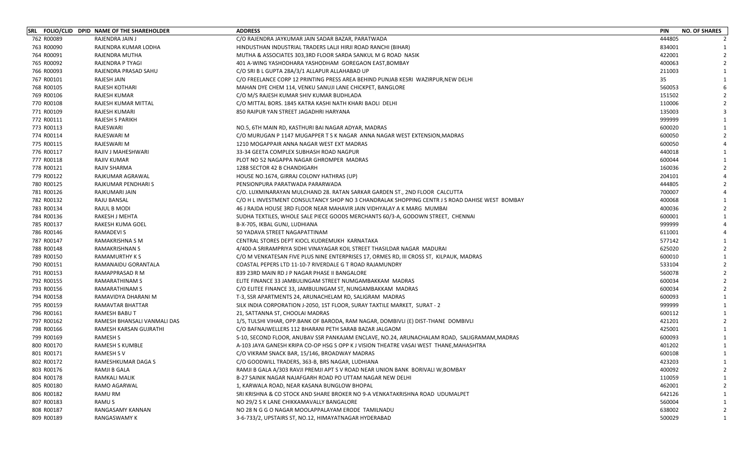| SRL | FOLIO/CLID | DPID | NAME OF THE SHAREHOLDER | ADDRESS | PIN | NO. OF SHARES |
|---|---|---|---|---|---|---|
| 762 | R00089 | | RAJENDRA JAIN J | C/O RAJENDRA JAYKUMAR JAIN SADAR BAZAR, PARATWADA | 444805 | 2 |
| 763 | R00090 | | RAJENDRA KUMAR LODHA | HINDUSTHAN INDUSTRIAL TRADERS LALJI HIRJI ROAD RANCHI (BIHAR) | 834001 | 1 |
| 764 | R00091 | | RAJENDRA MUTHA | MUTHA & ASSOCIATES 303,3RD FLOOR SARDA SANKUL M G ROAD NASIK | 422001 | 2 |
| 765 | R00092 | | RAJENDRA P TYAGI | 401 A-WING YASHODHARA YASHODHAM GOREGAON EAST,BOMBAY | 400063 | 2 |
| 766 | R00093 | | RAJENDRA PRASAD SAHU | C/O SRI B L GUPTA 28A/3/1 ALLAPUR ALLAHABAD UP | 211003 | 1 |
| 767 | R00101 | | RAJESH JAIN | C/O FREELANCE CORP 12 PRINTING PRESS AREA BEHIND PUNJAB KESRI WAZIRPUR,NEW DELHI | 35 | 1 |
| 768 | R00105 | | RAJESH KOTHARI | MAHAN DYE CHEM 114, VENKU SANUJI LANE CHICKPET, BANGLORE | 560053 | 6 |
| 769 | R00106 | | RAJESH KUMAR | C/O M/S RAJESH KUMAR SHIV KUMAR BUDHLADA | 151502 | 2 |
| 770 | R00108 | | RAJESH KUMAR MITTAL | C/O MITTAL BORS. 1845 KATRA KASHI NATH KHARI BAOLI DELHI | 110006 | 2 |
| 771 | R00109 | | RAJESH KUMARI | 850 RAIPUR YAN STREET JAGADHRI HARYANA | 135003 | 3 |
| 772 | R00111 | | RAJESH S PARIKH | | 999999 | 1 |
| 773 | R00113 | | RAJESWARI | NO.5, 6TH MAIN RD, KASTHURI BAI NAGAR ADYAR, MADRAS | 600020 | 1 |
| 774 | R00114 | | RAJESWARI M | C/O MURUGAN P 1147 MUGAPPER T S K NAGAR ANNA NAGAR WEST EXTENSION,MADRAS | 600050 | 2 |
| 775 | R00115 | | RAJESWARI M | 1210 MOGAPPAIR ANNA NAGAR WEST EXT MADRAS | 600050 | 4 |
| 776 | R00117 | | RAJIV J MAHESHWARI | 33-34 GEETA COMPLEX SUBHASH ROAD NAGPUR | 440018 | 1 |
| 777 | R00118 | | RAJIV KUMAR | PLOT NO 52 NAGAPPA NAGAR GHROMPER MADRAS | 600044 | 1 |
| 778 | R00121 | | RAJIV SHARMA | 1288 SECTOR 42 B CHANDIGARH | 160036 | 2 |
| 779 | R00122 | | RAJKUMAR AGRAWAL | HOUSE NO.1674, GIRRAJ COLONY HATHRAS (UP) | 204101 | 4 |
| 780 | R00125 | | RAJKUMAR PENDHARI S | PENSIONPURA PARATWADA PARARWADA | 444805 | 2 |
| 781 | R00126 | | RAJKUMARI JAIN | C/O. LUXMINARAYAN MULCHAND 28. RATAN SARKAR GARDEN ST., 2ND FLOOR CALCUTTA | 700007 | 4 |
| 782 | R00132 | | RAJU BANSAL | C/O H L INVESTMENT CONSULTANCY SHOP NO 3 CHANDRALAK SHOPPING CENTR J S ROAD DAHISE WEST BOMBAY | 400068 | 1 |
| 783 | R00134 | | RAJUL B MODI | 46 J RAJDA HOUSE 3RD FLOOR NEAR MAHAVIR JAIN VIDHYALAY A K MARG MUMBAI | 400036 | 2 |
| 784 | R00136 | | RAKESH J MEHTA | SUDHA TEXTILES, WHOLE SALE PIECE GOODS MERCHANTS 60/3-A, GODOWN STREET, CHENNAI | 600001 | 1 |
| 785 | R00137 | | RAKESH KUMA GOEL | B-X-705, IKBAL GUNJ, LUDHIANA | 999999 | 4 |
| 786 | R00146 | | RAMADEVI S | 50 YADAVA STREET NAGAPATTINAM | 611001 | 4 |
| 787 | R00147 | | RAMAKRISHNA S M | CENTRAL STORES DEPT KIOCL KUDREMUKH KARNATAKA | 577142 | 1 |
| 788 | R00148 | | RAMAKRISHNAN S | 4/400-A SRIRAMPRIYA SIDHI VINAYAGAR KOIL STREET THASILDAR NAGAR MADURAI | 625020 | 2 |
| 789 | R00150 | | RAMAMURTHY K S | C/O M VENKATESAN FIVE PLUS NINE ENTERPRISES 17, ORMES RD, III CROSS ST, KILPAUK, MADRAS | 600010 | 1 |
| 790 | R00151 | | RAMANAIDU GORANTALA | COASTAL PEPERS LTD 11-10-7 RIVERDALE G T ROAD RAJAMUNDRY | 533104 | 2 |
| 791 | R00153 | | RAMAPPRASAD R M | 839 23RD MAIN RD J P NAGAR PHASE II BANGALORE | 560078 | 2 |
| 792 | R00155 | | RAMARATHINAM S | ELITE FINANCE 33 JAMBULINGAM STREET NUMGAMBAKKAM MADRAS | 600034 | 2 |
| 793 | R00156 | | RAMARATHINAM S | C/O ELITEE FINANCE 33, JAMBULINGAM ST, NUNGAMBAKKAM MADRAS | 600034 | 2 |
| 794 | R00158 | | RAMAVIDYA DHARANI M | T-3, SSR APARTMENTS 24, ARUNACHELAM RD, SALIGRAM MADRAS | 600093 | 1 |
| 795 | R00159 | | RAMAVTAR BHATTAR | SILK INDIA CORPORATION J-2050, 1ST FLOOR, SURAY TAXTILE MARKET, SURAT - 2 | 999999 | 1 |
| 796 | R00161 | | RAMESH BABU T | 21, SATTANNA ST, CHOOLAI MADRAS | 600112 | 1 |
| 797 | R00162 | | RAMESH BHANSALI VANMALI DAS | 1/5, TULSHI VIHAR, OPP.BANK OF BARODA, RAM NAGAR, DOMBIVLI (E) DIST-THANE DOMBIVLI | 421201 | 2 |
| 798 | R00166 | | RAMESH KARSAN GUJRATHI | C/O BAFNAJWELLERS 112 BHARANI PETH SARAB BAZAR JALGAOM | 425001 | 1 |
| 799 | R00169 | | RAMESH S | S-10, SECOND FLOOR, ANUBAV SSR PANKAJAM ENCLAVE, NO.24, ARUNACHALAM ROAD, SALIGRAMAM,MADRAS | 600093 | 1 |
| 800 | R00170 | | RAMESH S KUMBLE | A-103 JAYA GANESH KRIPA CO-OP HSG S OPP K J VISION THEATRE VASAI WEST THANE,MAHASHTRA | 401202 | 1 |
| 801 | R00171 | | RAMESH S V | C/O VIKRAM SNACK BAR, 15/146, BROADWAY MADRAS | 600108 | 1 |
| 802 | R00172 | | RAMESHKUMAR DAGA S | C/O GOODWILL TRADERS, 363-B, BRS NAGAR, LUDHIANA | 423203 | 1 |
| 803 | R00176 | | RAMJI B GALA | RAMJI B GALA A/303 RAVJI PREMJI APT S V ROAD NEAR UNION BANK BORIVALI W,BOMBAY | 400092 | 2 |
| 804 | R00178 | | RAMKALI MALIK | B-27 SAINIK NAGAR NAJAFGARH ROAD PO UTTAM NAGAR NEW DELHI | 110059 | 1 |
| 805 | R00180 | | RAMO AGARWAL | 1, KARWALA ROAD, NEAR KASANA BUNGLOW BHOPAL | 462001 | 2 |
| 806 | R00182 | | RAMU RM | SRI KRISHNA & CO STOCK AND SHARE BROKER NO 9-A VENKATAKRISHNA ROAD UDUMALPET | 642126 | 1 |
| 807 | R00183 | | RAMU S | NO 29/2 S K LANE CHIKKAMAVALLY BANGALORE | 560004 | 1 |
| 808 | R00187 | | RANGASAMY KANNAN | NO 28 N G G O NAGAR MOOLAPPALAYAM ERODE TAMILNADU | 638002 | 2 |
| 809 | R00189 | | RANGASWAMY K | 3-6-733/2, UPSTAIRS ST, NO.12, HIMAYATNAGAR HYDERABAD | 500029 | 1 |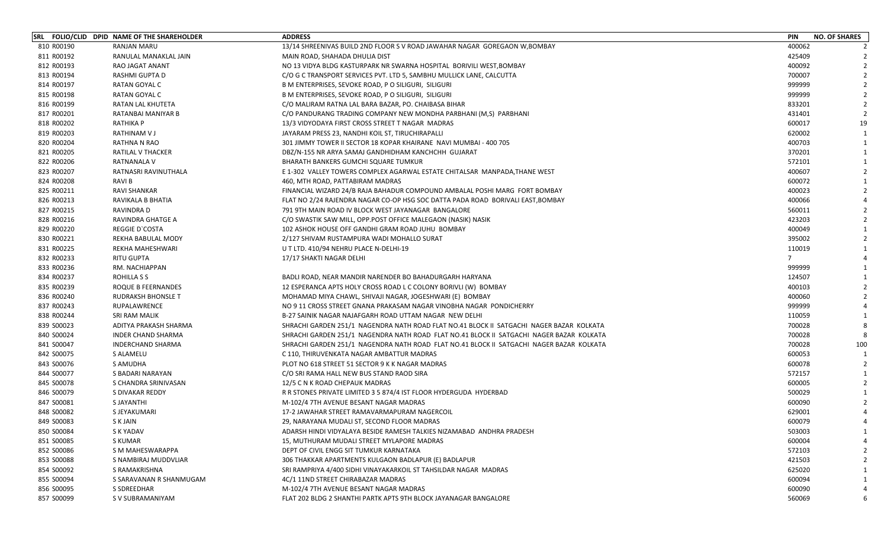| SRL | FOLIO/CLID | DPID | NAME OF THE SHAREHOLDER | ADDRESS | PIN | NO. OF SHARES |
|---|---|---|---|---|---|---|
| 810 | R00190 | | RANJAN MARU | 13/14 SHREENIVAS BUILD 2ND FLOOR S V ROAD JAWAHAR NAGAR GOREGAON W,BOMBAY | 400062 | 2 |
| 811 | R00192 | | RANULAL MANAKLAL JAIN | MAIN ROAD, SHAHADA DHULIA DIST | 425409 | 2 |
| 812 | R00193 | | RAO JAGAT ANANT | NO 13 VIDYA BLDG KASTURPARK NR SWARNA HOSPITAL BORIVILI WEST,BOMBAY | 400092 | 2 |
| 813 | R00194 | | RASHMI GUPTA D | C/O G C TRANSPORT SERVICES PVT. LTD 5, SAMBHU MULLICK LANE, CALCUTTA | 700007 | 2 |
| 814 | R00197 | | RATAN GOYAL C | B M ENTERPRISES, SEVOKE ROAD, P O SILIGURI, SILIGURI | 999999 | 2 |
| 815 | R00198 | | RATAN GOYAL C | B M ENTERPRISES, SEVOKE ROAD, P O SILIGURI, SILIGURI | 999999 | 2 |
| 816 | R00199 | | RATAN LAL KHUTETA | C/O MALIRAM RATNA LAL BARA BAZAR, PO. CHAIBASA BIHAR | 833201 | 2 |
| 817 | R00201 | | RATANBAI MANIYAR B | C/O PANDURANG TRADING COMPANY NEW MONDHA PARBHANI (M,S) PARBHANI | 431401 | 2 |
| 818 | R00202 | | RATHIKA P | 13/3 VIDYODAYA FIRST CROSS STREET T NAGAR MADRAS | 600017 | 19 |
| 819 | R00203 | | RATHINAM V J | JAYARAM PRESS 23, NANDHI KOIL ST, TIRUCHIRAPALLI | 620002 | 1 |
| 820 | R00204 | | RATHNA N RAO | 301 JIMMY TOWER II SECTOR 18 KOPAR KHAIRANE NAVI MUMBAI - 400 705 | 400703 | 1 |
| 821 | R00205 | | RATILAL V THACKER | DBZ/N-155 NR ARYA SAMAJ GANDHIDHAM KANCHCHH GUJARAT | 370201 | 1 |
| 822 | R00206 | | RATNANALA V | BHARATH BANKERS GUMCHI SQUARE TUMKUR | 572101 | 1 |
| 823 | R00207 | | RATNASRI RAVINUTHALA | E 1-302 VALLEY TOWERS COMPLEX AGARWAL ESTATE CHITALSAR MANPADA,THANE WEST | 400607 | 2 |
| 824 | R00208 | | RAVI B | 460, MTH ROAD, PATTABIRAM MADRAS | 600072 | 1 |
| 825 | R00211 | | RAVI SHANKAR | FINANCIAL WIZARD 24/B RAJA BAHADUR COMPOUND AMBALAL POSHI MARG FORT BOMBAY | 400023 | 2 |
| 826 | R00213 | | RAVIKALA B BHATIA | FLAT NO 2/24 RAJENDRA NAGAR CO-OP HSG SOC DATTA PADA ROAD BORIVALI EAST,BOMBAY | 400066 | 4 |
| 827 | R00215 | | RAVINDRA D | 791 9TH MAIN ROAD IV BLOCK WEST JAYANAGAR BANGALORE | 560011 | 2 |
| 828 | R00216 | | RAVINDRA GHATGE A | C/O SWASTIK SAW MILL, OPP.POST OFFICE MALEGAON (NASIK) NASIK | 423203 | 2 |
| 829 | R00220 | | REGGIE D`COSTA | 102 ASHOK HOUSE OFF GANDHI GRAM ROAD JUHU BOMBAY | 400049 | 1 |
| 830 | R00221 | | REKHA BABULAL MODY | 2/127 SHIVAM RUSTAMPURA WADI MOHALLO SURAT | 395002 | 2 |
| 831 | R00225 | | REKHA MAHESHWARI | U T LTD. 410/94 NEHRU PLACE N-DELHI-19 | 110019 | 1 |
| 832 | R00233 | | RITU GUPTA | 17/17 SHAKTI NAGAR DELHI | 7 | 4 |
| 833 | R00236 | | RM. NACHIAPPAN | | 999999 | 1 |
| 834 | R00237 | | ROHILLA S S | BADLI ROAD, NEAR MANDIR NARENDER BO BAHADURGARH HARYANA | 124507 | 1 |
| 835 | R00239 | | ROQUE B FEERNANDES | 12 ESPERANCA APTS HOLY CROSS ROAD L C COLONY BORIVLI (W) BOMBAY | 400103 | 2 |
| 836 | R00240 | | RUDRAKSH BHONSLE T | MOHAMAD MIYA CHAWL, SHIVAJI NAGAR, JOGESHWARI (E) BOMBAY | 400060 | 2 |
| 837 | R00243 | | RUPALAWRENCE | NO 9 11 CROSS STREET GNANA PRAKASAM NAGAR VINOBHA NAGAR PONDICHERRY | 999999 | 4 |
| 838 | R00244 | | SRI RAM MALIK | B-27 SAINIK NAGAR NAJAFGARH ROAD UTTAM NAGAR NEW DELHI | 110059 | 1 |
| 839 | S00023 | | ADITYA PRAKASH SHARMA | SHRACHI GARDEN 251/1 NAGENDRA NATH ROAD FLAT NO.41 BLOCK II SATGACHI NAGER BAZAR KOLKATA | 700028 | 8 |
| 840 | S00024 | | INDER CHAND SHARMA | SHRACHI GARDEN 251/1 NAGENDRA NATH ROAD FLAT NO.41 BLOCK II SATGACHI NAGER BAZAR KOLKATA | 700028 | 8 |
| 841 | S00047 | | INDERCHAND SHARMA | SHRACHI GARDEN 251/1 NAGENDRA NATH ROAD FLAT NO.41 BLOCK II SATGACHI NAGER BAZAR KOLKATA | 700028 | 100 |
| 842 | S00075 | | S ALAMELU | C 110, THIRUVENKATA NAGAR AMBATTUR MADRAS | 600053 | 1 |
| 843 | S00076 | | S AMUDHA | PLOT NO 618 STREET 51 SECTOR 9 K K NAGAR MADRAS | 600078 | 2 |
| 844 | S00077 | | S BADARI NARAYAN | C/O SRI RAMA HALL NEW BUS STAND RAOD SIRA | 572157 | 1 |
| 845 | S00078 | | S CHANDRA SRINIVASAN | 12/5 C N K ROAD CHEPAUK MADRAS | 600005 | 2 |
| 846 | S00079 | | S DIVAKAR REDDY | R R STONES PRIVATE LIMITED 3 5 874/4 IST FLOOR HYDERGUDA HYDERBAD | 500029 | 1 |
| 847 | S00081 | | S JAYANTHI | M-102/4 7TH AVENUE BESANT NAGAR MADRAS | 600090 | 2 |
| 848 | S00082 | | S JEYAKUMARI | 17-2 JAWAHAR STREET RAMAVARMAPURAM NAGERCOIL | 629001 | 4 |
| 849 | S00083 | | S K JAIN | 29, NARAYANA MUDALI ST, SECOND FLOOR MADRAS | 600079 | 4 |
| 850 | S00084 | | S K YADAV | ADARSH HINDI VIDYALAYA BESIDE RAMESH TALKIES NIZAMABAD ANDHRA PRADESH | 503003 | 1 |
| 851 | S00085 | | S KUMAR | 15, MUTHURAM MUDALI STREET MYLAPORE MADRAS | 600004 | 4 |
| 852 | S00086 | | S M MAHESWARAPPA | DEPT OF CIVIL ENGG SIT TUMKUR KARNATAKA | 572103 | 2 |
| 853 | S00088 | | S NAMBIRAJ MUDDVLIAR | 306 THAKKAR APARTMENTS KULGAON BADLAPUR (E) BADLAPUR | 421503 | 2 |
| 854 | S00092 | | S RAMAKRISHNA | SRI RAMPRIYA 4/400 SIDHI VINAYAKARKOIL ST TAHSILDAR NAGAR MADRAS | 625020 | 1 |
| 855 | S00094 | | S SARAVANAN R SHANMUGAM | 4C/1 11ND STREET CHIRABAZAR MADRAS | 600094 | 1 |
| 856 | S00095 | | S SDREEDHAR | M-102/4 7TH AVENUE BESANT NAGAR MADRAS | 600090 | 4 |
| 857 | S00099 | | S V SUBRAMANIYAM | FLAT 202 BLDG 2 SHANTHI PARTK APTS 9TH BLOCK JAYANAGAR BANGALORE | 560069 | 6 |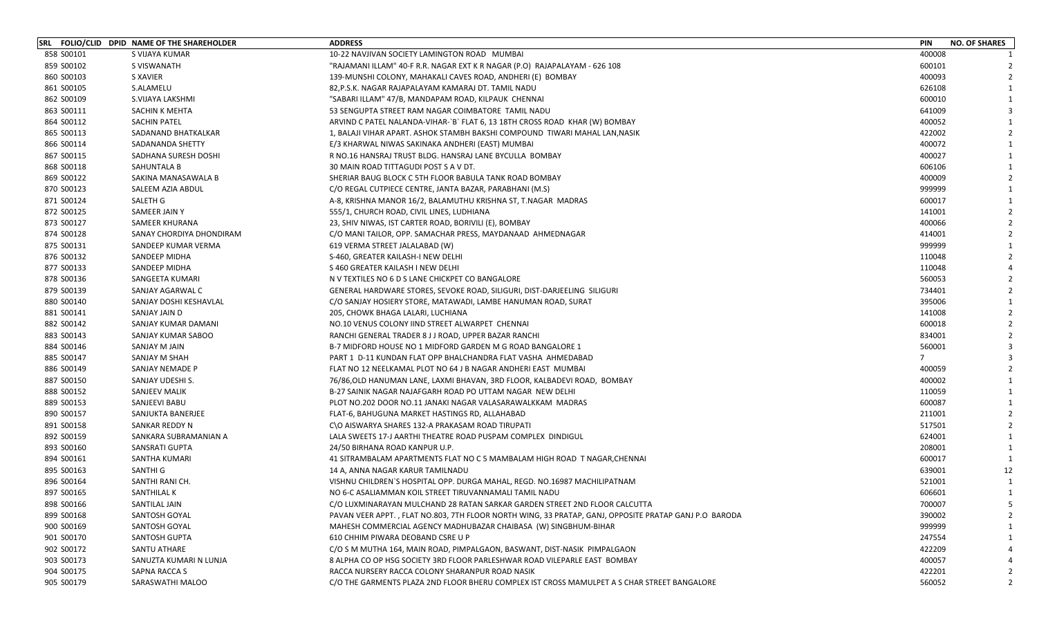| SRL | FOLIO/CLID | DPID | NAME OF THE SHAREHOLDER | ADDRESS | PIN | NO. OF SHARES |
|---|---|---|---|---|---|---|
| 858 | S00101 | | S VIJAYA KUMAR | 10-22 NAVJIVAN SOCIETY LAMINGTON ROAD MUMBAI | 400008 | 1 |
| 859 | S00102 | | S VISWANATH | "RAJAMANI ILLAM" 40-F R.R. NAGAR EXT K R NAGAR (P.O) RAJAPALAYAM - 626 108 | 600101 | 2 |
| 860 | S00103 | | S XAVIER | 139-MUNSHI COLONY, MAHAKALI CAVES ROAD, ANDHERI (E) BOMBAY | 400093 | 2 |
| 861 | S00105 | | S.ALAMELU | 82,P.S.K. NAGAR RAJAPALAYAM KAMARAJ DT. TAMIL NADU | 626108 | 1 |
| 862 | S00109 | | S.VIJAYA LAKSHMI | "SABARI ILLAM" 47/B, MANDAPAM ROAD, KILPAUK CHENNAI | 600010 | 1 |
| 863 | S00111 | | SACHIN K MEHTA | 53 SENGUPTA STREET RAM NAGAR COIMBATORE TAMIL NADU | 641009 | 3 |
| 864 | S00112 | | SACHIN PATEL | ARVIND C PATEL NALANDA-VIHAR-`B` FLAT 6, 13 18TH CROSS ROAD KHAR (W) BOMBAY | 400052 | 1 |
| 865 | S00113 | | SADANAND BHATKALKAR | 1, BALAJI VIHAR APART. ASHOK STAMBH BAKSHI COMPOUND TIWARI MAHAL LAN,NASIK | 422002 | 2 |
| 866 | S00114 | | SADANANDA SHETTY | E/3 KHARWAL NIWAS SAKINAKA ANDHERI (EAST) MUMBAI | 400072 | 1 |
| 867 | S00115 | | SADHANA SURESH DOSHI | R NO.16 HANSRAJ TRUST BLDG. HANSRAJ LANE BYCULLA BOMBAY | 400027 | 1 |
| 868 | S00118 | | SAHUNTALA B | 30 MAIN ROAD TITTAGUDI POST S A V DT. | 606106 | 1 |
| 869 | S00122 | | SAKINA MANASAWALA B | SHERIAR BAUG BLOCK C 5TH FLOOR BABULA TANK ROAD BOMBAY | 400009 | 2 |
| 870 | S00123 | | SALEEM AZIA ABDUL | C/O REGAL CUTPIECE CENTRE, JANTA BAZAR, PARABHANI (M.S) | 999999 | 1 |
| 871 | S00124 | | SALETH G | A-8, KRISHNA MANOR 16/2, BALAMUTHU KRISHNA ST, T.NAGAR MADRAS | 600017 | 1 |
| 872 | S00125 | | SAMEER JAIN Y | 555/1, CHURCH ROAD, CIVIL LINES, LUDHIANA | 141001 | 2 |
| 873 | S00127 | | SAMEER KHURANA | 23, SHIV NIWAS, IST CARTER ROAD, BORIVILI (E), BOMBAY | 400066 | 2 |
| 874 | S00128 | | SANAY CHORDIYA DHONDIRAM | C/O MANI TAILOR, OPP. SAMACHAR PRESS, MAYDANAAD AHMEDNAGAR | 414001 | 2 |
| 875 | S00131 | | SANDEEP KUMAR VERMA | 619 VERMA STREET JALALABAD (W) | 999999 | 1 |
| 876 | S00132 | | SANDEEP MIDHA | S-460, GREATER KAILASH-I NEW DELHI | 110048 | 2 |
| 877 | S00133 | | SANDEEP MIDHA | S 460 GREATER KAILASH I NEW DELHI | 110048 | 4 |
| 878 | S00136 | | SANGEETA KUMARI | N V TEXTILES NO 6 D S LANE CHICKPET CO BANGALORE | 560053 | 2 |
| 879 | S00139 | | SANJAY AGARWAL C | GENERAL HARDWARE STORES, SEVOKE ROAD, SILIGURI, DIST-DARJEELING SILIGURI | 734401 | 2 |
| 880 | S00140 | | SANJAY DOSHI KESHAVLAL | C/O SANJAY HOSIERY STORE, MATAWADI, LAMBE HANUMAN ROAD, SURAT | 395006 | 1 |
| 881 | S00141 | | SANJAY JAIN D | 205, CHOWK BHAGA LALARI, LUCHIANA | 141008 | 2 |
| 882 | S00142 | | SANJAY KUMAR DAMANI | NO.10 VENUS COLONY IIND STREET ALWARPET CHENNAI | 600018 | 2 |
| 883 | S00143 | | SANJAY KUMAR SABOO | RANCHI GENERAL TRADER 8 J J ROAD, UPPER BAZAR RANCHI | 834001 | 2 |
| 884 | S00146 | | SANJAY M JAIN | B-7 MIDFORD HOUSE NO 1 MIDFORD GARDEN M G ROAD BANGALORE 1 | 560001 | 3 |
| 885 | S00147 | | SANJAY M SHAH | PART 1 D-11 KUNDAN FLAT OPP BHALCHANDRA FLAT VASHA AHMEDABAD | 7 | 3 |
| 886 | S00149 | | SANJAY NEMADE P | FLAT NO 12 NEELKAMAL PLOT NO 64 J B NAGAR ANDHERI EAST MUMBAI | 400059 | 2 |
| 887 | S00150 | | SANJAY UDESHI S. | 76/86,OLD HANUMAN LANE, LAXMI BHAVAN, 3RD FLOOR, KALBADEVI ROAD, BOMBAY | 400002 | 1 |
| 888 | S00152 | | SANJEEV MALIK | B-27 SAINIK NAGAR NAJAFGARH ROAD PO UTTAM NAGAR NEW DELHI | 110059 | 1 |
| 889 | S00153 | | SANJEEVI BABU | PLOT NO.202 DOOR NO.11 JANAKI NAGAR VALASARAWALKKAM MADRAS | 600087 | 1 |
| 890 | S00157 | | SANJUKTA BANERJEE | FLAT-6, BAHUGUNA MARKET HASTINGS RD, ALLAHABAD | 211001 | 2 |
| 891 | S00158 | | SANKAR REDDY N | C\O AISWARYA SHARES 132-A PRAKASAM ROAD TIRUPATI | 517501 | 2 |
| 892 | S00159 | | SANKARA SUBRAMANIAN A | LALA SWEETS 17-J AARTHI THEATRE ROAD PUSPAM COMPLEX DINDIGUL | 624001 | 1 |
| 893 | S00160 | | SANSRATI GUPTA | 24/50 BIRHANA ROAD KANPUR U.P. | 208001 | 1 |
| 894 | S00161 | | SANTHA KUMARI | 41 SITRAMBALAM APARTMENTS FLAT NO C 5 MAMBALAM HIGH ROAD T NAGAR,CHENNAI | 600017 | 1 |
| 895 | S00163 | | SANTHI G | 14 A, ANNA NAGAR KARUR TAMILNADU | 639001 | 12 |
| 896 | S00164 | | SANTHI RANI CH. | VISHNU CHILDREN`S HOSPITAL OPP. DURGA MAHAL, REGD. NO.16987 MACHILIPATNAM | 521001 | 1 |
| 897 | S00165 | | SANTHILAL K | NO 6-C ASALIAMMAN KOIL STREET TIRUVANNAMALI TAMIL NADU | 606601 | 1 |
| 898 | S00166 | | SANTILAL JAIN | C/O LUXMINARAYAN MULCHAND 28 RATAN SARKAR GARDEN STREET 2ND FLOOR CALCUTTA | 700007 | 5 |
| 899 | S00168 | | SANTOSH GOYAL | PAVAN VEER APPT. , FLAT NO.803, 7TH FLOOR NORTH WING, 33 PRATAP, GANJ, OPPOSITE PRATAP GANJ P.O BARODA | 390002 | 2 |
| 900 | S00169 | | SANTOSH GOYAL | MAHESH COMMERCIAL AGENCY MADHUBAZAR CHAIBASA (W) SINGBHUM-BIHAR | 999999 | 1 |
| 901 | S00170 | | SANTOSH GUPTA | 610 CHHIM PIWARA DEOBAND CSRE U P | 247554 | 1 |
| 902 | S00172 | | SANTU ATHARE | C/O S M MUTHA 164, MAIN ROAD, PIMPALGAON, BASWANT, DIST-NASIK PIMPALGAON | 422209 | 4 |
| 903 | S00173 | | SANUZTA KUMARI N LUNJA | 8 ALPHA CO OP HSG SOCIETY 3RD FLOOR PARLESHWAR ROAD VILEPARLE EAST BOMBAY | 400057 | 4 |
| 904 | S00175 | | SAPNA RACCA S | RACCA NURSERY RACCA COLONY SHARANPUR ROAD NASIK | 422201 | 2 |
| 905 | S00179 | | SARASWATHI MALOO | C/O THE GARMENTS PLAZA 2ND FLOOR BHERU COMPLEX IST CROSS MAMULPET A S CHAR STREET BANGALORE | 560052 | 2 |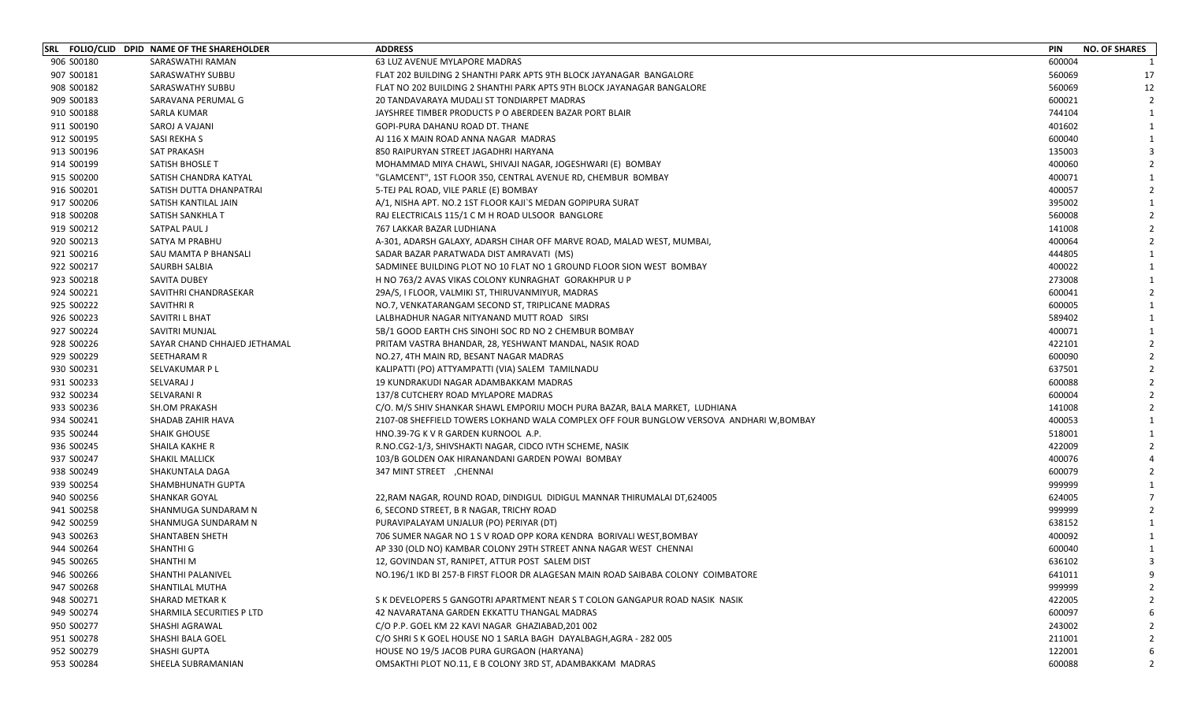| SRL | FOLIO/CLID | DPID | NAME OF THE SHAREHOLDER | ADDRESS | PIN | NO. OF SHARES |
|---|---|---|---|---|---|---|
| 906 | S00180 | | SARASWATHI RAMAN | 63 LUZ AVENUE MYLAPORE MADRAS | 600004 | 1 |
| 907 | S00181 | | SARASWATHY SUBBU | FLAT 202 BUILDING 2 SHANTHI PARK APTS 9TH BLOCK JAYANAGAR BANGALORE | 560069 | 17 |
| 908 | S00182 | | SARASWATHY SUBBU | FLAT NO 202 BUILDING 2 SHANTHI PARK APTS 9TH BLOCK JAYANAGAR BANGALORE | 560069 | 12 |
| 909 | S00183 | | SARAVANA PERUMAL G | 20 TANDAVARAYA MUDALI ST TONDIARPET MADRAS | 600021 | 2 |
| 910 | S00188 | | SARLA KUMAR | JAYSHREE TIMBER PRODUCTS P O ABERDEEN BAZAR PORT BLAIR | 744104 | 1 |
| 911 | S00190 | | SAROJ A VAJANI | GOPI-PURA DAHANU ROAD DT. THANE | 401602 | 1 |
| 912 | S00195 | | SASI REKHA S | AJ 116 X MAIN ROAD ANNA NAGAR MADRAS | 600040 | 1 |
| 913 | S00196 | | SAT PRAKASH | 850 RAIPURYAN STREET JAGADHRI HARYANA | 135003 | 3 |
| 914 | S00199 | | SATISH BHOSLE T | MOHAMMAD MIYA CHAWL, SHIVAJI NAGAR, JOGESHWARI (E) BOMBAY | 400060 | 2 |
| 915 | S00200 | | SATISH CHANDRA KATYAL | "GLAMCENT", 1ST FLOOR 350, CENTRAL AVENUE RD, CHEMBUR BOMBAY | 400071 | 1 |
| 916 | S00201 | | SATISH DUTTA DHANPATRAI | 5-TEJ PAL ROAD, VILE PARLE (E) BOMBAY | 400057 | 2 |
| 917 | S00206 | | SATISH KANTILAL JAIN | A/1, NISHA APT. NO.2 1ST FLOOR KAJI`S MEDAN GOPIPURA SURAT | 395002 | 1 |
| 918 | S00208 | | SATISH SANKHLA T | RAJ ELECTRICALS 115/1 C M H ROAD ULSOOR BANGLORE | 560008 | 2 |
| 919 | S00212 | | SATPAL PAUL J | 767 LAKKAR BAZAR LUDHIANA | 141008 | 2 |
| 920 | S00213 | | SATYA M PRABHU | A-301, ADARSH GALAXY, ADARSH CIHAR OFF MARVE ROAD, MALAD WEST, MUMBAI, | 400064 | 2 |
| 921 | S00216 | | SAU MAMTA P BHANSALI | SADAR BAZAR PARATWADA DIST AMRAVATI (MS) | 444805 | 1 |
| 922 | S00217 | | SAURBH SALBIA | SADMINEE BUILDING PLOT NO 10 FLAT NO 1 GROUND FLOOR SION WEST BOMBAY | 400022 | 1 |
| 923 | S00218 | | SAVITA DUBEY | H NO 763/2 AVAS VIKAS COLONY KUNRAGHAT GORAKHPUR U P | 273008 | 1 |
| 924 | S00221 | | SAVITHRI CHANDRASEKAR | 29A/S, I FLOOR, VALMIKI ST, THIRUVANMIYUR, MADRAS | 600041 | 2 |
| 925 | S00222 | | SAVITHRI R | NO.7, VENKATARANGAM SECOND ST, TRIPLICANE MADRAS | 600005 | 1 |
| 926 | S00223 | | SAVITRI L BHAT | LALBHADHUR NAGAR NITYANAND MUTT ROAD SIRSI | 589402 | 1 |
| 927 | S00224 | | SAVITRI MUNJAL | 5B/1 GOOD EARTH CHS SINOHI SOC RD NO 2 CHEMBUR BOMBAY | 400071 | 1 |
| 928 | S00226 | | SAYAR CHAND CHHAJED JETHAMAL | PRITAM VASTRA BHANDAR, 28, YESHWANT MANDAL, NASIK ROAD | 422101 | 2 |
| 929 | S00229 | | SEETHARAM R | NO.27, 4TH MAIN RD, BESANT NAGAR MADRAS | 600090 | 2 |
| 930 | S00231 | | SELVAKUMAR P L | KALIPATTI (PO) ATTYAMPATTI (VIA) SALEM TAMILNADU | 637501 | 2 |
| 931 | S00233 | | SELVARAJ J | 19 KUNDRAKUDI NAGAR ADAMBAKKAM MADRAS | 600088 | 2 |
| 932 | S00234 | | SELVARANI R | 137/8 CUTCHERY ROAD MYLAPORE MADRAS | 600004 | 2 |
| 933 | S00236 | | SH.OM PRAKASH | C/O. M/S SHIV SHANKAR SHAWL EMPORIU MOCH PURA BAZAR, BALA MARKET, LUDHIANA | 141008 | 2 |
| 934 | S00241 | | SHADAB ZAHIR HAVA | 2107-08 SHEFFIELD TOWERS LOKHAND WALA COMPLEX OFF FOUR BUNGLOW VERSOVA ANDHARI W,BOMBAY | 400053 | 1 |
| 935 | S00244 | | SHAIK GHOUSE | HNO.39-7G K V R GARDEN KURNOOL A.P. | 518001 | 1 |
| 936 | S00245 | | SHAILA KAKHE R | R.NO.CG2-1/3, SHIVSHAKTI NAGAR, CIDCO IVTH SCHEME, NASIK | 422009 | 2 |
| 937 | S00247 | | SHAKIL MALLICK | 103/B GOLDEN OAK HIRANANDANI GARDEN POWAI BOMBAY | 400076 | 4 |
| 938 | S00249 | | SHAKUNTALA DAGA | 347 MINT STREET ,CHENNAI | 600079 | 2 |
| 939 | S00254 | | SHAMBHUNATH GUPTA | | 999999 | 1 |
| 940 | S00256 | | SHANKAR GOYAL | 22,RAM NAGAR, ROUND ROAD, DINDIGUL DIDIGUL MANNAR THIRUMALAI DT,624005 | 624005 | 7 |
| 941 | S00258 | | SHANMUGA SUNDARAM N | 6, SECOND STREET, B R NAGAR, TRICHY ROAD | 999999 | 2 |
| 942 | S00259 | | SHANMUGA SUNDARAM N | PURAVIPALAYAM UNJALUR (PO) PERIYAR (DT) | 638152 | 1 |
| 943 | S00263 | | SHANTABEN SHETH | 706 SUMER NAGAR NO 1 S V ROAD OPP KORA KENDRA BORIVALI WEST,BOMBAY | 400092 | 1 |
| 944 | S00264 | | SHANTHI G | AP 330 (OLD NO) KAMBAR COLONY 29TH STREET ANNA NAGAR WEST CHENNAI | 600040 | 1 |
| 945 | S00265 | | SHANTHI M | 12, GOVINDAN ST, RANIPET, ATTUR POST SALEM DIST | 636102 | 3 |
| 946 | S00266 | | SHANTHI PALANIVEL | NO.196/1 IKD BI 257-B FIRST FLOOR DR ALAGESAN MAIN ROAD SAIBABA COLONY COIMBATORE | 641011 | 9 |
| 947 | S00268 | | SHANTILAL MUTHA | | 999999 | 2 |
| 948 | S00271 | | SHARAD METKAR K | S K DEVELOPERS 5 GANGOTRI APARTMENT NEAR S T COLON GANGAPUR ROAD NASIK NASIK | 422005 | 2 |
| 949 | S00274 | | SHARMILA SECURITIES P LTD | 42 NAVARATANA GARDEN EKKATTU THANGAL MADRAS | 600097 | 6 |
| 950 | S00277 | | SHASHI AGRAWAL | C/O P.P. GOEL KM 22 KAVI NAGAR GHAZIABAD,201 002 | 243002 | 2 |
| 951 | S00278 | | SHASHI BALA GOEL | C/O SHRI S K GOEL HOUSE NO 1 SARLA BAGH DAYALBAGH,AGRA - 282 005 | 211001 | 2 |
| 952 | S00279 | | SHASHI GUPTA | HOUSE NO 19/5 JACOB PURA GURGAON (HARYANA) | 122001 | 6 |
| 953 | S00284 | | SHEELA SUBRAMANIAN | OMSAKTHI PLOT NO.11, E B COLONY 3RD ST, ADAMBAKKAM MADRAS | 600088 | 2 |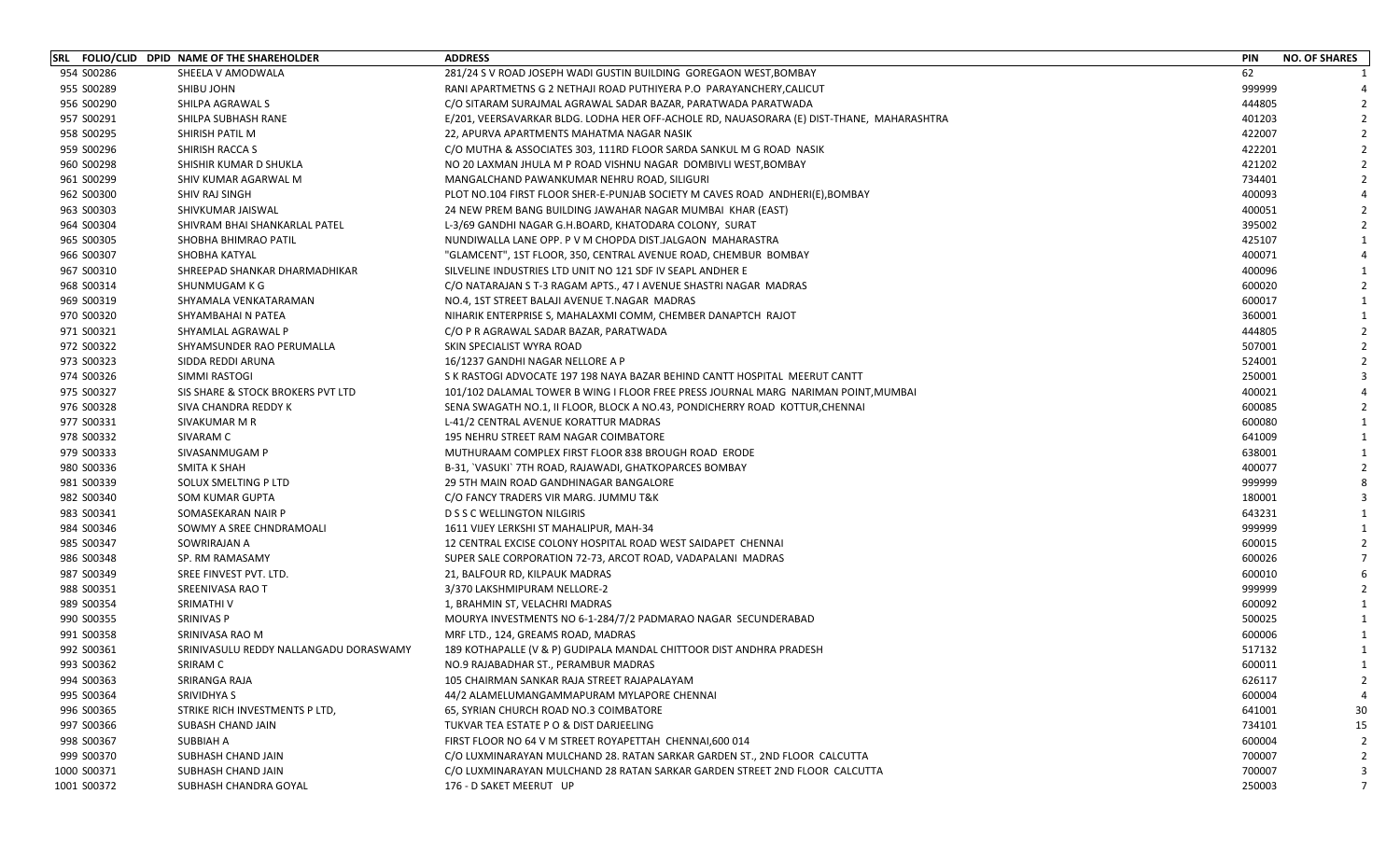| SRL | FOLIO/CLID | DPID | NAME OF THE SHAREHOLDER | ADDRESS | PIN | NO. OF SHARES |
|---|---|---|---|---|---|---|
| 954 | S00286 | | SHEELA V AMODWALA | 281/24 S V ROAD JOSEPH WADI GUSTIN BUILDING GOREGAON WEST,BOMBAY | 62 | 1 |
| 955 | S00289 | | SHIBU JOHN | RANI APARTMETNS G 2 NETHAJI ROAD PUTHIYERA P.O PARAYANCHERY,CALICUT | 999999 | 4 |
| 956 | S00290 | | SHILPA AGRAWAL S | C/O SITARAM SURAJMAL AGRAWAL SADAR BAZAR, PARATWADA PARATWADA | 444805 | 2 |
| 957 | S00291 | | SHILPA SUBHASH RANE | E/201, VEERSAVARKAR BLDG. LODHA HER OFF-ACHOLE RD, NAUASORARA (E) DIST-THANE, MAHARASHTRA | 401203 | 2 |
| 958 | S00295 | | SHIRISH PATIL M | 22, APURVA APARTMENTS MAHATMA NAGAR NASIK | 422007 | 2 |
| 959 | S00296 | | SHIRISH RACCA S | C/O MUTHA & ASSOCIATES 303, 111RD FLOOR SARDA SANKUL M G ROAD NASIK | 422201 | 2 |
| 960 | S00298 | | SHISHIR KUMAR D SHUKLA | NO 20 LAXMAN JHULA M P ROAD VISHNU NAGAR DOMBIVLI WEST,BOMBAY | 421202 | 2 |
| 961 | S00299 | | SHIV KUMAR AGARWAL M | MANGALCHAND PAWANKUMAR NEHRU ROAD, SILIGURI | 734401 | 2 |
| 962 | S00300 | | SHIV RAJ SINGH | PLOT NO.104 FIRST FLOOR SHER-E-PUNJAB SOCIETY M CAVES ROAD ANDHERI(E),BOMBAY | 400093 | 4 |
| 963 | S00303 | | SHIVKUMAR JAISWAL | 24 NEW PREM BANG BUILDING JAWAHAR NAGAR MUMBAI KHAR (EAST) | 400051 | 2 |
| 964 | S00304 | | SHIVRAM BHAI SHANKARLAL PATEL | L-3/69 GANDHI NAGAR G.H.BOARD, KHATODARA COLONY, SURAT | 395002 | 2 |
| 965 | S00305 | | SHOBHA BHIMRAO PATIL | NUNDIWALLA LANE OPP. P V M CHOPDA DIST.JALGAON MAHARASTRA | 425107 | 1 |
| 966 | S00307 | | SHOBHA KATYAL | "GLAMCENT", 1ST FLOOR, 350, CENTRAL AVENUE ROAD, CHEMBUR BOMBAY | 400071 | 4 |
| 967 | S00310 | | SHREEPAD SHANKAR DHARMADHIKAR | SILVELINE INDUSTRIES LTD UNIT NO 121 SDF IV SEAPL ANDHER E | 400096 | 1 |
| 968 | S00314 | | SHUNMUGAM K G | C/O NATARAJAN S T-3 RAGAM APTS., 47 I AVENUE SHASTRI NAGAR MADRAS | 600020 | 2 |
| 969 | S00319 | | SHYAMALA VENKATARAMAN | NO.4, 1ST STREET BALAJI AVENUE T.NAGAR MADRAS | 600017 | 1 |
| 970 | S00320 | | SHYAMBAHAI N PATEA | NIHARIK ENTERPRISE S, MAHALAXMI COMM, CHEMBER DANAPTCH RAJOT | 360001 | 1 |
| 971 | S00321 | | SHYAMLAL AGRAWAL P | C/O P R AGRAWAL SADAR BAZAR, PARATWADA | 444805 | 2 |
| 972 | S00322 | | SHYAMSUNDER RAO PERUMALLA | SKIN SPECIALIST WYRA ROAD | 507001 | 2 |
| 973 | S00323 | | SIDDA REDDI ARUNA | 16/1237 GANDHI NAGAR NELLORE A P | 524001 | 2 |
| 974 | S00326 | | SIMMI RASTOGI | S K RASTOGI ADVOCATE 197 198 NAYA BAZAR BEHIND CANTT HOSPITAL MEERUT CANTT | 250001 | 3 |
| 975 | S00327 | | SIS SHARE & STOCK BROKERS PVT LTD | 101/102 DALAMAL TOWER B WING I FLOOR FREE PRESS JOURNAL MARG NARIMAN POINT,MUMBAI | 400021 | 4 |
| 976 | S00328 | | SIVA CHANDRA REDDY K | SENA SWAGATH NO.1, II FLOOR, BLOCK A NO.43, PONDICHERRY ROAD KOTTUR,CHENNAI | 600085 | 2 |
| 977 | S00331 | | SIVAKUMAR M R | L-41/2 CENTRAL AVENUE KORATTUR MADRAS | 600080 | 1 |
| 978 | S00332 | | SIVARAM C | 195 NEHRU STREET RAM NAGAR COIMBATORE | 641009 | 1 |
| 979 | S00333 | | SIVASANMUGAM P | MUTHURAAM COMPLEX FIRST FLOOR 838 BROUGH ROAD ERODE | 638001 | 1 |
| 980 | S00336 | | SMITA K SHAH | B-31, `VASUKI` 7TH ROAD, RAJAWADI, GHATKOPARCES BOMBAY | 400077 | 2 |
| 981 | S00339 | | SOLUX SMELTING P LTD | 29 5TH MAIN ROAD GANDHINAGAR BANGALORE | 999999 | 8 |
| 982 | S00340 | | SOM KUMAR GUPTA | C/O FANCY TRADERS VIR MARG. JUMMU T&K | 180001 | 3 |
| 983 | S00341 | | SOMASEKARAN NAIR P | D S S C WELLINGTON NILGIRIS | 643231 | 1 |
| 984 | S00346 | | SOWMY A SREE CHNDRAMOALI | 1611 VIJEY LERKSHI ST MAHALIPUR, MAH-34 | 999999 | 1 |
| 985 | S00347 | | SOWRIRAJAN A | 12 CENTRAL EXCISE COLONY HOSPITAL ROAD WEST SAIDAPET CHENNAI | 600015 | 2 |
| 986 | S00348 | | SP. RM RAMASAMY | SUPER SALE CORPORATION 72-73, ARCOT ROAD, VADAPALANI MADRAS | 600026 | 7 |
| 987 | S00349 | | SREE FINVEST PVT. LTD. | 21, BALFOUR RD, KILPAUK MADRAS | 600010 | 6 |
| 988 | S00351 | | SREENIVASA RAO T | 3/370 LAKSHMIPURAM NELLORE-2 | 999999 | 2 |
| 989 | S00354 | | SRIMATHI V | 1, BRAHMIN ST, VELACHRI MADRAS | 600092 | 1 |
| 990 | S00355 | | SRINIVAS P | MOURYA INVESTMENTS NO 6-1-284/7/2 PADMARAO NAGAR SECUNDERABAD | 500025 | 1 |
| 991 | S00358 | | SRINIVASA RAO M | MRF LTD., 124, GREAMS ROAD, MADRAS | 600006 | 1 |
| 992 | S00361 | | SRINIVASULU REDDY NALLANGADU DORASWAMY | 189 KOTHAPALLE (V & P) GUDIPALA MANDAL CHITTOOR DIST ANDHRA PRADESH | 517132 | 1 |
| 993 | S00362 | | SRIRAM C | NO.9 RAJABADHAR ST., PERAMBUR MADRAS | 600011 | 1 |
| 994 | S00363 | | SRIRANGA RAJA | 105 CHAIRMAN SANKAR RAJA STREET RAJAPALAYAM | 626117 | 2 |
| 995 | S00364 | | SRIVIDHYA S | 44/2 ALAMELUMANGAMMAPURAM MYLAPORE CHENNAI | 600004 | 4 |
| 996 | S00365 | | STRIKE RICH INVESTMENTS P LTD, | 65, SYRIAN CHURCH ROAD NO.3 COIMBATORE | 641001 | 30 |
| 997 | S00366 | | SUBASH CHAND JAIN | TUKVAR TEA ESTATE P O & DIST DARJEELING | 734101 | 15 |
| 998 | S00367 | | SUBBIAH A | FIRST FLOOR NO 64 V M STREET ROYAPETTAH CHENNAI,600 014 | 600004 | 2 |
| 999 | S00370 | | SUBHASH CHAND JAIN | C/O LUXMINARAYAN MULCHAND 28. RATAN SARKAR GARDEN ST., 2ND FLOOR CALCUTTA | 700007 | 2 |
| 1000 | S00371 | | SUBHASH CHAND JAIN | C/O LUXMINARAYAN MULCHAND 28 RATAN SARKAR GARDEN STREET 2ND FLOOR CALCUTTA | 700007 | 3 |
| 1001 | S00372 | | SUBHASH CHANDRA GOYAL | 176 - D SAKET MEERUT UP | 250003 | 7 |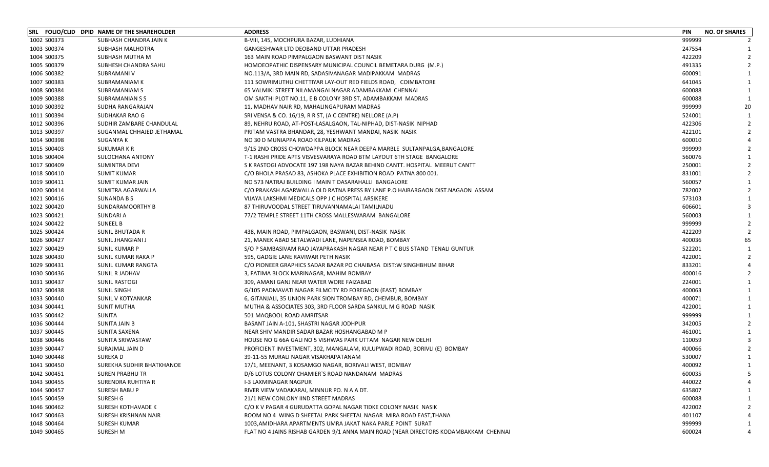| SRL | FOLIO/CLID | DPID | NAME OF THE SHAREHOLDER | ADDRESS | PIN | NO. OF SHARES |
|---|---|---|---|---|---|---|
| 1002 | S00373 | | SUBHASH CHANDRA JAIN K | B-VIII, 145, MOCHPURA BAZAR, LUDHIANA | 999999 | 2 |
| 1003 | S00374 | | SUBHASH MALHOTRA | GANGESHWAR LTD DEOBAND UTTAR PRADESH | 247554 | 1 |
| 1004 | S00375 | | SUBHASH MUTHA M | 163 MAIN ROAD PIMPALGAON BASWANT DIST NASIK | 422209 | 2 |
| 1005 | S00379 | | SUBHESH CHANDRA SAHU | HOMOEOPATHIC DISPENSARY MUNICIPAL COUNCIL BEMETARA DURG (M.P.) | 491335 | 2 |
| 1006 | S00382 | | SUBRAMANI V | NO.113/A, 3RD MAIN RD, SADASIVANAGAR MADIPAKKAM MADRAS | 600091 | 1 |
| 1007 | S00383 | | SUBRAMANIAM K | 111 SOWRIMUTHU CHETTIYAR LAY-OUT RED FIELDS ROAD, COIMBATORE | 641045 | 1 |
| 1008 | S00384 | | SUBRAMANIAM S | 65 VALMIKI STREET NILAMANGAI NAGAR ADAMBAKKAM CHENNAI | 600088 | 1 |
| 1009 | S00388 | | SUBRAMANIAN S S | OM SAKTHI PLOT NO.11, E B COLONY 3RD ST, ADAMBAKKAM MADRAS | 600088 | 1 |
| 1010 | S00392 | | SUDHA RANGARAJAN | 11, MADHAV NAIR RD, MAHALINGAPURAM MADRAS | 999999 | 20 |
| 1011 | S00394 | | SUDHAKAR RAO G | SRI VENSA & CO. 16/19, R R ST, (A C CENTRE) NELLORE (A.P) | 524001 | 1 |
| 1012 | S00396 | | SUDHIR ZAMBARE CHANDULAL | 89, NEHRU ROAD, AT-POST-LASALGAON, TAL-NIPHAD, DIST-NASIK NIPHAD | 422306 | 2 |
| 1013 | S00397 | | SUGANMAL CHHAJED JETHAMAL | PRITAM VASTRA BHANDAR, 28, YESHWANT MANDAI, NASIK NASIK | 422101 | 2 |
| 1014 | S00398 | | SUGANYA K | NO 30 D MUNIAPPA ROAD KILPAUK MADRAS | 600010 | 4 |
| 1015 | S00403 | | SUKUMAR K R | 9/15 2ND CROSS CHOWDAPPA BLOCK NEAR DEEPA MARBLE SULTANPALGA,BANGALORE | 999999 | 2 |
| 1016 | S00404 | | SULOCHANA ANTONY | T-1 RASHI PRIDE APTS VISVESVARAYA ROAD BTM LAYOUT 6TH STAGE BANGALORE | 560076 | 1 |
| 1017 | S00409 | | SUMINTRA DEVI | S K RASTOGI ADVOCATE 197 198 NAYA BAZAR BEHIND CANTT. HOSPITAL MEERUT CANTT | 250001 | 2 |
| 1018 | S00410 | | SUMIT KUMAR | C/O BHOLA PRASAD 83, ASHOKA PLACE EXHIBITION ROAD PATNA 800 001. | 831001 | 2 |
| 1019 | S00411 | | SUMIT KUMAR JAIN | NO 573 NATRAJ BUILDING I MAIN T DASARAHALLI BANGALORE | 560057 | 1 |
| 1020 | S00414 | | SUMITRA AGARWALLA | C/O PRAKASH AGARWALLA OLD RATNA PRESS BY LANE P.O HAIBARGAON DIST.NAGAON ASSAM | 782002 | 2 |
| 1021 | S00416 | | SUNANDA B S | VIJAYA LAKSHMI MEDICALS OPP J C HOSPITAL ARSIKERE | 573103 | 1 |
| 1022 | S00420 | | SUNDARAMOORTHY B | 87 THIRUVOODAL STREET TIRUVANNAMALAI TAMILNADU | 606601 | 3 |
| 1023 | S00421 | | SUNDARI A | 77/2 TEMPLE STREET 11TH CROSS MALLESWARAM BANGALORE | 560003 | 1 |
| 1024 | S00422 | | SUNEEL B | | 999999 | 2 |
| 1025 | S00424 | | SUNIL BHUTADA R | 438, MAIN ROAD, PIMPALGAON, BASWANI, DIST-NASIK NASIK | 422209 | 2 |
| 1026 | S00427 | | SUNIL JHANGIANI J | 21, MANEK ABAD SETALWADI LANE, NAPENSEA ROAD, BOMBAY | 400036 | 65 |
| 1027 | S00429 | | SUNIL KUMAR P | S/O P SAMBASIVAM RAO JAYAPRAKASH NAGAR NEAR P T C BUS STAND TENALI GUNTUR | 522201 | 1 |
| 1028 | S00430 | | SUNIL KUMAR RAKA P | 595, GADGIE LANE RAVIWAR PETH NASIK | 422001 | 2 |
| 1029 | S00431 | | SUNIL KUMAR RANGTA | C/O PIONEER GRAPHICS SADAR BAZAR PO CHAIBASA DIST:W SINGHBHUM BIHAR | 833201 | 4 |
| 1030 | S00436 | | SUNIL R JADHAV | 3, FATIMA BLOCK MARINAGAR, MAHIM BOMBAY | 400016 | 2 |
| 1031 | S00437 | | SUNIL RASTOGI | 309, AMANI GANJ NEAR WATER WORE FAIZABAD | 224001 | 1 |
| 1032 | S00438 | | SUNIL SINGH | G/105 PADMAVATI NAGAR FILMCITY RD FOREGAON (EAST) BOMBAY | 400063 | 1 |
| 1033 | S00440 | | SUNIL V KOTYANKAR | 6, GITANJALI, 35 UNION PARK SION TROMBAY RD, CHEMBUR, BOMBAY | 400071 | 1 |
| 1034 | S00441 | | SUNIT MUTHA | MUTHA & ASSOCIATES 303, 3RD FLOOR SARDA SANKUL M G ROAD NASIK | 422001 | 1 |
| 1035 | S00442 | | SUNITA | 501 MAQBOOL ROAD AMRITSAR | 999999 | 1 |
| 1036 | S00444 | | SUNITA JAIN B | BASANT JAIN A-101, SHASTRI NAGAR JODHPUR | 342005 | 2 |
| 1037 | S00445 | | SUNITA SAXENA | NEAR SHIV MANDIR SADAR BAZAR HOSHANGABAD M P | 461001 | 1 |
| 1038 | S00446 | | SUNITA SRIWASTAW | HOUSE NO G 66A GALI NO 5 VISHWAS PARK UTTAM NAGAR NEW DELHI | 110059 | 3 |
| 1039 | S00447 | | SURAJMAL JAIN D | PROFICIENT INVESTMENT, 302, MANGALAM, KULUPWADI ROAD, BORIVLI (E) BOMBAY | 400066 | 2 |
| 1040 | S00448 | | SUREKA D | 39-11-55 MURALI NAGAR VISAKHAPATANAM | 530007 | 1 |
| 1041 | S00450 | | SUREKHA SUDHIR BHATKHANOE | 17/1, MEENANT, 3 KOSAMGO NAGAR, BORIVALI WEST, BOMBAY | 400092 | 1 |
| 1042 | S00451 | | SUREN PRABHU TR | D/6 LOTUS COLONY CHAMIER`S ROAD NANDANAM MADRAS | 600035 | 5 |
| 1043 | S00455 | | SURENDRA RUHTIYA R | I-3 LAXMINAGAR NAGPUR | 440022 | 4 |
| 1044 | S00457 | | SURESH BABU P | RIVER VIEW VADAKARAI, MINNUR PO. N A A DT. | 635807 | 1 |
| 1045 | S00459 | | SURESH G | 21/1 NEW CONLONY IIND STREET MADRAS | 600088 | 1 |
| 1046 | S00462 | | SURESH KOTHAVADE K | C/O K V PAGAR 4 GURUDATTA GOPAL NAGAR TIDKE COLONY NASIK NASIK | 422002 | 2 |
| 1047 | S00463 | | SURESH KRISHNAN NAIR | ROOM NO 4 WING D SHEETAL PARK SHEETAL NAGAR MIRA ROAD EAST,THANA | 401107 | 4 |
| 1048 | S00464 | | SURESH KUMAR | 1003,AMIDHARA APARTMENTS UMRA JAKAT NAKA PARLE POINT SURAT | 999999 | 1 |
| 1049 | S00465 | | SURESH M | FLAT NO 4 JAINS RISHAB GARDEN 9/1 ANNA MAIN ROAD (NEAR DIRECTORS KODAMBAKKAM CHENNAI | 600024 | 4 |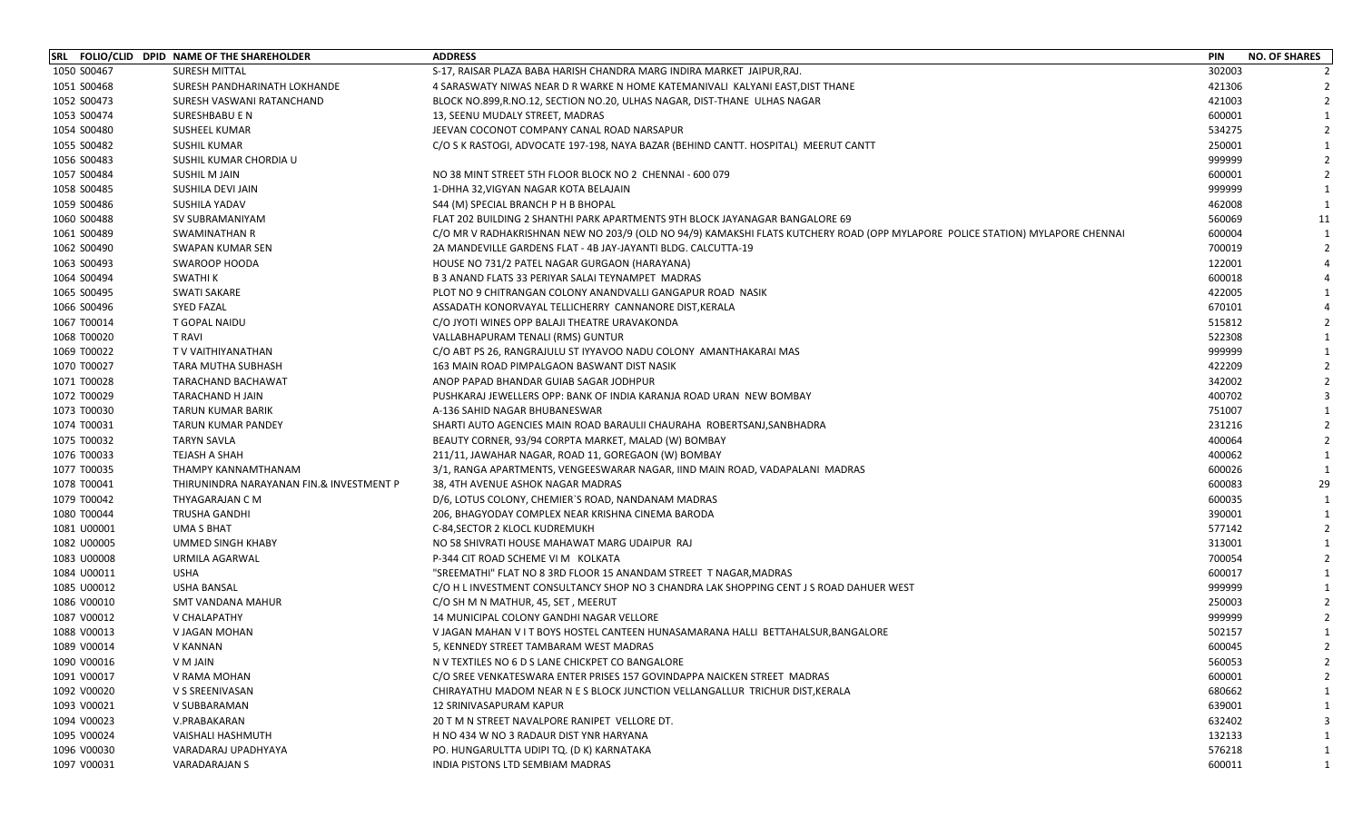| SRL | FOLIO/CLID | DPID | NAME OF THE SHAREHOLDER | ADDRESS | PIN | NO. OF SHARES |
|---|---|---|---|---|---|---|
| 1050 | S00467 | | SURESH MITTAL | S-17, RAISAR PLAZA BABA HARISH CHANDRA MARG INDIRA MARKET JAIPUR,RAJ. | 302003 | 2 |
| 1051 | S00468 | | SURESH PANDHARINATH LOKHANDE | 4 SARASWATY NIWAS NEAR D R WARKE N HOME KATEMANIVALI KALYANI EAST,DIST THANE | 421306 | 2 |
| 1052 | S00473 | | SURESH VASWANI RATANCHAND | BLOCK NO.899,R.NO.12, SECTION NO.20, ULHAS NAGAR, DIST-THANE ULHAS NAGAR | 421003 | 2 |
| 1053 | S00474 | | SURESHBABU E N | 13, SEENU MUDALY STREET, MADRAS | 600001 | 1 |
| 1054 | S00480 | | SUSHEEL KUMAR | JEEVAN COCONOT COMPANY CANAL ROAD NARSAPUR | 534275 | 2 |
| 1055 | S00482 | | SUSHIL KUMAR | C/O S K RASTOGI, ADVOCATE 197-198, NAYA BAZAR (BEHIND CANTT. HOSPITAL) MEERUT CANTT | 250001 | 1 |
| 1056 | S00483 | | SUSHIL KUMAR CHORDIA U | | 999999 | 2 |
| 1057 | S00484 | | SUSHIL M JAIN | NO 38 MINT STREET 5TH FLOOR BLOCK NO 2 CHENNAI - 600 079 | 600001 | 2 |
| 1058 | S00485 | | SUSHILA DEVI JAIN | 1-DHHA 32,VIGYAN NAGAR KOTA BELAJAIN | 999999 | 1 |
| 1059 | S00486 | | SUSHILA YADAV | S44 (M) SPECIAL BRANCH P H B BHOPAL | 462008 | 1 |
| 1060 | S00488 | | SV SUBRAMANIYAM | FLAT 202 BUILDING 2 SHANTHI PARK APARTMENTS 9TH BLOCK JAYANAGAR BANGALORE 69 | 560069 | 11 |
| 1061 | S00489 | | SWAMINATHAN R | C/O MR V RADHAKRISHNAN NEW NO 203/9 (OLD NO 94/9) KAMAKSHI FLATS KUTCHERY ROAD (OPP MYLAPORE POLICE STATION) MYLAPORE CHENNAI | 600004 | 1 |
| 1062 | S00490 | | SWAPAN KUMAR SEN | 2A MANDEVILLE GARDENS FLAT - 4B JAY-JAYANTI BLDG. CALCUTTA-19 | 700019 | 2 |
| 1063 | S00493 | | SWAROOP HOODA | HOUSE NO 731/2 PATEL NAGAR GURGAON (HARAYANA) | 122001 | 4 |
| 1064 | S00494 | | SWATHI K | B 3 ANAND FLATS 33 PERIYAR SALAI TEYNAMPET MADRAS | 600018 | 4 |
| 1065 | S00495 | | SWATI SAKARE | PLOT NO 9 CHITRANGAN COLONY ANANDVALLI GANGAPUR ROAD NASIK | 422005 | 1 |
| 1066 | S00496 | | SYED FAZAL | ASSADATH KONORVAYAL TELLICHERRY CANNANORE DIST,KERALA | 670101 | 4 |
| 1067 | T00014 | | T GOPAL NAIDU | C/O JYOTI WINES OPP BALAJI THEATRE URAVAKONDA | 515812 | 2 |
| 1068 | T00020 | | T RAVI | VALLABHAPURAM TENALI (RMS) GUNTUR | 522308 | 1 |
| 1069 | T00022 | | T V VAITHIYANATHAN | C/O ABT PS 26, RANGRAJULU ST IYYAVOO NADU COLONY AMANTHAKARAI MAS | 999999 | 1 |
| 1070 | T00027 | | TARA MUTHA SUBHASH | 163 MAIN ROAD PIMPALGAON BASWANT DIST NASIK | 422209 | 2 |
| 1071 | T00028 | | TARACHAND BACHAWAT | ANOP PAPAD BHANDAR GUIAB SAGAR JODHPUR | 342002 | 2 |
| 1072 | T00029 | | TARACHAND H JAIN | PUSHKARAJ JEWELLERS OPP: BANK OF INDIA KARANJA ROAD URAN NEW BOMBAY | 400702 | 3 |
| 1073 | T00030 | | TARUN KUMAR BARIK | A-136 SAHID NAGAR BHUBANESWAR | 751007 | 1 |
| 1074 | T00031 | | TARUN KUMAR PANDEY | SHARTI AUTO AGENCIES MAIN ROAD BARAULII CHAURAHA ROBERTSANJ,SANBHADRA | 231216 | 2 |
| 1075 | T00032 | | TARYN SAVLA | BEAUTY CORNER, 93/94 CORPTA MARKET, MALAD (W) BOMBAY | 400064 | 2 |
| 1076 | T00033 | | TEJASH A SHAH | 211/11, JAWAHAR NAGAR, ROAD 11, GOREGAON (W) BOMBAY | 400062 | 1 |
| 1077 | T00035 | | THAMPY KANNAMTHANAM | 3/1, RANGA APARTMENTS, VENGEESWARAR NAGAR, IIND MAIN ROAD, VADAPALANI MADRAS | 600026 | 1 |
| 1078 | T00041 | | THIRUNINDRA NARAYANAN FIN.& INVESTMENT P | 38, 4TH AVENUE ASHOK NAGAR MADRAS | 600083 | 29 |
| 1079 | T00042 | | THYAGARAJAN C M | D/6, LOTUS COLONY, CHEMIER`S ROAD, NANDANAM MADRAS | 600035 | 1 |
| 1080 | T00044 | | TRUSHA GANDHI | 206, BHAGYODAY COMPLEX NEAR KRISHNA CINEMA BARODA | 390001 | 1 |
| 1081 | U00001 | | UMA S BHAT | C-84,SECTOR 2 KLOCL KUDREMUKH | 577142 | 2 |
| 1082 | U00005 | | UMMED SINGH KHABY | NO 58 SHIVRATI HOUSE MAHAWAT MARG UDAIPUR RAJ | 313001 | 1 |
| 1083 | U00008 | | URMILA AGARWAL | P-344 CIT ROAD SCHEME VI M KOLKATA | 700054 | 2 |
| 1084 | U00011 | | USHA | "SREEMATHI" FLAT NO 8 3RD FLOOR 15 ANANDAM STREET T NAGAR,MADRAS | 600017 | 1 |
| 1085 | U00012 | | USHA BANSAL | C/O H L INVESTMENT CONSULTANCY SHOP NO 3 CHANDRA LAK SHOPPING CENT J S ROAD DAHUER WEST | 999999 | 1 |
| 1086 | V00010 | | SMT VANDANA MAHUR | C/O SH M N MATHUR, 45, SET , MEERUT | 250003 | 2 |
| 1087 | V00012 | | V CHALAPATHY | 14 MUNICIPAL COLONY GANDHI NAGAR VELLORE | 999999 | 2 |
| 1088 | V00013 | | V JAGAN MOHAN | V JAGAN MAHAN V I T BOYS HOSTEL CANTEEN HUNASAMARANA HALLI BETTAHALSUR,BANGALORE | 502157 | 1 |
| 1089 | V00014 | | V KANNAN | 5, KENNEDY STREET TAMBARAM WEST MADRAS | 600045 | 2 |
| 1090 | V00016 | | V M JAIN | N V TEXTILES NO 6 D S LANE CHICKPET CO BANGALORE | 560053 | 2 |
| 1091 | V00017 | | V RAMA MOHAN | C/O SREE VENKATESWARA ENTER PRISES 157 GOVINDAPPA NAICKEN STREET MADRAS | 600001 | 2 |
| 1092 | V00020 | | V S SREENIVASAN | CHIRAYATHU MADOM NEAR N E S BLOCK JUNCTION VELLANGALLUR TRICHUR DIST,KERALA | 680662 | 1 |
| 1093 | V00021 | | V SUBBARAMAN | 12 SRINIVASAPURAM KAPUR | 639001 | 1 |
| 1094 | V00023 | | V.PRABAKARAN | 20 T M N STREET NAVALPORE RANIPET VELLORE DT. | 632402 | 3 |
| 1095 | V00024 | | VAISHALI HASHMUTH | H NO 434 W NO 3 RADAUR DIST YNR HARYANA | 132133 | 1 |
| 1096 | V00030 | | VARADARAJ UPADHYAYA | PO. HUNGARULTTA UDIPI TQ. (D K) KARNATAKA | 576218 | 1 |
| 1097 | V00031 | | VARADARAJAN S | INDIA PISTONS LTD SEMBIAM MADRAS | 600011 | 1 |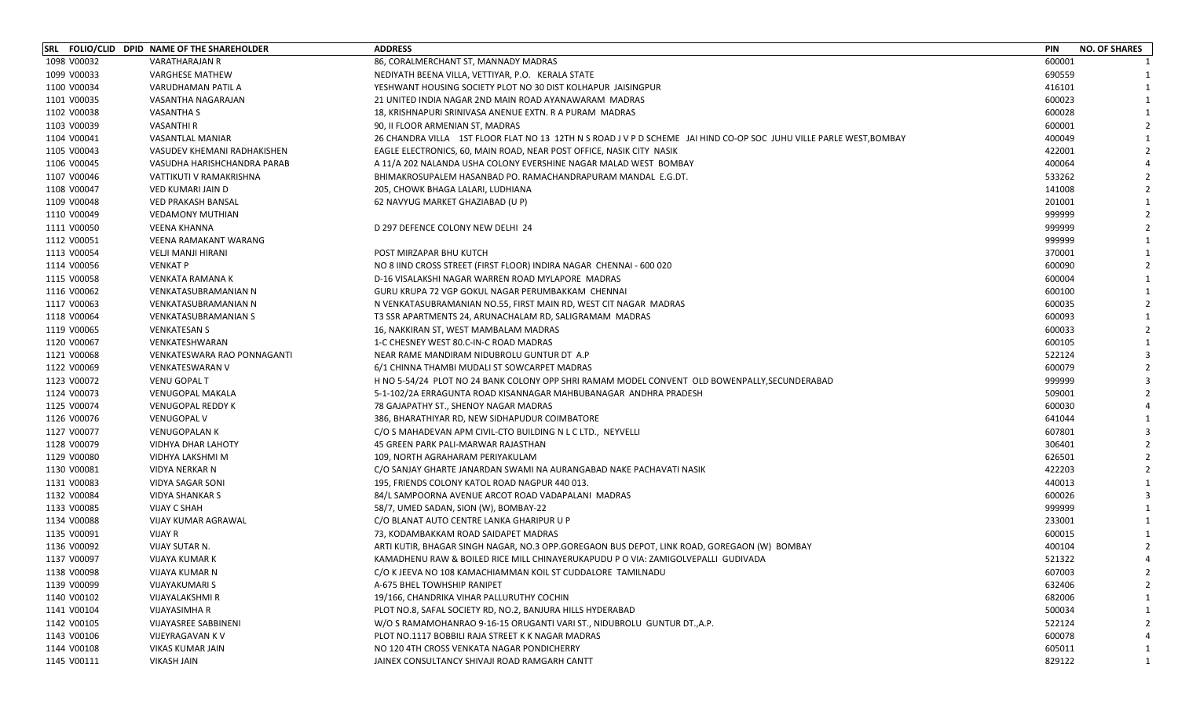| SRL | FOLIO/CLID | DPID | NAME OF THE SHAREHOLDER | ADDRESS | PIN | NO. OF SHARES |
|---|---|---|---|---|---|---|
| 1098 | V00032 | | VARATHARAJAN R | 86, CORALMERCHANT ST, MANNADY MADRAS | 600001 | 1 |
| 1099 | V00033 | | VARGHESE MATHEW | NEDIYATH BEENA VILLA, VETTIYAR, P.O. KERALA STATE | 690559 | 1 |
| 1100 | V00034 | | VARUDHAMAN PATIL A | YESHWANT HOUSING SOCIETY PLOT NO 30 DIST KOLHAPUR JAISINGPUR | 416101 | 1 |
| 1101 | V00035 | | VASANTHA NAGARAJAN | 21 UNITED INDIA NAGAR 2ND MAIN ROAD AYANAWARAM MADRAS | 600023 | 1 |
| 1102 | V00038 | | VASANTHA S | 18, KRISHNAPURI SRINIVASA ANENUE EXTN. R A PURAM MADRAS | 600028 | 1 |
| 1103 | V00039 | | VASANTHI R | 90, II FLOOR ARMENIAN ST, MADRAS | 600001 | 2 |
| 1104 | V00041 | | VASANTLAL MANIAR | 26 CHANDRA VILLA 1ST FLOOR FLAT NO 13 12TH N S ROAD J V P D SCHEME JAI HIND CO-OP SOC JUHU VILLE PARLE WEST,BOMBAY | 400049 | 1 |
| 1105 | V00043 | | VASUDEV KHEMANI RADHAKISHEN | EAGLE ELECTRONICS, 60, MAIN ROAD, NEAR POST OFFICE, NASIK CITY NASIK | 422001 | 2 |
| 1106 | V00045 | | VASUDHA HARISHCHANDRA PARAB | A 11/A 202 NALANDA USHA COLONY EVERSHINE NAGAR MALAD WEST BOMBAY | 400064 | 4 |
| 1107 | V00046 | | VATTIKUTI V RAMAKRISHNA | BHIMAKROSUPALEM HASANBAD PO. RAMACHANDRAPURAM MANDAL E.G.DT. | 533262 | 2 |
| 1108 | V00047 | | VED KUMARI JAIN D | 205, CHOWK BHAGA LALARI, LUDHIANA | 141008 | 2 |
| 1109 | V00048 | | VED PRAKASH BANSAL | 62 NAVYUG MARKET GHAZIABAD (U P) | 201001 | 1 |
| 1110 | V00049 | | VEDAMONY MUTHIAN | | 999999 | 2 |
| 1111 | V00050 | | VEENA KHANNA | D 297 DEFENCE COLONY NEW DELHI 24 | 999999 | 2 |
| 1112 | V00051 | | VEENA RAMAKANT WARANG | | 999999 | 1 |
| 1113 | V00054 | | VELJI MANJI HIRANI | POST MIRZAPAR BHU KUTCH | 370001 | 1 |
| 1114 | V00056 | | VENKAT P | NO 8 IIND CROSS STREET (FIRST FLOOR) INDIRA NAGAR CHENNAI - 600 020 | 600090 | 2 |
| 1115 | V00058 | | VENKATA RAMANA K | D-16 VISALAKSHI NAGAR WARREN ROAD MYLAPORE MADRAS | 600004 | 1 |
| 1116 | V00062 | | VENKATASUBRAMANIAN N | GURU KRUPA 72 VGP GOKUL NAGAR PERUMBAKKAM CHENNAI | 600100 | 1 |
| 1117 | V00063 | | VENKATASUBRAMANIAN N | N VENKATASUBRAMANIAN NO.55, FIRST MAIN RD, WEST CIT NAGAR MADRAS | 600035 | 2 |
| 1118 | V00064 | | VENKATASUBRAMANIAN S | T3 SSR APARTMENTS 24, ARUNACHALAM RD, SALIGRAMAM MADRAS | 600093 | 1 |
| 1119 | V00065 | | VENKATESAN S | 16, NAKKIRAN ST, WEST MAMBALAM MADRAS | 600033 | 2 |
| 1120 | V00067 | | VENKATESHWARAN | 1-C CHESNEY WEST 80.C-IN-C ROAD MADRAS | 600105 | 1 |
| 1121 | V00068 | | VENKATESWARA RAO PONNAGANTI | NEAR RAME MANDIRAM NIDUBROLU GUNTUR DT A.P | 522124 | 3 |
| 1122 | V00069 | | VENKATESWARAN V | 6/1 CHINNA THAMBI MUDALI ST SOWCARPET MADRAS | 600079 | 2 |
| 1123 | V00072 | | VENU GOPAL T | H NO 5-54/24 PLOT NO 24 BANK COLONY OPP SHRI RAMAM MODEL CONVENT OLD BOWENPALLY,SECUNDERABAD | 999999 | 3 |
| 1124 | V00073 | | VENUGOPAL MAKALA | 5-1-102/2A ERRAGUNTA ROAD KISANNAGAR MAHBUBANAGAR ANDHRA PRADESH | 509001 | 2 |
| 1125 | V00074 | | VENUGOPAL REDDY K | 78 GAJAPATHY ST., SHENOY NAGAR MADRAS | 600030 | 4 |
| 1126 | V00076 | | VENUGOPAL V | 386, BHARATHIYAR RD, NEW SIDHAPUDUR COIMBATORE | 641044 | 1 |
| 1127 | V00077 | | VENUGOPALAN K | C/O S MAHADEVAN APM CIVIL-CTO BUILDING N L C LTD., NEYVELLI | 607801 | 3 |
| 1128 | V00079 | | VIDHYA DHAR LAHOTY | 45 GREEN PARK PALI-MARWAR RAJASTHAN | 306401 | 2 |
| 1129 | V00080 | | VIDHYA LAKSHMI M | 109, NORTH AGRAHARAM PERIYAKULAM | 626501 | 2 |
| 1130 | V00081 | | VIDYA NERKAR N | C/O SANJAY GHARTE JANARDAN SWAMI NA AURANGABAD NAKE PACHAVATI NASIK | 422203 | 2 |
| 1131 | V00083 | | VIDYA SAGAR SONI | 195, FRIENDS COLONY KATOL ROAD NAGPUR 440 013. | 440013 | 1 |
| 1132 | V00084 | | VIDYA SHANKAR S | 84/L SAMPOORNA AVENUE ARCOT ROAD VADAPALANI MADRAS | 600026 | 3 |
| 1133 | V00085 | | VIJAY C SHAH | 58/7, UMED SADAN, SION (W), BOMBAY-22 | 999999 | 1 |
| 1134 | V00088 | | VIJAY KUMAR AGRAWAL | C/O BLANAT AUTO CENTRE LANKA GHARIPUR U P | 233001 | 1 |
| 1135 | V00091 | | VIJAY R | 73, KODAMBAKKAM ROAD SAIDAPET MADRAS | 600015 | 1 |
| 1136 | V00092 | | VIJAY SUTAR N. | ARTI KUTIR, BHAGAR SINGH NAGAR, NO.3 OPP.GOREGAON BUS DEPOT, LINK ROAD, GOREGAON (W) BOMBAY | 400104 | 2 |
| 1137 | V00097 | | VIJAYA KUMAR K | KAMADHENU RAW & BOILED RICE MILL CHINAYERUKAPUDU P O VIA: ZAMIGOLVEPALLI GUDIVADA | 521322 | 4 |
| 1138 | V00098 | | VIJAYA KUMAR N | C/O K JEEVA NO 108 KAMACHIAMMAN KOIL ST CUDDALORE TAMILNADU | 607003 | 2 |
| 1139 | V00099 | | VIJAYAKUMARI S | A-675 BHEL TOWHSHIP RANIPET | 632406 | 2 |
| 1140 | V00102 | | VIJAYALAKSHMI R | 19/166, CHANDRIKA VIHAR PALLURUTHY COCHIN | 682006 | 1 |
| 1141 | V00104 | | VIJAYASIMHA R | PLOT NO.8, SAFAL SOCIETY RD, NO.2, BANJURA HILLS HYDERABAD | 500034 | 1 |
| 1142 | V00105 | | VIJAYASREE SABBINENI | W/O S RAMAMOHANRAO 9-16-15 ORUGANTI VARI ST., NIDUBROLU GUNTUR DT.,A.P. | 522124 | 2 |
| 1143 | V00106 | | VIJEYRAGAVAN K V | PLOT NO.1117 BOBBILI RAJA STREET K K NAGAR MADRAS | 600078 | 4 |
| 1144 | V00108 | | VIKAS KUMAR JAIN | NO 120 4TH CROSS VENKATA NAGAR PONDICHERRY | 605011 | 1 |
| 1145 | V00111 | | VIKASH JAIN | JAINEX CONSULTANCY SHIVAJI ROAD RAMGARH CANTT | 829122 | 1 |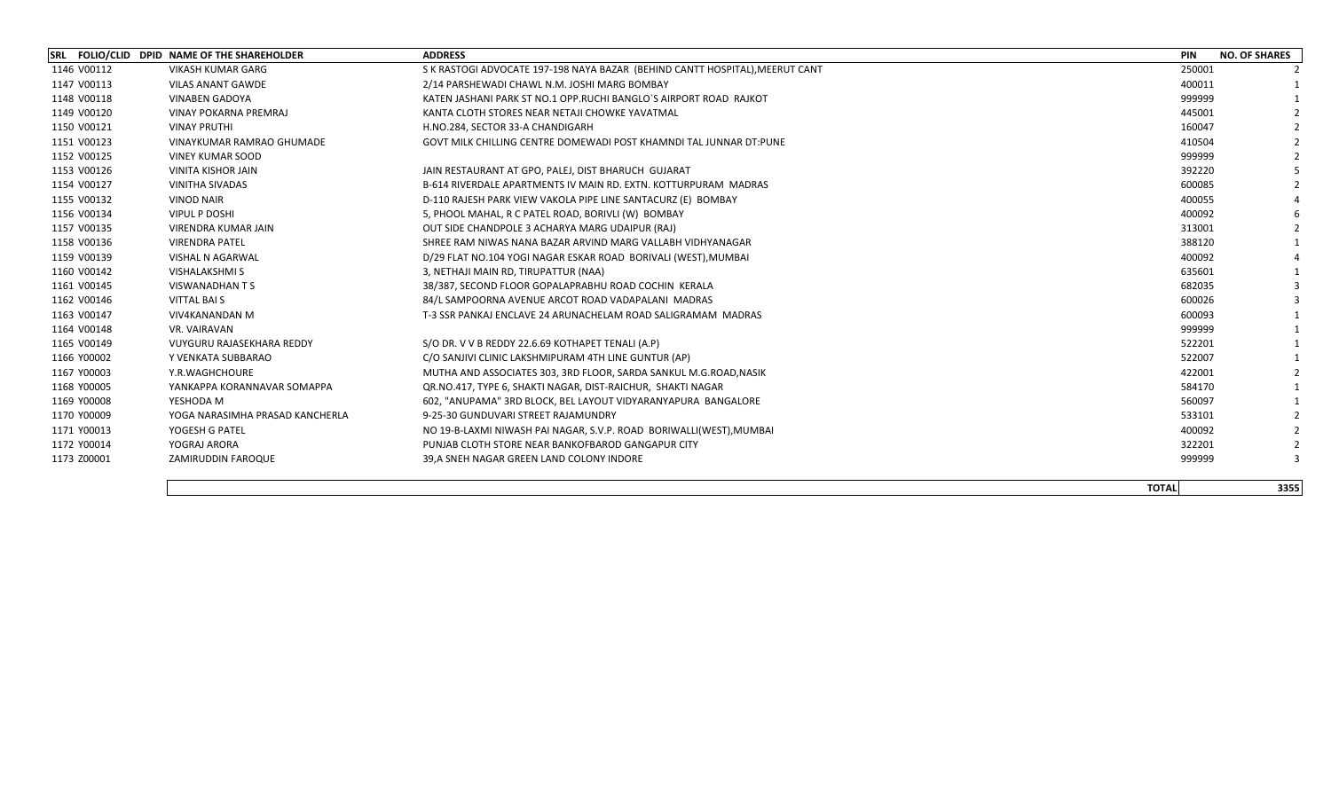| SRL | FOLIO/CLID | DPID | NAME OF THE SHAREHOLDER | ADDRESS | PIN | NO. OF SHARES |
|---|---|---|---|---|---|---|
| 1146 | V00112 | | VIKASH KUMAR GARG | S K RASTOGI ADVOCATE 197-198 NAYA BAZAR (BEHIND CANTT HOSPITAL),MEERUT CANT | 250001 | 2 |
| 1147 | V00113 | | VILAS ANANT GAWDE | 2/14 PARSHEWADI CHAWL N.M. JOSHI MARG BOMBAY | 400011 | 1 |
| 1148 | V00118 | | VINABEN GADOYA | KATEN JASHANI PARK ST NO.1 OPP.RUCHI BANGLO`S AIRPORT ROAD RAJKOT | 999999 | 1 |
| 1149 | V00120 | | VINAY POKARNA PREMRAJ | KANTA CLOTH STORES NEAR NETAJI CHOWKE YAVATMAL | 445001 | 2 |
| 1150 | V00121 | | VINAY PRUTHI | H.NO.284, SECTOR 33-A CHANDIGARH | 160047 | 2 |
| 1151 | V00123 | | VINAYKUMAR RAMRAO GHUMADE | GOVT MILK CHILLING CENTRE DOMEWADI POST KHAMNDI TAL JUNNAR DT:PUNE | 410504 | 2 |
| 1152 | V00125 | | VINEY KUMAR SOOD | | 999999 | 2 |
| 1153 | V00126 | | VINITA KISHOR JAIN | JAIN RESTAURANT AT GPO, PALEJ, DIST BHARUCH GUJARAT | 392220 | 5 |
| 1154 | V00127 | | VINITHA SIVADAS | B-614 RIVERDALE APARTMENTS IV MAIN RD. EXTN. KOTTURPURAM MADRAS | 600085 | 2 |
| 1155 | V00132 | | VINOD NAIR | D-110 RAJESH PARK VIEW VAKOLA PIPE LINE SANTACURZ (E) BOMBAY | 400055 | 4 |
| 1156 | V00134 | | VIPUL P DOSHI | 5, PHOOL MAHAL, R C PATEL ROAD, BORIVLI (W) BOMBAY | 400092 | 6 |
| 1157 | V00135 | | VIRENDRA KUMAR JAIN | OUT SIDE CHANDPOLE 3 ACHARYA MARG UDAIPUR (RAJ) | 313001 | 2 |
| 1158 | V00136 | | VIRENDRA PATEL | SHREE RAM NIWAS NANA BAZAR ARVIND MARG VALLABH VIDHYANAGAR | 388120 | 1 |
| 1159 | V00139 | | VISHAL N AGARWAL | D/29 FLAT NO.104 YOGI NAGAR ESKAR ROAD BORIVALI (WEST),MUMBAI | 400092 | 4 |
| 1160 | V00142 | | VISHALAKSHMI S | 3, NETHAJI MAIN RD, TIRUPATTUR (NAA) | 635601 | 1 |
| 1161 | V00145 | | VISWANADHAN T S | 38/387, SECOND FLOOR GOPALAPRABHU ROAD COCHIN KERALA | 682035 | 3 |
| 1162 | V00146 | | VITTAL BAI S | 84/L SAMPOORNA AVENUE ARCOT ROAD VADAPALANI MADRAS | 600026 | 3 |
| 1163 | V00147 | | VIV4KANANDAN M | T-3 SSR PANKAJ ENCLAVE 24 ARUNACHELAM ROAD SALIGRAMAM MADRAS | 600093 | 1 |
| 1164 | V00148 | | VR. VAIRAVAN | | 999999 | 1 |
| 1165 | V00149 | | VUYGURU RAJASEKHARA REDDY | S/O DR. V V B REDDY 22.6.69 KOTHAPET TENALI (A.P) | 522201 | 1 |
| 1166 | Y00002 | | Y VENKATA SUBBARAO | C/O SANJIVI CLINIC LAKSHMIPURAM 4TH LINE GUNTUR (AP) | 522007 | 1 |
| 1167 | Y00003 | | Y.R.WAGHCHOURE | MUTHA AND ASSOCIATES 303, 3RD FLOOR, SARDA SANKUL M.G.ROAD,NASIK | 422001 | 2 |
| 1168 | Y00005 | | YANKAPPA KORANNAVAR SOMAPPA | QR.NO.417, TYPE 6, SHAKTI NAGAR, DIST-RAICHUR, SHAKTI NAGAR | 584170 | 1 |
| 1169 | Y00008 | | YESHODA M | 602, "ANUPAMA" 3RD BLOCK, BEL LAYOUT VIDYARANYAPURA BANGALORE | 560097 | 1 |
| 1170 | Y00009 | | YOGA NARASIMHA PRASAD KANCHERLA | 9-25-30 GUNDUVARI STREET RAJAMUNDRY | 533101 | 2 |
| 1171 | Y00013 | | YOGESH G PATEL | NO 19-B-LAXMI NIWASH PAI NAGAR, S.V.P. ROAD BORIWALLI(WEST),MUMBAI | 400092 | 2 |
| 1172 | Y00014 | | YOGRAJ ARORA | PUNJAB CLOTH STORE NEAR BANKOFBAROD GANGAPUR CITY | 322201 | 2 |
| 1173 | Z00001 | | ZAMIRUDDIN FAROQUE | 39,A SNEH NAGAR GREEN LAND COLONY INDORE | 999999 | 3 |
| | | | | | **TOTAL** | **3355** |